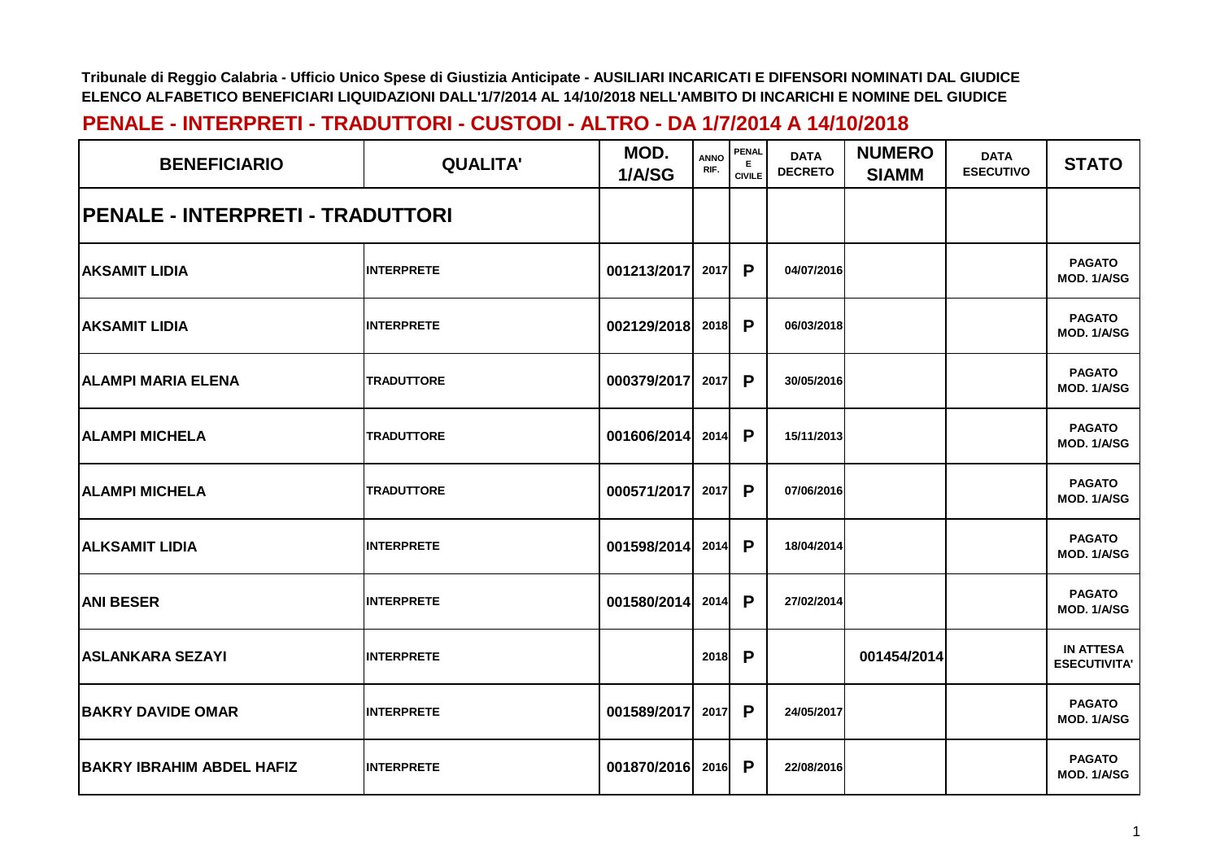**Tribunale di Reggio Calabria - Ufficio Unico Spese di Giustizia Anticipate - AUSILIARI INCARICATI E DIFENSORI NOMINATI DAL GIUDICE**
**ELENCO ALFABETICO BENEFICIARI LIQUIDAZIONI DALL'1/7/2014 AL 14/10/2018 NELL'AMBITO DI INCARICHI E NOMINE DEL GIUDICE**

## PENALE - INTERPRETI - TRADUTTORI - CUSTODI - ALTRO - DA 1/7/2014 A 14/10/2018

| BENEFICIARIO | QUALITA' | MOD. 1/A/SG | ANNO RIF. | PENALE CIVILE | DATA DECRETO | NUMERO SIAMM | DATA ESECUTIVO | STATO |
|---|---|---|---|---|---|---|---|---|
| **PENALE - INTERPRETI - TRADUTTORI** | | | | | | | | |
| AKSAMIT LIDIA | INTERPRETE | 001213/2017 | 2017 | P | 04/07/2016 | | | PAGATO MOD. 1/A/SG |
| AKSAMIT LIDIA | INTERPRETE | 002129/2018 | 2018 | P | 06/03/2018 | | | PAGATO MOD. 1/A/SG |
| ALAMPI MARIA ELENA | TRADUTTORE | 000379/2017 | 2017 | P | 30/05/2016 | | | PAGATO MOD. 1/A/SG |
| ALAMPI MICHELA | TRADUTTORE | 001606/2014 | 2014 | P | 15/11/2013 | | | PAGATO MOD. 1/A/SG |
| ALAMPI MICHELA | TRADUTTORE | 000571/2017 | 2017 | P | 07/06/2016 | | | PAGATO MOD. 1/A/SG |
| ALKSAMIT LIDIA | INTERPRETE | 001598/2014 | 2014 | P | 18/04/2014 | | | PAGATO MOD. 1/A/SG |
| ANI BESER | INTERPRETE | 001580/2014 | 2014 | P | 27/02/2014 | | | PAGATO MOD. 1/A/SG |
| ASLANKARA SEZAYI | INTERPRETE | | 2018 | P | | 001454/2014 | | IN ATTESA ESECUTIVITA' |
| BAKRY DAVIDE OMAR | INTERPRETE | 001589/2017 | 2017 | P | 24/05/2017 | | | PAGATO MOD. 1/A/SG |
| BAKRY IBRAHIM ABDEL HAFIZ | INTERPRETE | 001870/2016 | 2016 | P | 22/08/2016 | | | PAGATO MOD. 1/A/SG |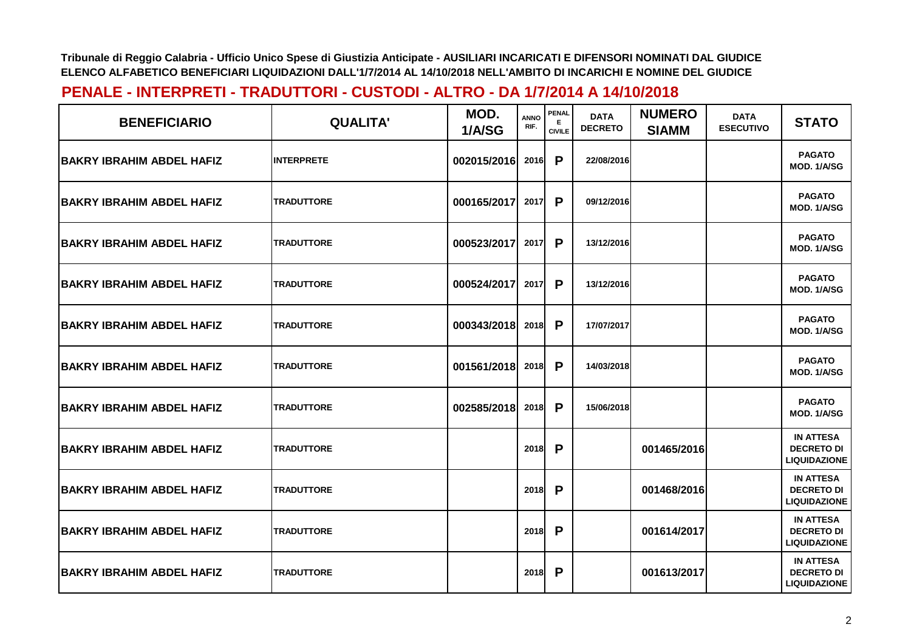Tribunale di Reggio Calabria - Ufficio Unico Spese di Giustizia Anticipate - AUSILIARI INCARICATI E DIFENSORI NOMINATI DAL GIUDICE
ELENCO ALFABETICO BENEFICIARI LIQUIDAZIONI DALL'1/7/2014 AL 14/10/2018 NELL'AMBITO DI INCARICHI E NOMINE DEL GIUDICE

## PENALE - INTERPRETI - TRADUTTORI - CUSTODI - ALTRO - DA 1/7/2014 A 14/10/2018

| BENEFICIARIO | QUALITA' | MOD. 1/A/SG | ANNO RIF. | PENALE CIVILE | DATA DECRETO | NUMERO SIAMM | DATA ESECUTIVO | STATO |
|---|---|---|---|---|---|---|---|---|
| BAKRY IBRAHIM ABDEL HAFIZ | INTERPRETE | 002015/2016 | 2016 | P | 22/08/2016 | | | PAGATO MOD. 1/A/SG |
| BAKRY IBRAHIM ABDEL HAFIZ | TRADUTTORE | 000165/2017 | 2017 | P | 09/12/2016 | | | PAGATO MOD. 1/A/SG |
| BAKRY IBRAHIM ABDEL HAFIZ | TRADUTTORE | 000523/2017 | 2017 | P | 13/12/2016 | | | PAGATO MOD. 1/A/SG |
| BAKRY IBRAHIM ABDEL HAFIZ | TRADUTTORE | 000524/2017 | 2017 | P | 13/12/2016 | | | PAGATO MOD. 1/A/SG |
| BAKRY IBRAHIM ABDEL HAFIZ | TRADUTTORE | 000343/2018 | 2018 | P | 17/07/2017 | | | PAGATO MOD. 1/A/SG |
| BAKRY IBRAHIM ABDEL HAFIZ | TRADUTTORE | 001561/2018 | 2018 | P | 14/03/2018 | | | PAGATO MOD. 1/A/SG |
| BAKRY IBRAHIM ABDEL HAFIZ | TRADUTTORE | 002585/2018 | 2018 | P | 15/06/2018 | | | PAGATO MOD. 1/A/SG |
| BAKRY IBRAHIM ABDEL HAFIZ | TRADUTTORE | | 2018 | P | | 001465/2016 | | IN ATTESA DECRETO DI LIQUIDAZIONE |
| BAKRY IBRAHIM ABDEL HAFIZ | TRADUTTORE | | 2018 | P | | 001468/2016 | | IN ATTESA DECRETO DI LIQUIDAZIONE |
| BAKRY IBRAHIM ABDEL HAFIZ | TRADUTTORE | | 2018 | P | | 001614/2017 | | IN ATTESA DECRETO DI LIQUIDAZIONE |
| BAKRY IBRAHIM ABDEL HAFIZ | TRADUTTORE | | 2018 | P | | 001613/2017 | | IN ATTESA DECRETO DI LIQUIDAZIONE |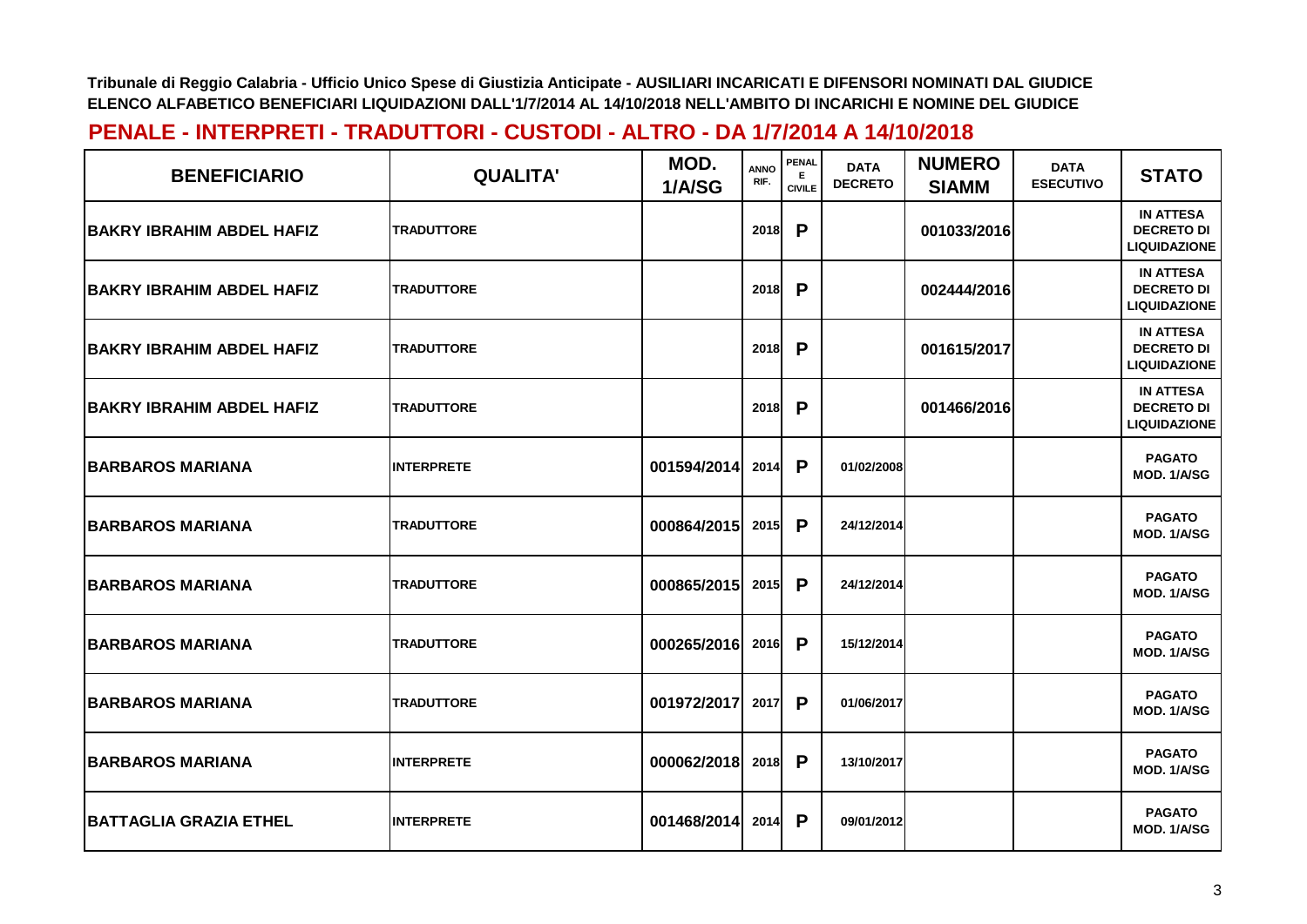**Tribunale di Reggio Calabria - Ufficio Unico Spese di Giustizia Anticipate - AUSILIARI INCARICATI E DIFENSORI NOMINATI DAL GIUDICE**
**ELENCO ALFABETICO BENEFICIARI LIQUIDAZIONI DALL'1/7/2014 AL 14/10/2018 NELL'AMBITO DI INCARICHI E NOMINE DEL GIUDICE**

## PENALE - INTERPRETI - TRADUTTORI - CUSTODI - ALTRO - DA 1/7/2014 A 14/10/2018

| BENEFICIARIO | QUALITA' | MOD. 1/A/SG | ANNO RIF. | PENALE CIVILE | DATA DECRETO | NUMERO SIAMM | DATA ESECUTIVO | STATO |
|---|---|---|---|---|---|---|---|---|
| BAKRY IBRAHIM ABDEL HAFIZ | TRADUTTORE | | 2018 | P | | 001033/2016 | | IN ATTESA DECRETO DI LIQUIDAZIONE |
| BAKRY IBRAHIM ABDEL HAFIZ | TRADUTTORE | | 2018 | P | | 002444/2016 | | IN ATTESA DECRETO DI LIQUIDAZIONE |
| BAKRY IBRAHIM ABDEL HAFIZ | TRADUTTORE | | 2018 | P | | 001615/2017 | | IN ATTESA DECRETO DI LIQUIDAZIONE |
| BAKRY IBRAHIM ABDEL HAFIZ | TRADUTTORE | | 2018 | P | | 001466/2016 | | IN ATTESA DECRETO DI LIQUIDAZIONE |
| BARBAROS MARIANA | INTERPRETE | 001594/2014 | 2014 | P | 01/02/2008 | | | PAGATO MOD. 1/A/SG |
| BARBAROS MARIANA | TRADUTTORE | 000864/2015 | 2015 | P | 24/12/2014 | | | PAGATO MOD. 1/A/SG |
| BARBAROS MARIANA | TRADUTTORE | 000865/2015 | 2015 | P | 24/12/2014 | | | PAGATO MOD. 1/A/SG |
| BARBAROS MARIANA | TRADUTTORE | 000265/2016 | 2016 | P | 15/12/2014 | | | PAGATO MOD. 1/A/SG |
| BARBAROS MARIANA | TRADUTTORE | 001972/2017 | 2017 | P | 01/06/2017 | | | PAGATO MOD. 1/A/SG |
| BARBAROS MARIANA | INTERPRETE | 000062/2018 | 2018 | P | 13/10/2017 | | | PAGATO MOD. 1/A/SG |
| BATTAGLIA GRAZIA ETHEL | INTERPRETE | 001468/2014 | 2014 | P | 09/01/2012 | | | PAGATO MOD. 1/A/SG |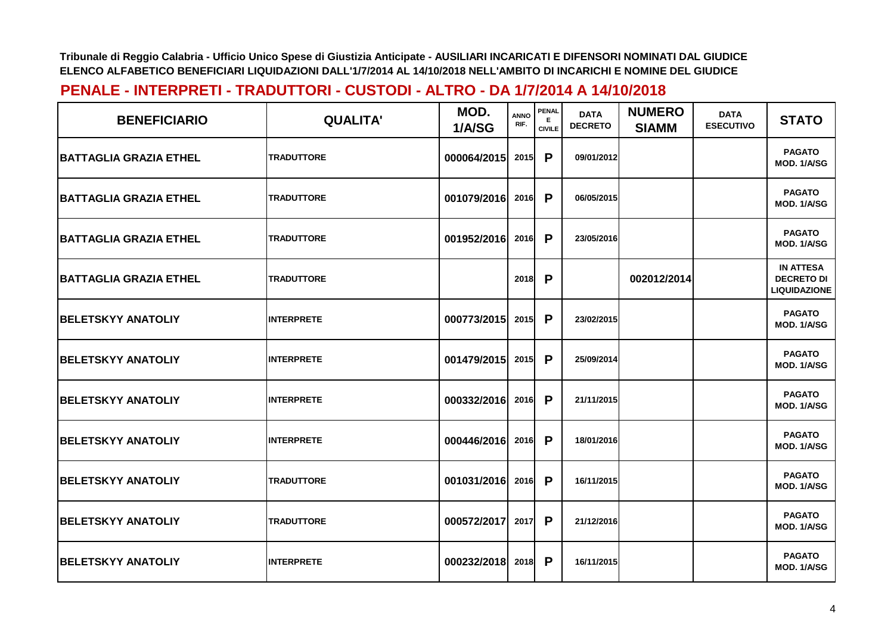**Tribunale di Reggio Calabria - Ufficio Unico Spese di Giustizia Anticipate - AUSILIARI INCARICATI E DIFENSORI NOMINATI DAL GIUDICE**
**ELENCO ALFABETICO BENEFICIARI LIQUIDAZIONI DALL'1/7/2014 AL 14/10/2018 NELL'AMBITO DI INCARICHI E NOMINE DEL GIUDICE**

## PENALE - INTERPRETI - TRADUTTORI - CUSTODI - ALTRO - DA 1/7/2014 A 14/10/2018

| BENEFICIARIO | QUALITA' | MOD. 1/A/SG | ANNO RIF. | PENALE CIVILE | DATA DECRETO | NUMERO SIAMM | DATA ESECUTIVO | STATO |
|---|---|---|---|---|---|---|---|---|
| BATTAGLIA GRAZIA ETHEL | TRADUTTORE | 000064/2015 | 2015 | P | 09/01/2012 | | | PAGATO MOD. 1/A/SG |
| BATTAGLIA GRAZIA ETHEL | TRADUTTORE | 001079/2016 | 2016 | P | 06/05/2015 | | | PAGATO MOD. 1/A/SG |
| BATTAGLIA GRAZIA ETHEL | TRADUTTORE | 001952/2016 | 2016 | P | 23/05/2016 | | | PAGATO MOD. 1/A/SG |
| BATTAGLIA GRAZIA ETHEL | TRADUTTORE | | 2018 | P | | 002012/2014 | | IN ATTESA DECRETO DI LIQUIDAZIONE |
| BELETSKYY ANATOLIY | INTERPRETE | 000773/2015 | 2015 | P | 23/02/2015 | | | PAGATO MOD. 1/A/SG |
| BELETSKYY ANATOLIY | INTERPRETE | 001479/2015 | 2015 | P | 25/09/2014 | | | PAGATO MOD. 1/A/SG |
| BELETSKYY ANATOLIY | INTERPRETE | 000332/2016 | 2016 | P | 21/11/2015 | | | PAGATO MOD. 1/A/SG |
| BELETSKYY ANATOLIY | INTERPRETE | 000446/2016 | 2016 | P | 18/01/2016 | | | PAGATO MOD. 1/A/SG |
| BELETSKYY ANATOLIY | TRADUTTORE | 001031/2016 | 2016 | P | 16/11/2015 | | | PAGATO MOD. 1/A/SG |
| BELETSKYY ANATOLIY | TRADUTTORE | 000572/2017 | 2017 | P | 21/12/2016 | | | PAGATO MOD. 1/A/SG |
| BELETSKYY ANATOLIY | INTERPRETE | 000232/2018 | 2018 | P | 16/11/2015 | | | PAGATO MOD. 1/A/SG |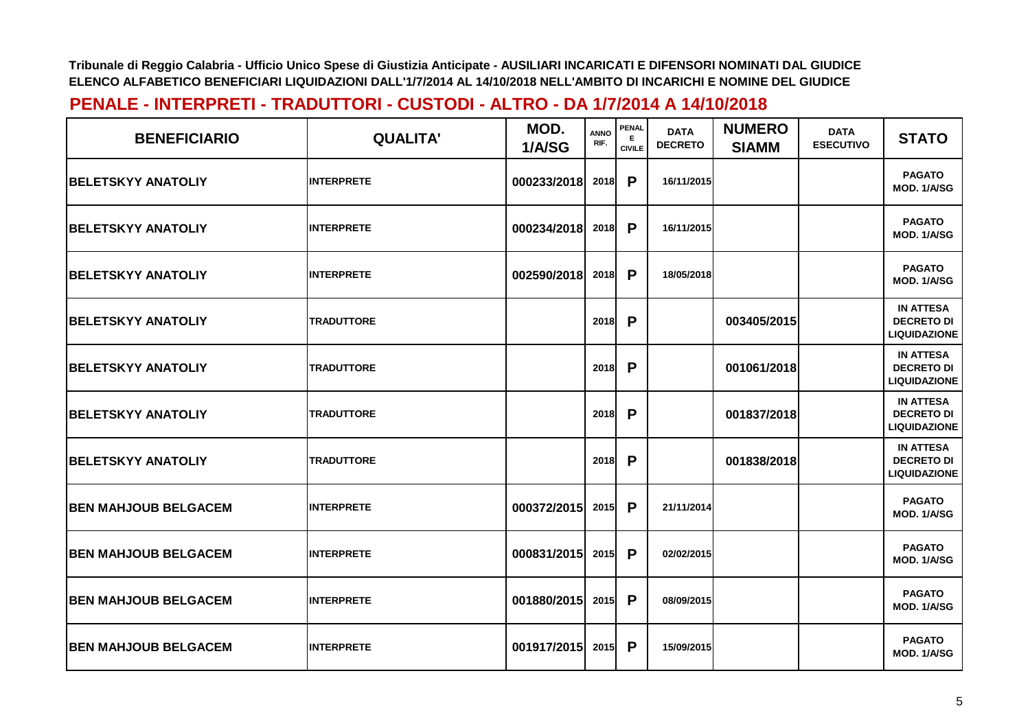Tribunale di Reggio Calabria - Ufficio Unico Spese di Giustizia Anticipate - AUSILIARI INCARICATI E DIFENSORI NOMINATI DAL GIUDICE
ELENCO ALFABETICO BENEFICIARI LIQUIDAZIONI DALL'1/7/2014 AL 14/10/2018 NELL'AMBITO DI INCARICHI E NOMINE DEL GIUDICE

## PENALE - INTERPRETI - TRADUTTORI - CUSTODI - ALTRO - DA 1/7/2014 A 14/10/2018

| BENEFICIARIO | QUALITA' | MOD. 1/A/SG | ANNO RIF. | PENALE CIVILE | DATA DECRETO | NUMERO SIAMM | DATA ESECUTIVO | STATO |
|---|---|---|---|---|---|---|---|---|
| BELETSKYY ANATOLIY | INTERPRETE | 000233/2018 | 2018 | P | 16/11/2015 | | | PAGATO MOD. 1/A/SG |
| BELETSKYY ANATOLIY | INTERPRETE | 000234/2018 | 2018 | P | 16/11/2015 | | | PAGATO MOD. 1/A/SG |
| BELETSKYY ANATOLIY | INTERPRETE | 002590/2018 | 2018 | P | 18/05/2018 | | | PAGATO MOD. 1/A/SG |
| BELETSKYY ANATOLIY | TRADUTTORE | | 2018 | P | | 003405/2015 | | IN ATTESA DECRETO DI LIQUIDAZIONE |
| BELETSKYY ANATOLIY | TRADUTTORE | | 2018 | P | | 001061/2018 | | IN ATTESA DECRETO DI LIQUIDAZIONE |
| BELETSKYY ANATOLIY | TRADUTTORE | | 2018 | P | | 001837/2018 | | IN ATTESA DECRETO DI LIQUIDAZIONE |
| BELETSKYY ANATOLIY | TRADUTTORE | | 2018 | P | | 001838/2018 | | IN ATTESA DECRETO DI LIQUIDAZIONE |
| BEN MAHJOUB BELGACEM | INTERPRETE | 000372/2015 | 2015 | P | 21/11/2014 | | | PAGATO MOD. 1/A/SG |
| BEN MAHJOUB BELGACEM | INTERPRETE | 000831/2015 | 2015 | P | 02/02/2015 | | | PAGATO MOD. 1/A/SG |
| BEN MAHJOUB BELGACEM | INTERPRETE | 001880/2015 | 2015 | P | 08/09/2015 | | | PAGATO MOD. 1/A/SG |
| BEN MAHJOUB BELGACEM | INTERPRETE | 001917/2015 | 2015 | P | 15/09/2015 | | | PAGATO MOD. 1/A/SG |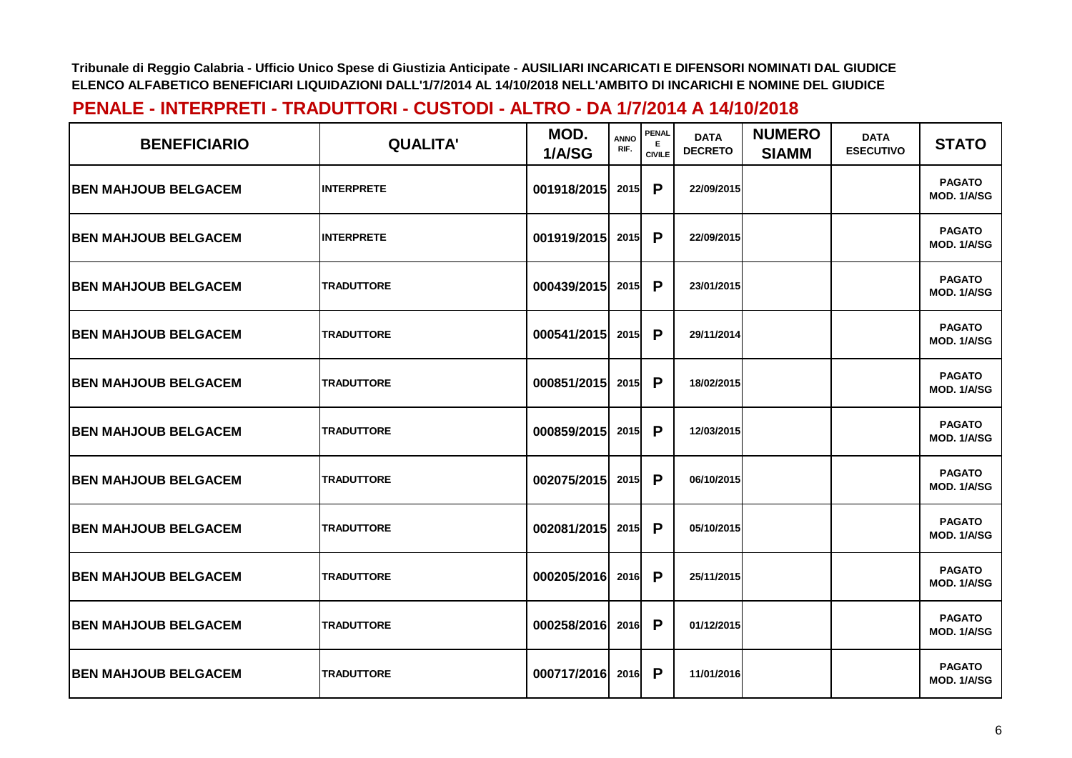**Tribunale di Reggio Calabria - Ufficio Unico Spese di Giustizia Anticipate - AUSILIARI INCARICATI E DIFENSORI NOMINATI DAL GIUDICE**
**ELENCO ALFABETICO BENEFICIARI LIQUIDAZIONI DALL'1/7/2014 AL 14/10/2018 NELL'AMBITO DI INCARICHI E NOMINE DEL GIUDICE**

## PENALE - INTERPRETI - TRADUTTORI - CUSTODI - ALTRO - DA 1/7/2014 A 14/10/2018

| BENEFICIARIO | QUALITA' | MOD. 1/A/SG | ANNO RIF. | PENALE CIVILE | DATA DECRETO | NUMERO SIAMM | DATA ESECUTIVO | STATO |
|---|---|---|---|---|---|---|---|---|
| BEN MAHJOUB BELGACEM | INTERPRETE | 001918/2015 | 2015 | P | 22/09/2015 | | | PAGATO MOD. 1/A/SG |
| BEN MAHJOUB BELGACEM | INTERPRETE | 001919/2015 | 2015 | P | 22/09/2015 | | | PAGATO MOD. 1/A/SG |
| BEN MAHJOUB BELGACEM | TRADUTTORE | 000439/2015 | 2015 | P | 23/01/2015 | | | PAGATO MOD. 1/A/SG |
| BEN MAHJOUB BELGACEM | TRADUTTORE | 000541/2015 | 2015 | P | 29/11/2014 | | | PAGATO MOD. 1/A/SG |
| BEN MAHJOUB BELGACEM | TRADUTTORE | 000851/2015 | 2015 | P | 18/02/2015 | | | PAGATO MOD. 1/A/SG |
| BEN MAHJOUB BELGACEM | TRADUTTORE | 000859/2015 | 2015 | P | 12/03/2015 | | | PAGATO MOD. 1/A/SG |
| BEN MAHJOUB BELGACEM | TRADUTTORE | 002075/2015 | 2015 | P | 06/10/2015 | | | PAGATO MOD. 1/A/SG |
| BEN MAHJOUB BELGACEM | TRADUTTORE | 002081/2015 | 2015 | P | 05/10/2015 | | | PAGATO MOD. 1/A/SG |
| BEN MAHJOUB BELGACEM | TRADUTTORE | 000205/2016 | 2016 | P | 25/11/2015 | | | PAGATO MOD. 1/A/SG |
| BEN MAHJOUB BELGACEM | TRADUTTORE | 000258/2016 | 2016 | P | 01/12/2015 | | | PAGATO MOD. 1/A/SG |
| BEN MAHJOUB BELGACEM | TRADUTTORE | 000717/2016 | 2016 | P | 11/01/2016 | | | PAGATO MOD. 1/A/SG |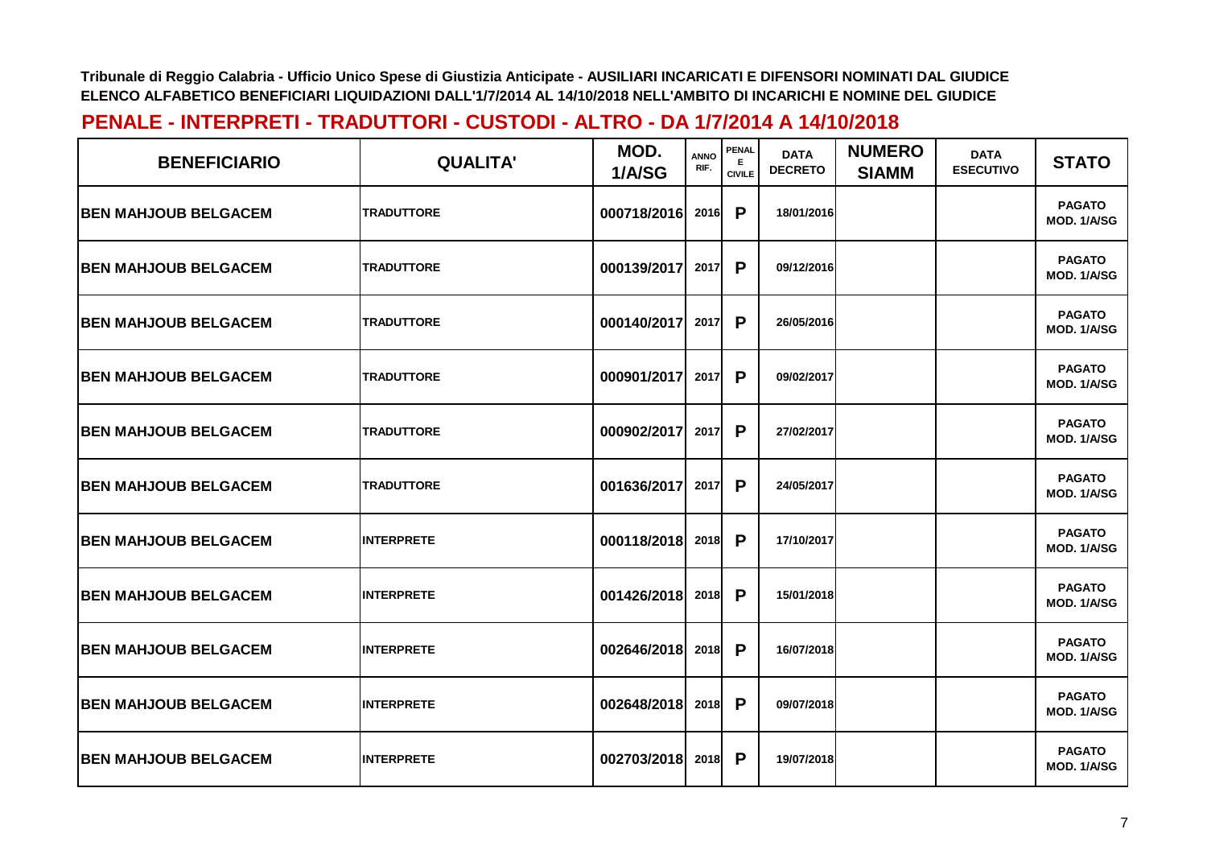**Tribunale di Reggio Calabria - Ufficio Unico Spese di Giustizia Anticipate - AUSILIARI INCARICATI E DIFENSORI NOMINATI DAL GIUDICE**
**ELENCO ALFABETICO BENEFICIARI LIQUIDAZIONI DALL'1/7/2014 AL 14/10/2018 NELL'AMBITO DI INCARICHI E NOMINE DEL GIUDICE**

## PENALE - INTERPRETI - TRADUTTORI - CUSTODI - ALTRO - DA 1/7/2014 A 14/10/2018

| BENEFICIARIO | QUALITA' | MOD. 1/A/SG | ANNO RIF. | PENALE CIVILE | DATA DECRETO | NUMERO SIAMM | DATA ESECUTIVO | STATO |
|---|---|---|---|---|---|---|---|---|
| BEN MAHJOUB BELGACEM | TRADUTTORE | 000718/2016 | 2016 | P | 18/01/2016 | | | PAGATO MOD. 1/A/SG |
| BEN MAHJOUB BELGACEM | TRADUTTORE | 000139/2017 | 2017 | P | 09/12/2016 | | | PAGATO MOD. 1/A/SG |
| BEN MAHJOUB BELGACEM | TRADUTTORE | 000140/2017 | 2017 | P | 26/05/2016 | | | PAGATO MOD. 1/A/SG |
| BEN MAHJOUB BELGACEM | TRADUTTORE | 000901/2017 | 2017 | P | 09/02/2017 | | | PAGATO MOD. 1/A/SG |
| BEN MAHJOUB BELGACEM | TRADUTTORE | 000902/2017 | 2017 | P | 27/02/2017 | | | PAGATO MOD. 1/A/SG |
| BEN MAHJOUB BELGACEM | TRADUTTORE | 001636/2017 | 2017 | P | 24/05/2017 | | | PAGATO MOD. 1/A/SG |
| BEN MAHJOUB BELGACEM | INTERPRETE | 000118/2018 | 2018 | P | 17/10/2017 | | | PAGATO MOD. 1/A/SG |
| BEN MAHJOUB BELGACEM | INTERPRETE | 001426/2018 | 2018 | P | 15/01/2018 | | | PAGATO MOD. 1/A/SG |
| BEN MAHJOUB BELGACEM | INTERPRETE | 002646/2018 | 2018 | P | 16/07/2018 | | | PAGATO MOD. 1/A/SG |
| BEN MAHJOUB BELGACEM | INTERPRETE | 002648/2018 | 2018 | P | 09/07/2018 | | | PAGATO MOD. 1/A/SG |
| BEN MAHJOUB BELGACEM | INTERPRETE | 002703/2018 | 2018 | P | 19/07/2018 | | | PAGATO MOD. 1/A/SG |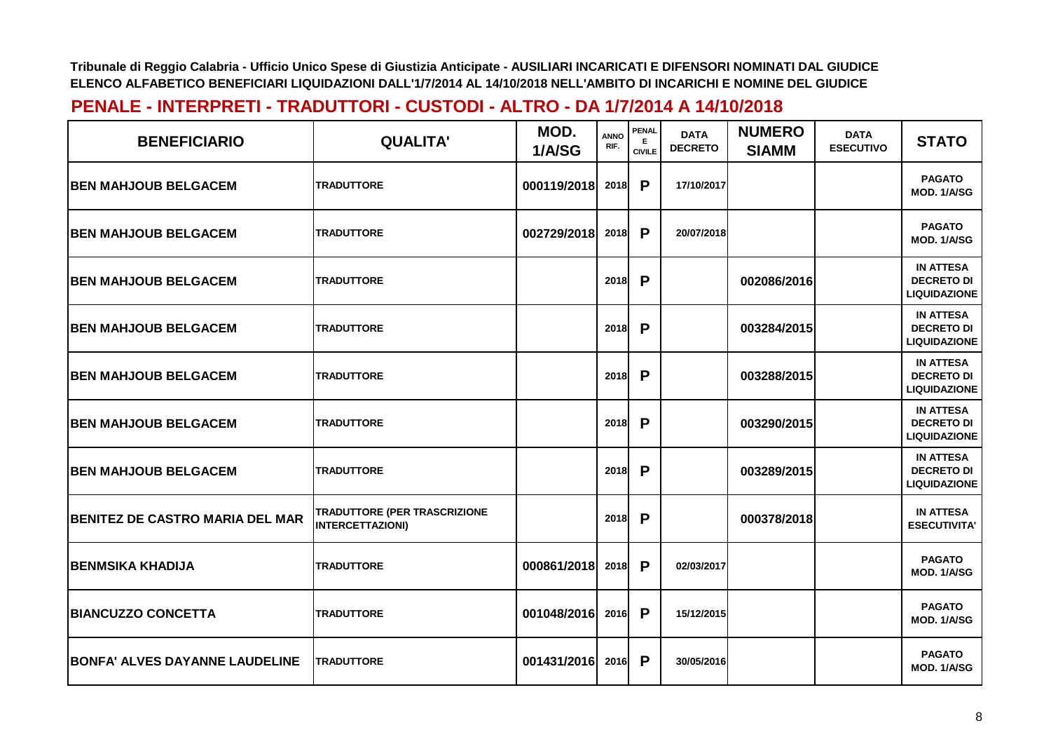**Tribunale di Reggio Calabria - Ufficio Unico Spese di Giustizia Anticipate - AUSILIARI INCARICATI E DIFENSORI NOMINATI DAL GIUDICE**
**ELENCO ALFABETICO BENEFICIARI LIQUIDAZIONI DALL'1/7/2014 AL 14/10/2018 NELL'AMBITO DI INCARICHI E NOMINE DEL GIUDICE**

## PENALE - INTERPRETI - TRADUTTORI - CUSTODI - ALTRO - DA 1/7/2014 A 14/10/2018

| BENEFICIARIO | QUALITA' | MOD. 1/A/SG | ANNO RIF. | PENALE CIVILE | DATA DECRETO | NUMERO SIAMM | DATA ESECUTIVO | STATO |
|---|---|---|---|---|---|---|---|---|
| BEN MAHJOUB BELGACEM | TRADUTTORE | 000119/2018 | 2018 | P | 17/10/2017 | | | PAGATO MOD. 1/A/SG |
| BEN MAHJOUB BELGACEM | TRADUTTORE | 002729/2018 | 2018 | P | 20/07/2018 | | | PAGATO MOD. 1/A/SG |
| BEN MAHJOUB BELGACEM | TRADUTTORE | | 2018 | P | | 002086/2016 | | IN ATTESA DECRETO DI LIQUIDAZIONE |
| BEN MAHJOUB BELGACEM | TRADUTTORE | | 2018 | P | | 003284/2015 | | IN ATTESA DECRETO DI LIQUIDAZIONE |
| BEN MAHJOUB BELGACEM | TRADUTTORE | | 2018 | P | | 003288/2015 | | IN ATTESA DECRETO DI LIQUIDAZIONE |
| BEN MAHJOUB BELGACEM | TRADUTTORE | | 2018 | P | | 003290/2015 | | IN ATTESA DECRETO DI LIQUIDAZIONE |
| BEN MAHJOUB BELGACEM | TRADUTTORE | | 2018 | P | | 003289/2015 | | IN ATTESA DECRETO DI LIQUIDAZIONE |
| BENITEZ DE CASTRO MARIA DEL MAR | TRADUTTORE (PER TRASCRIZIONE INTERCETTAZIONI) | | 2018 | P | | 000378/2018 | | IN ATTESA ESECUTIVITA' |
| BENMSIKA KHADIJA | TRADUTTORE | 000861/2018 | 2018 | P | 02/03/2017 | | | PAGATO MOD. 1/A/SG |
| BIANCUZZO CONCETTA | TRADUTTORE | 001048/2016 | 2016 | P | 15/12/2015 | | | PAGATO MOD. 1/A/SG |
| BONFA' ALVES DAYANNE LAUDELINE | TRADUTTORE | 001431/2016 | 2016 | P | 30/05/2016 | | | PAGATO MOD. 1/A/SG |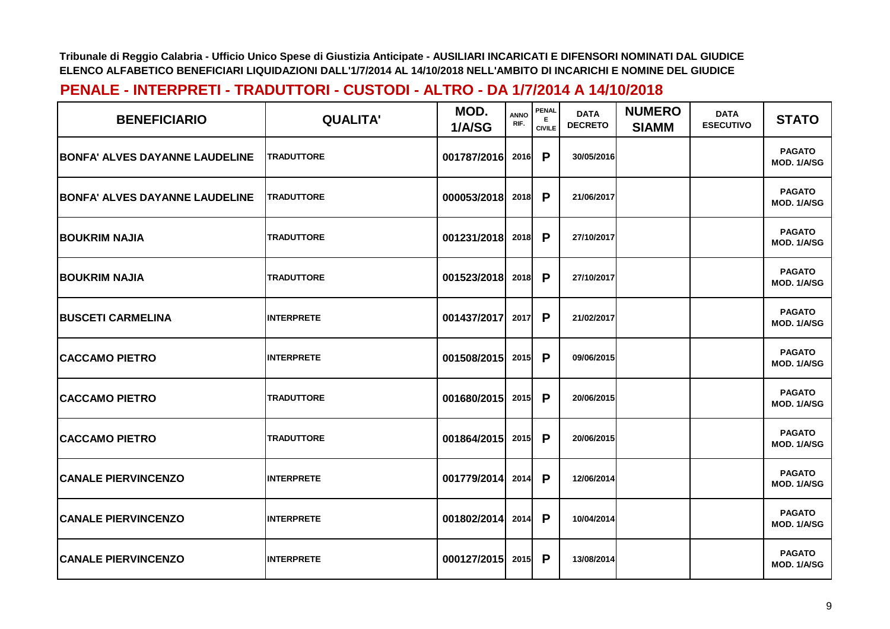Tribunale di Reggio Calabria - Ufficio Unico Spese di Giustizia Anticipate - AUSILIARI INCARICATI E DIFENSORI NOMINATI DAL GIUDICE
ELENCO ALFABETICO BENEFICIARI LIQUIDAZIONI DALL'1/7/2014 AL 14/10/2018 NELL'AMBITO DI INCARICHI E NOMINE DEL GIUDICE

## PENALE - INTERPRETI - TRADUTTORI - CUSTODI - ALTRO - DA 1/7/2014 A 14/10/2018

| BENEFICIARIO | QUALITA' | MOD. 1/A/SG | ANNO RIF. | PENALE CIVILE | DATA DECRETO | NUMERO SIAMM | DATA ESECUTIVO | STATO |
|---|---|---|---|---|---|---|---|---|
| BONFA' ALVES DAYANNE LAUDELINE | TRADUTTORE | 001787/2016 | 2016 | P | 30/05/2016 | | | PAGATO MOD. 1/A/SG |
| BONFA' ALVES DAYANNE LAUDELINE | TRADUTTORE | 000053/2018 | 2018 | P | 21/06/2017 | | | PAGATO MOD. 1/A/SG |
| BOUKRIM NAJIA | TRADUTTORE | 001231/2018 | 2018 | P | 27/10/2017 | | | PAGATO MOD. 1/A/SG |
| BOUKRIM NAJIA | TRADUTTORE | 001523/2018 | 2018 | P | 27/10/2017 | | | PAGATO MOD. 1/A/SG |
| BUSCETI CARMELINA | INTERPRETE | 001437/2017 | 2017 | P | 21/02/2017 | | | PAGATO MOD. 1/A/SG |
| CACCAMO PIETRO | INTERPRETE | 001508/2015 | 2015 | P | 09/06/2015 | | | PAGATO MOD. 1/A/SG |
| CACCAMO PIETRO | TRADUTTORE | 001680/2015 | 2015 | P | 20/06/2015 | | | PAGATO MOD. 1/A/SG |
| CACCAMO PIETRO | TRADUTTORE | 001864/2015 | 2015 | P | 20/06/2015 | | | PAGATO MOD. 1/A/SG |
| CANALE PIERVINCENZO | INTERPRETE | 001779/2014 | 2014 | P | 12/06/2014 | | | PAGATO MOD. 1/A/SG |
| CANALE PIERVINCENZO | INTERPRETE | 001802/2014 | 2014 | P | 10/04/2014 | | | PAGATO MOD. 1/A/SG |
| CANALE PIERVINCENZO | INTERPRETE | 000127/2015 | 2015 | P | 13/08/2014 | | | PAGATO MOD. 1/A/SG |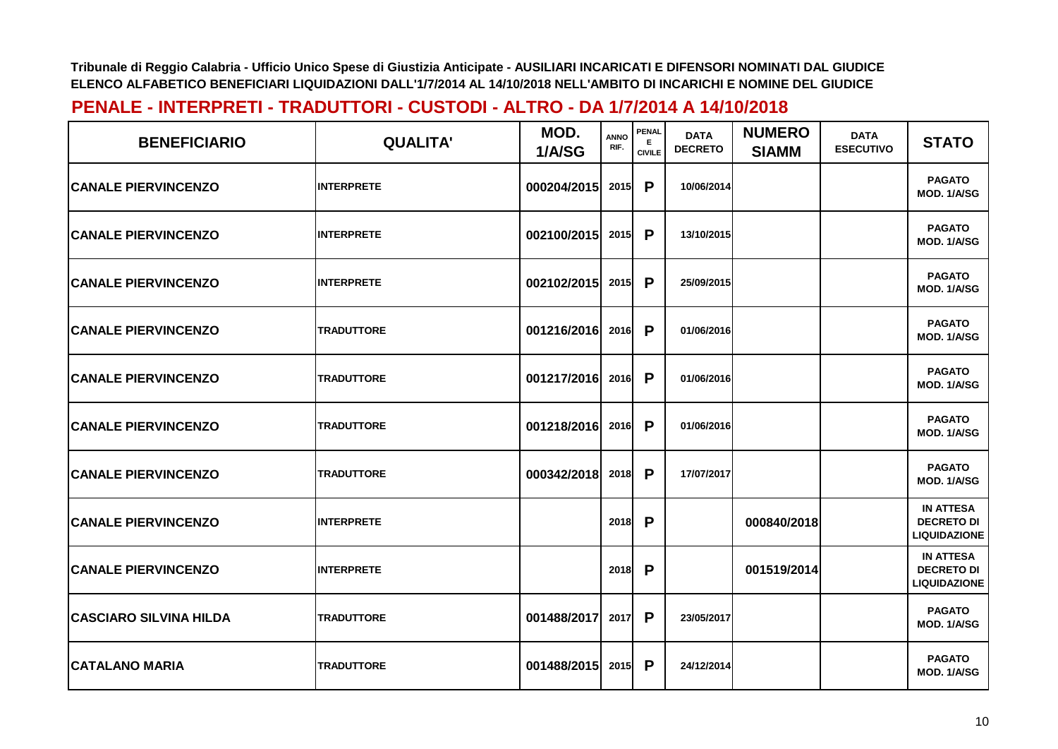Tribunale di Reggio Calabria - Ufficio Unico Spese di Giustizia Anticipate - AUSILIARI INCARICATI E DIFENSORI NOMINATI DAL GIUDICE
ELENCO ALFABETICO BENEFICIARI LIQUIDAZIONI DALL'1/7/2014 AL 14/10/2018 NELL'AMBITO DI INCARICHI E NOMINE DEL GIUDICE

## PENALE - INTERPRETI - TRADUTTORI - CUSTODI - ALTRO - DA 1/7/2014 A 14/10/2018

| BENEFICIARIO | QUALITA' | MOD. 1/A/SG | ANNO RIF. | PENALE CIVILE | DATA DECRETO | NUMERO SIAMM | DATA ESECUTIVO | STATO |
|---|---|---|---|---|---|---|---|---|
| CANALE PIERVINCENZO | INTERPRETE | 000204/2015 | 2015 | P | 10/06/2014 | | | PAGATO MOD. 1/A/SG |
| CANALE PIERVINCENZO | INTERPRETE | 002100/2015 | 2015 | P | 13/10/2015 | | | PAGATO MOD. 1/A/SG |
| CANALE PIERVINCENZO | INTERPRETE | 002102/2015 | 2015 | P | 25/09/2015 | | | PAGATO MOD. 1/A/SG |
| CANALE PIERVINCENZO | TRADUTTORE | 001216/2016 | 2016 | P | 01/06/2016 | | | PAGATO MOD. 1/A/SG |
| CANALE PIERVINCENZO | TRADUTTORE | 001217/2016 | 2016 | P | 01/06/2016 | | | PAGATO MOD. 1/A/SG |
| CANALE PIERVINCENZO | TRADUTTORE | 001218/2016 | 2016 | P | 01/06/2016 | | | PAGATO MOD. 1/A/SG |
| CANALE PIERVINCENZO | TRADUTTORE | 000342/2018 | 2018 | P | 17/07/2017 | | | PAGATO MOD. 1/A/SG |
| CANALE PIERVINCENZO | INTERPRETE | | 2018 | P | | 000840/2018 | | IN ATTESA DECRETO DI LIQUIDAZIONE |
| CANALE PIERVINCENZO | INTERPRETE | | 2018 | P | | 001519/2014 | | IN ATTESA DECRETO DI LIQUIDAZIONE |
| CASCIARO SILVINA HILDA | TRADUTTORE | 001488/2017 | 2017 | P | 23/05/2017 | | | PAGATO MOD. 1/A/SG |
| CATALANO MARIA | TRADUTTORE | 001488/2015 | 2015 | P | 24/12/2014 | | | PAGATO MOD. 1/A/SG |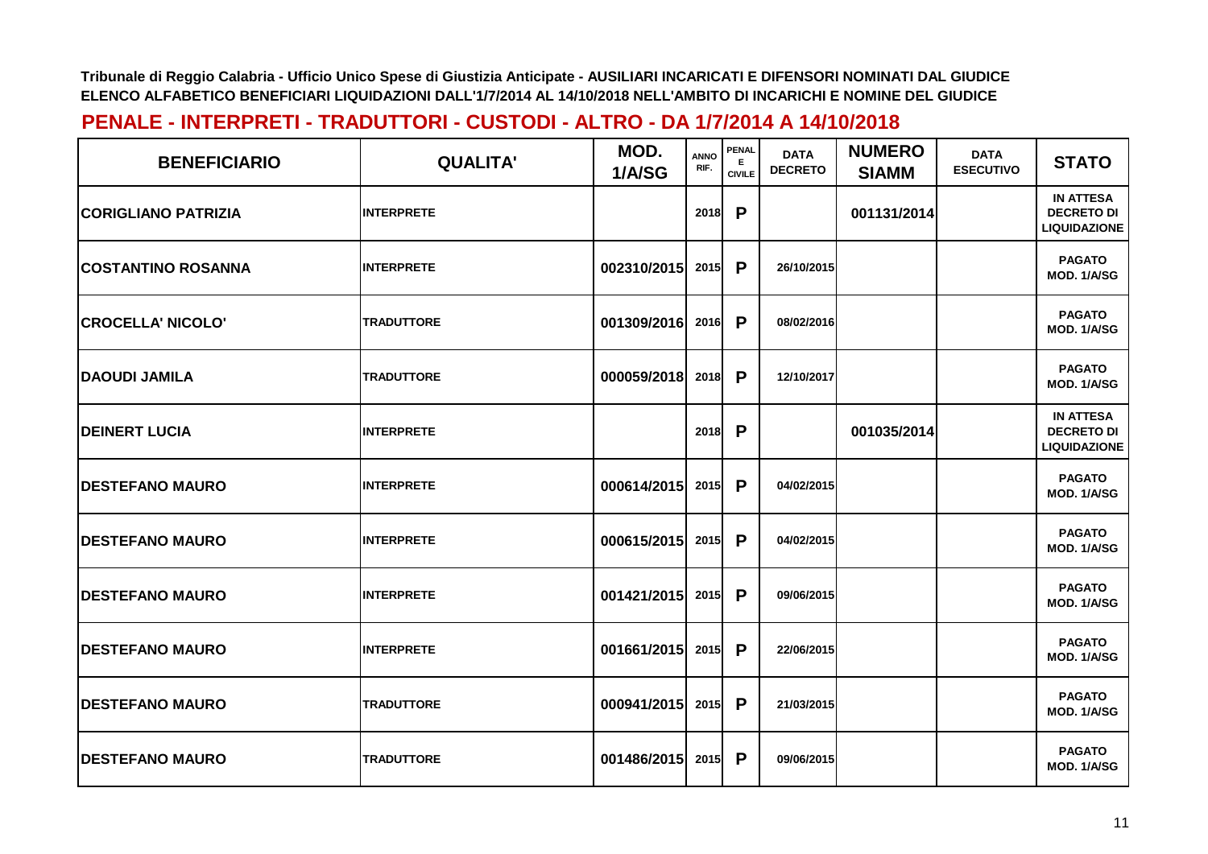Tribunale di Reggio Calabria - Ufficio Unico Spese di Giustizia Anticipate - AUSILIARI INCARICATI E DIFENSORI NOMINATI DAL GIUDICE
ELENCO ALFABETICO BENEFICIARI LIQUIDAZIONI DALL'1/7/2014 AL 14/10/2018 NELL'AMBITO DI INCARICHI E NOMINE DEL GIUDICE

## PENALE - INTERPRETI - TRADUTTORI - CUSTODI - ALTRO - DA 1/7/2014 A 14/10/2018

| BENEFICIARIO | QUALITA' | MOD. 1/A/SG | ANNO RIF. | PENALE E CIVILE | DATA DECRETO | NUMERO SIAMM | DATA ESECUTIVO | STATO |
|---|---|---|---|---|---|---|---|---|
| CORIGLIANO PATRIZIA | INTERPRETE | | 2018 | P | | 001131/2014 | | IN ATTESA DECRETO DI LIQUIDAZIONE |
| COSTANTINO ROSANNA | INTERPRETE | 002310/2015 | 2015 | P | 26/10/2015 | | | PAGATO MOD. 1/A/SG |
| CROCELLA' NICOLO' | TRADUTTORE | 001309/2016 | 2016 | P | 08/02/2016 | | | PAGATO MOD. 1/A/SG |
| DAOUDI JAMILA | TRADUTTORE | 000059/2018 | 2018 | P | 12/10/2017 | | | PAGATO MOD. 1/A/SG |
| DEINERT LUCIA | INTERPRETE | | 2018 | P | | 001035/2014 | | IN ATTESA DECRETO DI LIQUIDAZIONE |
| DESTEFANO MAURO | INTERPRETE | 000614/2015 | 2015 | P | 04/02/2015 | | | PAGATO MOD. 1/A/SG |
| DESTEFANO MAURO | INTERPRETE | 000615/2015 | 2015 | P | 04/02/2015 | | | PAGATO MOD. 1/A/SG |
| DESTEFANO MAURO | INTERPRETE | 001421/2015 | 2015 | P | 09/06/2015 | | | PAGATO MOD. 1/A/SG |
| DESTEFANO MAURO | INTERPRETE | 001661/2015 | 2015 | P | 22/06/2015 | | | PAGATO MOD. 1/A/SG |
| DESTEFANO MAURO | TRADUTTORE | 000941/2015 | 2015 | P | 21/03/2015 | | | PAGATO MOD. 1/A/SG |
| DESTEFANO MAURO | TRADUTTORE | 001486/2015 | 2015 | P | 09/06/2015 | | | PAGATO MOD. 1/A/SG |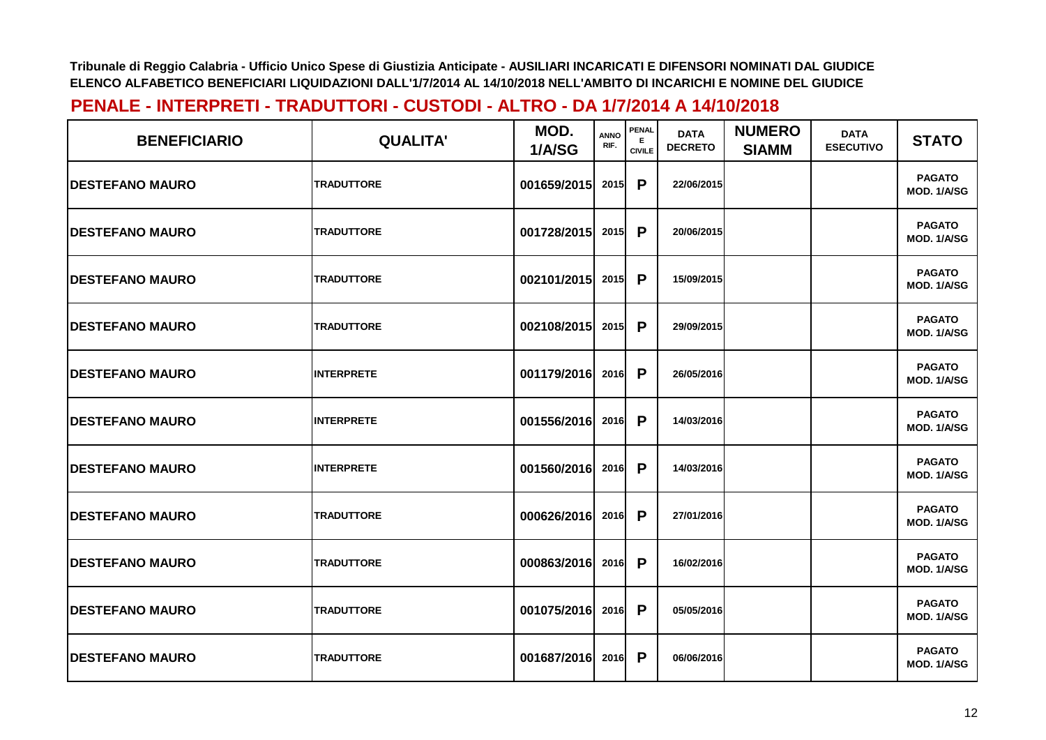**Tribunale di Reggio Calabria - Ufficio Unico Spese di Giustizia Anticipate - AUSILIARI INCARICATI E DIFENSORI NOMINATI DAL GIUDICE**
**ELENCO ALFABETICO BENEFICIARI LIQUIDAZIONI DALL'1/7/2014 AL 14/10/2018 NELL'AMBITO DI INCARICHI E NOMINE DEL GIUDICE**

## PENALE - INTERPRETI - TRADUTTORI - CUSTODI - ALTRO - DA 1/7/2014 A 14/10/2018

| BENEFICIARIO | QUALITA' | MOD. 1/A/SG | ANNO RIF. | PENALE CIVILE | DATA DECRETO | NUMERO SIAMM | DATA ESECUTIVO | STATO |
|---|---|---|---|---|---|---|---|---|
| DESTEFANO MAURO | TRADUTTORE | 001659/2015 | 2015 | P | 22/06/2015 | | | PAGATO MOD. 1/A/SG |
| DESTEFANO MAURO | TRADUTTORE | 001728/2015 | 2015 | P | 20/06/2015 | | | PAGATO MOD. 1/A/SG |
| DESTEFANO MAURO | TRADUTTORE | 002101/2015 | 2015 | P | 15/09/2015 | | | PAGATO MOD. 1/A/SG |
| DESTEFANO MAURO | TRADUTTORE | 002108/2015 | 2015 | P | 29/09/2015 | | | PAGATO MOD. 1/A/SG |
| DESTEFANO MAURO | INTERPRETE | 001179/2016 | 2016 | P | 26/05/2016 | | | PAGATO MOD. 1/A/SG |
| DESTEFANO MAURO | INTERPRETE | 001556/2016 | 2016 | P | 14/03/2016 | | | PAGATO MOD. 1/A/SG |
| DESTEFANO MAURO | INTERPRETE | 001560/2016 | 2016 | P | 14/03/2016 | | | PAGATO MOD. 1/A/SG |
| DESTEFANO MAURO | TRADUTTORE | 000626/2016 | 2016 | P | 27/01/2016 | | | PAGATO MOD. 1/A/SG |
| DESTEFANO MAURO | TRADUTTORE | 000863/2016 | 2016 | P | 16/02/2016 | | | PAGATO MOD. 1/A/SG |
| DESTEFANO MAURO | TRADUTTORE | 001075/2016 | 2016 | P | 05/05/2016 | | | PAGATO MOD. 1/A/SG |
| DESTEFANO MAURO | TRADUTTORE | 001687/2016 | 2016 | P | 06/06/2016 | | | PAGATO MOD. 1/A/SG |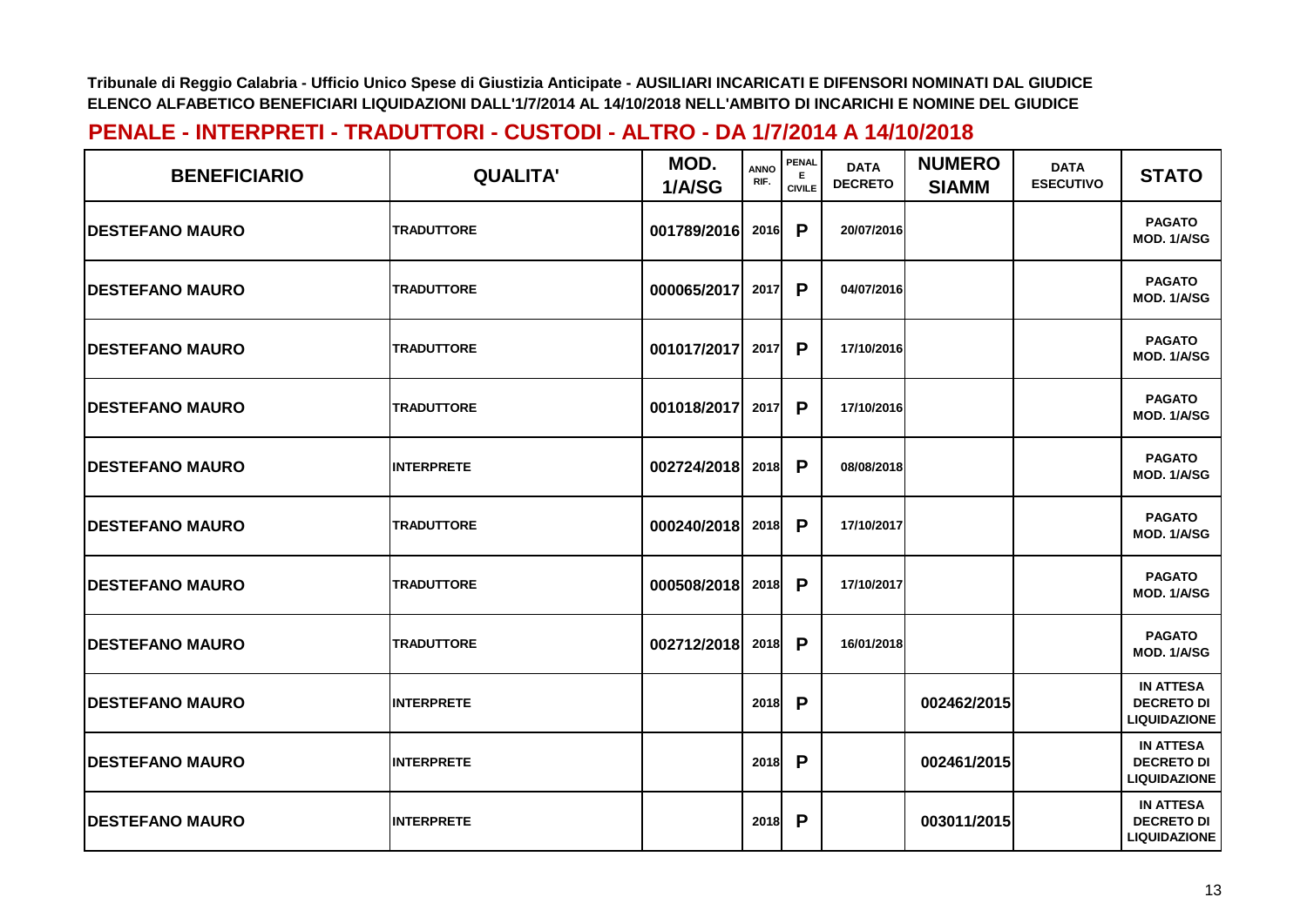Tribunale di Reggio Calabria - Ufficio Unico Spese di Giustizia Anticipate - AUSILIARI INCARICATI E DIFENSORI NOMINATI DAL GIUDICE
ELENCO ALFABETICO BENEFICIARI LIQUIDAZIONI DALL'1/7/2014 AL 14/10/2018 NELL'AMBITO DI INCARICHI E NOMINE DEL GIUDICE

## PENALE - INTERPRETI - TRADUTTORI - CUSTODI - ALTRO - DA 1/7/2014 A 14/10/2018

| BENEFICIARIO | QUALITA' | MOD. 1/A/SG | ANNO RIF. | PENALE CIVILE | DATA DECRETO | NUMERO SIAMM | DATA ESECUTIVO | STATO |
|---|---|---|---|---|---|---|---|---|
| DESTEFANO MAURO | TRADUTTORE | 001789/2016 | 2016 | P | 20/07/2016 | | | PAGATO MOD. 1/A/SG |
| DESTEFANO MAURO | TRADUTTORE | 000065/2017 | 2017 | P | 04/07/2016 | | | PAGATO MOD. 1/A/SG |
| DESTEFANO MAURO | TRADUTTORE | 001017/2017 | 2017 | P | 17/10/2016 | | | PAGATO MOD. 1/A/SG |
| DESTEFANO MAURO | TRADUTTORE | 001018/2017 | 2017 | P | 17/10/2016 | | | PAGATO MOD. 1/A/SG |
| DESTEFANO MAURO | INTERPRETE | 002724/2018 | 2018 | P | 08/08/2018 | | | PAGATO MOD. 1/A/SG |
| DESTEFANO MAURO | TRADUTTORE | 000240/2018 | 2018 | P | 17/10/2017 | | | PAGATO MOD. 1/A/SG |
| DESTEFANO MAURO | TRADUTTORE | 000508/2018 | 2018 | P | 17/10/2017 | | | PAGATO MOD. 1/A/SG |
| DESTEFANO MAURO | TRADUTTORE | 002712/2018 | 2018 | P | 16/01/2018 | | | PAGATO MOD. 1/A/SG |
| DESTEFANO MAURO | INTERPRETE | | 2018 | P | | 002462/2015 | | IN ATTESA DECRETO DI LIQUIDAZIONE |
| DESTEFANO MAURO | INTERPRETE | | 2018 | P | | 002461/2015 | | IN ATTESA DECRETO DI LIQUIDAZIONE |
| DESTEFANO MAURO | INTERPRETE | | 2018 | P | | 003011/2015 | | IN ATTESA DECRETO DI LIQUIDAZIONE |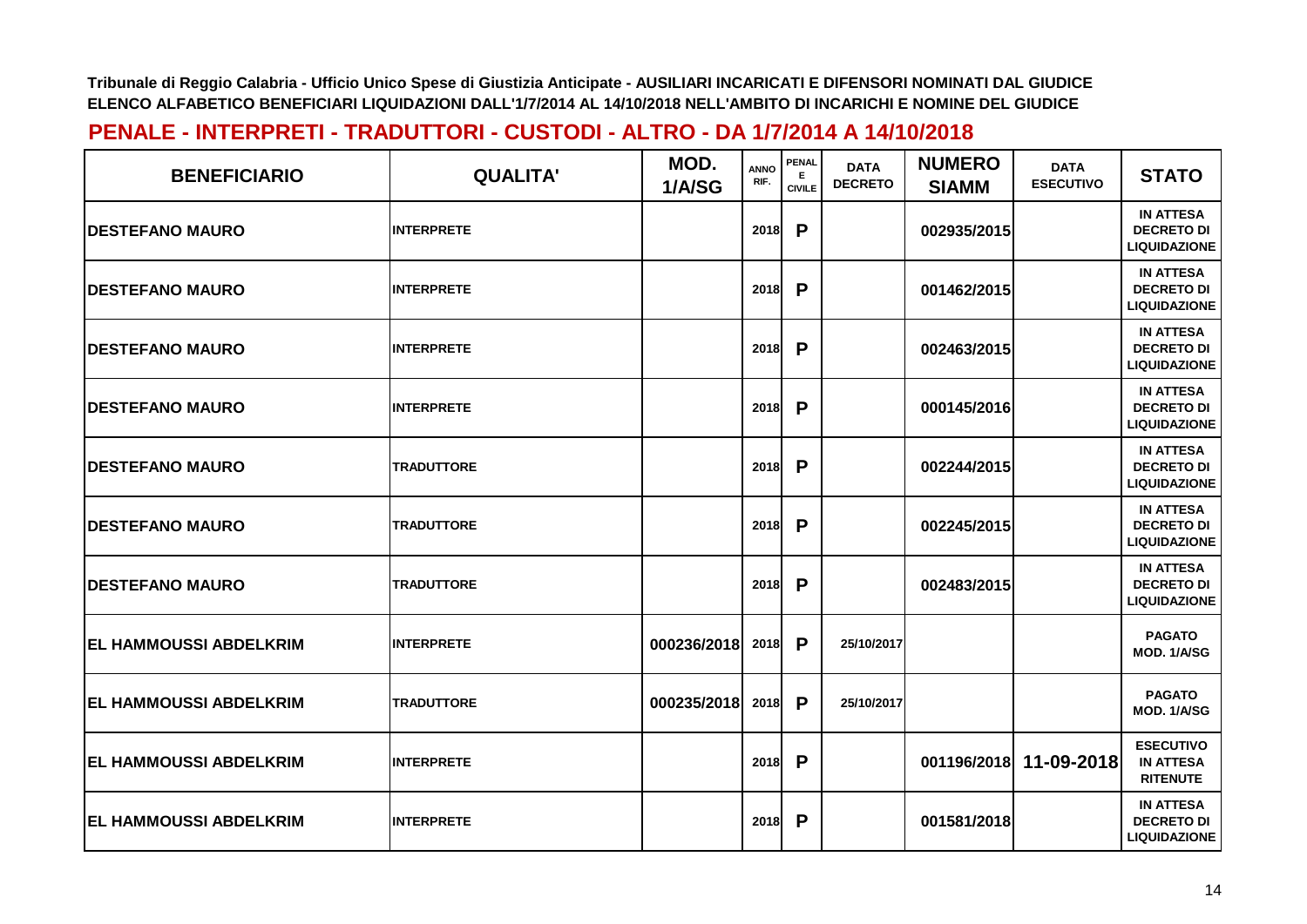Tribunale di Reggio Calabria - Ufficio Unico Spese di Giustizia Anticipate - AUSILIARI INCARICATI E DIFENSORI NOMINATI DAL GIUDICE
ELENCO ALFABETICO BENEFICIARI LIQUIDAZIONI DALL'1/7/2014 AL 14/10/2018 NELL'AMBITO DI INCARICHI E NOMINE DEL GIUDICE

## PENALE - INTERPRETI - TRADUTTORI - CUSTODI - ALTRO - DA 1/7/2014 A 14/10/2018

| BENEFICIARIO | QUALITA' | MOD. 1/A/SG | ANNO RIF. | PENALE CIVILE | DATA DECRETO | NUMERO SIAMM | DATA ESECUTIVO | STATO |
|---|---|---|---|---|---|---|---|---|
| DESTEFANO MAURO | INTERPRETE | | 2018 | P | | 002935/2015 | | IN ATTESA DECRETO DI LIQUIDAZIONE |
| DESTEFANO MAURO | INTERPRETE | | 2018 | P | | 001462/2015 | | IN ATTESA DECRETO DI LIQUIDAZIONE |
| DESTEFANO MAURO | INTERPRETE | | 2018 | P | | 002463/2015 | | IN ATTESA DECRETO DI LIQUIDAZIONE |
| DESTEFANO MAURO | INTERPRETE | | 2018 | P | | 000145/2016 | | IN ATTESA DECRETO DI LIQUIDAZIONE |
| DESTEFANO MAURO | TRADUTTORE | | 2018 | P | | 002244/2015 | | IN ATTESA DECRETO DI LIQUIDAZIONE |
| DESTEFANO MAURO | TRADUTTORE | | 2018 | P | | 002245/2015 | | IN ATTESA DECRETO DI LIQUIDAZIONE |
| DESTEFANO MAURO | TRADUTTORE | | 2018 | P | | 002483/2015 | | IN ATTESA DECRETO DI LIQUIDAZIONE |
| EL HAMMOUSSI ABDELKRIM | INTERPRETE | 000236/2018 | 2018 | P | 25/10/2017 | | | PAGATO MOD. 1/A/SG |
| EL HAMMOUSSI ABDELKRIM | TRADUTTORE | 000235/2018 | 2018 | P | 25/10/2017 | | | PAGATO MOD. 1/A/SG |
| EL HAMMOUSSI ABDELKRIM | INTERPRETE | | 2018 | P | | 001196/2018 | 11-09-2018 | ESECUTIVO IN ATTESA RITENUTE |
| EL HAMMOUSSI ABDELKRIM | INTERPRETE | | 2018 | P | | 001581/2018 | | IN ATTESA DECRETO DI LIQUIDAZIONE |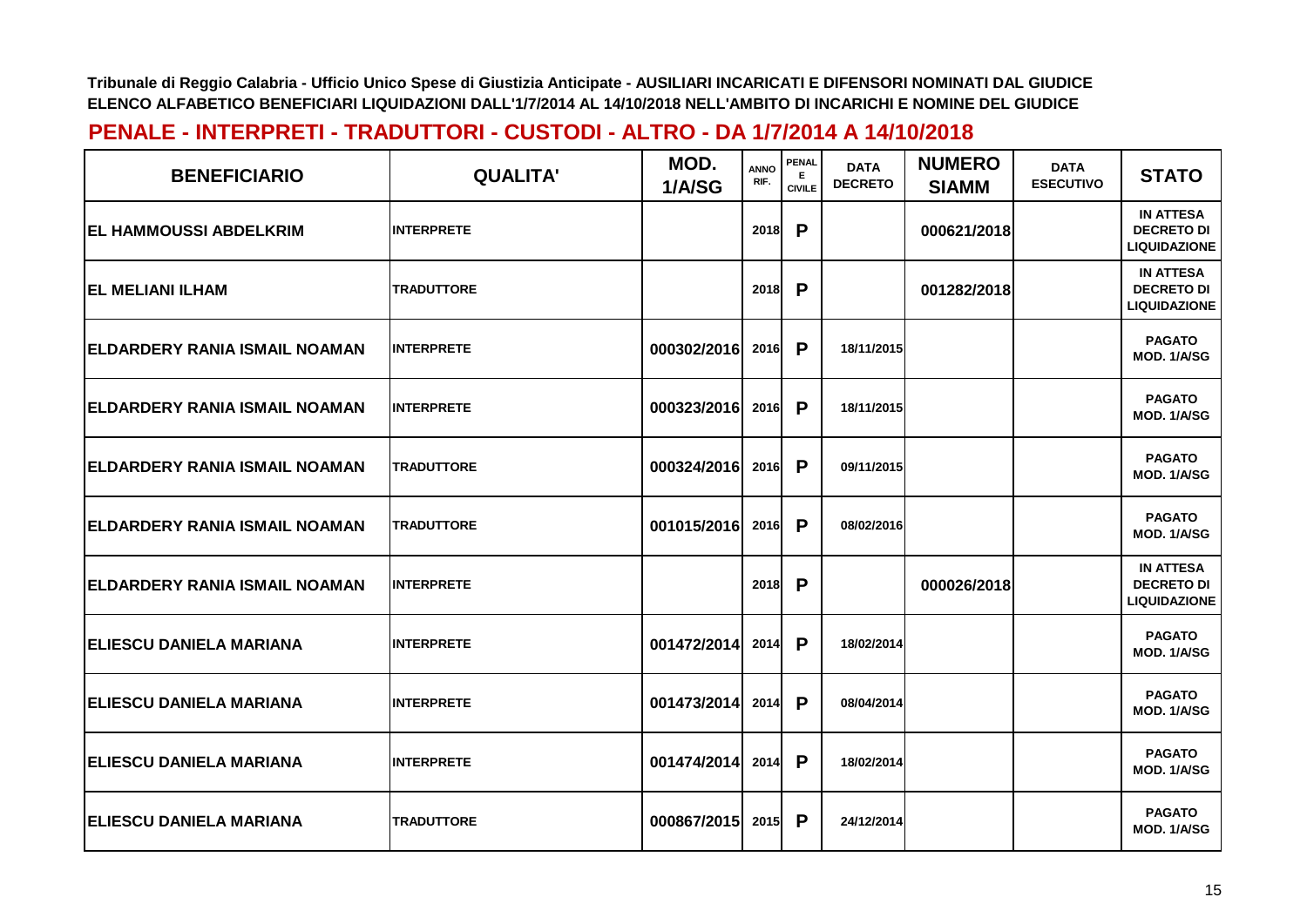Tribunale di Reggio Calabria - Ufficio Unico Spese di Giustizia Anticipate - AUSILIARI INCARICATI E DIFENSORI NOMINATI DAL GIUDICE
ELENCO ALFABETICO BENEFICIARI LIQUIDAZIONI DALL'1/7/2014 AL 14/10/2018 NELL'AMBITO DI INCARICHI E NOMINE DEL GIUDICE

## PENALE - INTERPRETI - TRADUTTORI - CUSTODI - ALTRO - DA 1/7/2014 A 14/10/2018

| BENEFICIARIO | QUALITA' | MOD. 1/A/SG | ANNO RIF. | PENALE CIVILE | DATA DECRETO | NUMERO SIAMM | DATA ESECUTIVO | STATO |
|---|---|---|---|---|---|---|---|---|
| EL HAMMOUSSI ABDELKRIM | INTERPRETE | | 2018 | P | | 000621/2018 | | IN ATTESA DECRETO DI LIQUIDAZIONE |
| EL MELIANI ILHAM | TRADUTTORE | | 2018 | P | | 001282/2018 | | IN ATTESA DECRETO DI LIQUIDAZIONE |
| ELDARDERY RANIA ISMAIL NOAMAN | INTERPRETE | 000302/2016 | 2016 | P | 18/11/2015 | | | PAGATO MOD. 1/A/SG |
| ELDARDERY RANIA ISMAIL NOAMAN | INTERPRETE | 000323/2016 | 2016 | P | 18/11/2015 | | | PAGATO MOD. 1/A/SG |
| ELDARDERY RANIA ISMAIL NOAMAN | TRADUTTORE | 000324/2016 | 2016 | P | 09/11/2015 | | | PAGATO MOD. 1/A/SG |
| ELDARDERY RANIA ISMAIL NOAMAN | TRADUTTORE | 001015/2016 | 2016 | P | 08/02/2016 | | | PAGATO MOD. 1/A/SG |
| ELDARDERY RANIA ISMAIL NOAMAN | INTERPRETE | | 2018 | P | | 000026/2018 | | IN ATTESA DECRETO DI LIQUIDAZIONE |
| ELIESCU DANIELA MARIANA | INTERPRETE | 001472/2014 | 2014 | P | 18/02/2014 | | | PAGATO MOD. 1/A/SG |
| ELIESCU DANIELA MARIANA | INTERPRETE | 001473/2014 | 2014 | P | 08/04/2014 | | | PAGATO MOD. 1/A/SG |
| ELIESCU DANIELA MARIANA | INTERPRETE | 001474/2014 | 2014 | P | 18/02/2014 | | | PAGATO MOD. 1/A/SG |
| ELIESCU DANIELA MARIANA | TRADUTTORE | 000867/2015 | 2015 | P | 24/12/2014 | | | PAGATO MOD. 1/A/SG |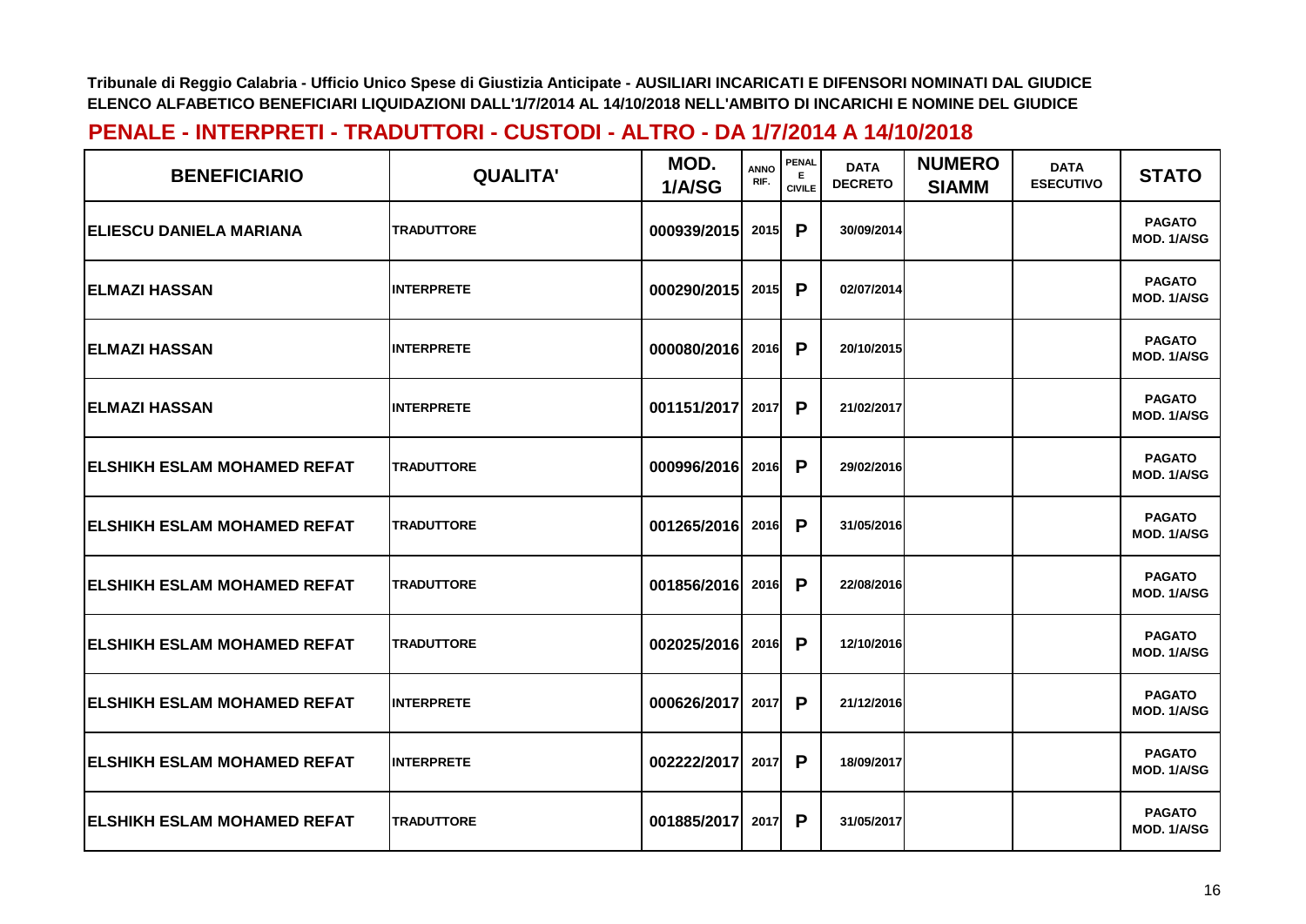Tribunale di Reggio Calabria - Ufficio Unico Spese di Giustizia Anticipate - AUSILIARI INCARICATI E DIFENSORI NOMINATI DAL GIUDICE
ELENCO ALFABETICO BENEFICIARI LIQUIDAZIONI DALL'1/7/2014 AL 14/10/2018 NELL'AMBITO DI INCARICHI E NOMINE DEL GIUDICE

## PENALE - INTERPRETI - TRADUTTORI - CUSTODI - ALTRO - DA 1/7/2014 A 14/10/2018

| BENEFICIARIO | QUALITA' | MOD. 1/A/SG | ANNO RIF. | PENALE CIVILE | DATA DECRETO | NUMERO SIAMM | DATA ESECUTIVO | STATO |
|---|---|---|---|---|---|---|---|---|
| ELIESCU DANIELA MARIANA | TRADUTTORE | 000939/2015 | 2015 | P | 30/09/2014 | | | PAGATO MOD. 1/A/SG |
| ELMAZI HASSAN | INTERPRETE | 000290/2015 | 2015 | P | 02/07/2014 | | | PAGATO MOD. 1/A/SG |
| ELMAZI HASSAN | INTERPRETE | 000080/2016 | 2016 | P | 20/10/2015 | | | PAGATO MOD. 1/A/SG |
| ELMAZI HASSAN | INTERPRETE | 001151/2017 | 2017 | P | 21/02/2017 | | | PAGATO MOD. 1/A/SG |
| ELSHIKH ESLAM MOHAMED REFAT | TRADUTTORE | 000996/2016 | 2016 | P | 29/02/2016 | | | PAGATO MOD. 1/A/SG |
| ELSHIKH ESLAM MOHAMED REFAT | TRADUTTORE | 001265/2016 | 2016 | P | 31/05/2016 | | | PAGATO MOD. 1/A/SG |
| ELSHIKH ESLAM MOHAMED REFAT | TRADUTTORE | 001856/2016 | 2016 | P | 22/08/2016 | | | PAGATO MOD. 1/A/SG |
| ELSHIKH ESLAM MOHAMED REFAT | TRADUTTORE | 002025/2016 | 2016 | P | 12/10/2016 | | | PAGATO MOD. 1/A/SG |
| ELSHIKH ESLAM MOHAMED REFAT | INTERPRETE | 000626/2017 | 2017 | P | 21/12/2016 | | | PAGATO MOD. 1/A/SG |
| ELSHIKH ESLAM MOHAMED REFAT | INTERPRETE | 002222/2017 | 2017 | P | 18/09/2017 | | | PAGATO MOD. 1/A/SG |
| ELSHIKH ESLAM MOHAMED REFAT | TRADUTTORE | 001885/2017 | 2017 | P | 31/05/2017 | | | PAGATO MOD. 1/A/SG |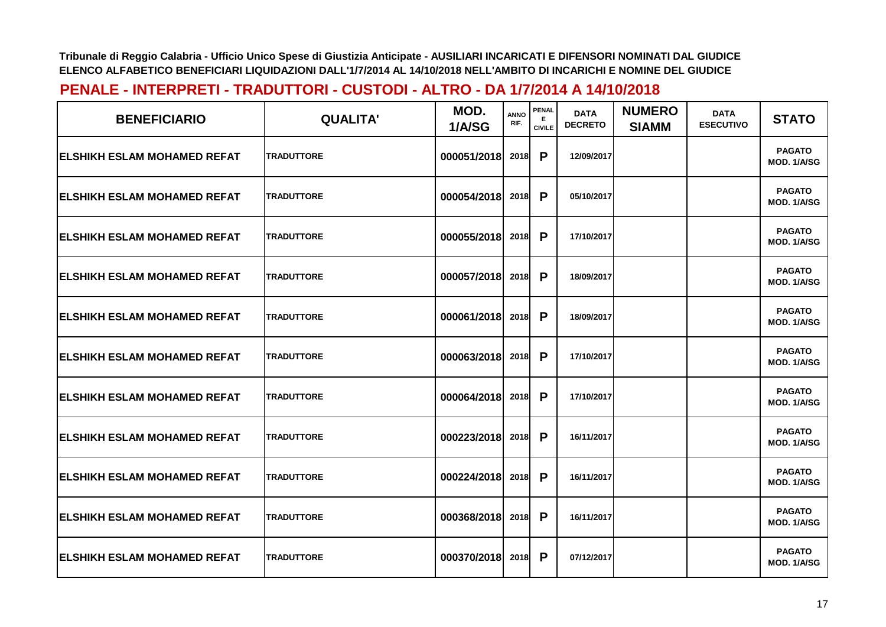Tribunale di Reggio Calabria - Ufficio Unico Spese di Giustizia Anticipate - AUSILIARI INCARICATI E DIFENSORI NOMINATI DAL GIUDICE
ELENCO ALFABETICO BENEFICIARI LIQUIDAZIONI DALL'1/7/2014 AL 14/10/2018 NELL'AMBITO DI INCARICHI E NOMINE DEL GIUDICE

## PENALE - INTERPRETI - TRADUTTORI - CUSTODI - ALTRO - DA 1/7/2014 A 14/10/2018

| BENEFICIARIO | QUALITA' | MOD. 1/A/SG | ANNO RIF. | PENALE CIVILE | DATA DECRETO | NUMERO SIAMM | DATA ESECUTIVO | STATO |
|---|---|---|---|---|---|---|---|---|
| ELSHIKH ESLAM MOHAMED REFAT | TRADUTTORE | 000051/2018 | 2018 | P | 12/09/2017 | | | PAGATO MOD. 1/A/SG |
| ELSHIKH ESLAM MOHAMED REFAT | TRADUTTORE | 000054/2018 | 2018 | P | 05/10/2017 | | | PAGATO MOD. 1/A/SG |
| ELSHIKH ESLAM MOHAMED REFAT | TRADUTTORE | 000055/2018 | 2018 | P | 17/10/2017 | | | PAGATO MOD. 1/A/SG |
| ELSHIKH ESLAM MOHAMED REFAT | TRADUTTORE | 000057/2018 | 2018 | P | 18/09/2017 | | | PAGATO MOD. 1/A/SG |
| ELSHIKH ESLAM MOHAMED REFAT | TRADUTTORE | 000061/2018 | 2018 | P | 18/09/2017 | | | PAGATO MOD. 1/A/SG |
| ELSHIKH ESLAM MOHAMED REFAT | TRADUTTORE | 000063/2018 | 2018 | P | 17/10/2017 | | | PAGATO MOD. 1/A/SG |
| ELSHIKH ESLAM MOHAMED REFAT | TRADUTTORE | 000064/2018 | 2018 | P | 17/10/2017 | | | PAGATO MOD. 1/A/SG |
| ELSHIKH ESLAM MOHAMED REFAT | TRADUTTORE | 000223/2018 | 2018 | P | 16/11/2017 | | | PAGATO MOD. 1/A/SG |
| ELSHIKH ESLAM MOHAMED REFAT | TRADUTTORE | 000224/2018 | 2018 | P | 16/11/2017 | | | PAGATO MOD. 1/A/SG |
| ELSHIKH ESLAM MOHAMED REFAT | TRADUTTORE | 000368/2018 | 2018 | P | 16/11/2017 | | | PAGATO MOD. 1/A/SG |
| ELSHIKH ESLAM MOHAMED REFAT | TRADUTTORE | 000370/2018 | 2018 | P | 07/12/2017 | | | PAGATO MOD. 1/A/SG |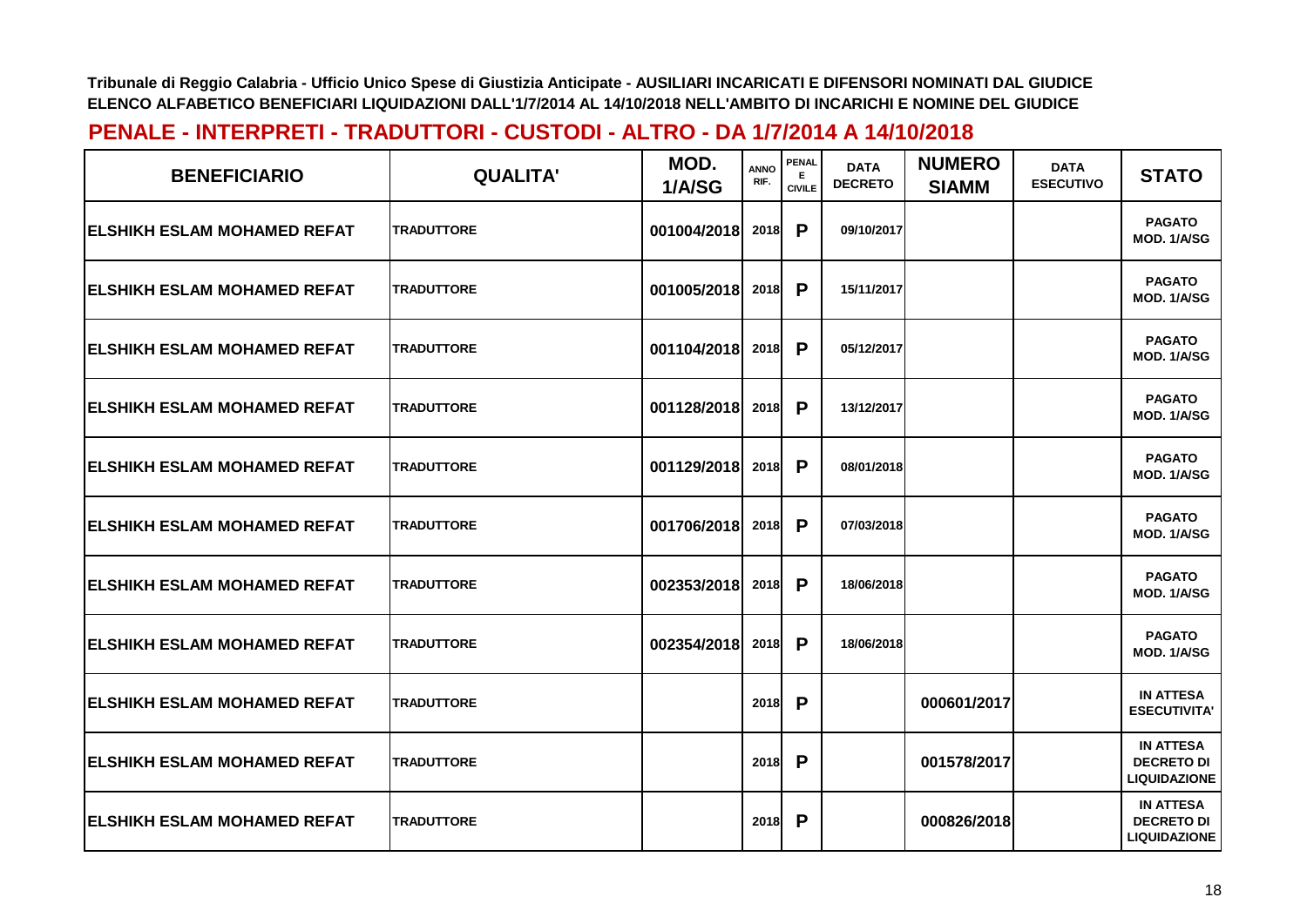Tribunale di Reggio Calabria - Ufficio Unico Spese di Giustizia Anticipate - AUSILIARI INCARICATI E DIFENSORI NOMINATI DAL GIUDICE
ELENCO ALFABETICO BENEFICIARI LIQUIDAZIONI DALL'1/7/2014 AL 14/10/2018 NELL'AMBITO DI INCARICHI E NOMINE DEL GIUDICE

## PENALE - INTERPRETI - TRADUTTORI - CUSTODI - ALTRO - DA 1/7/2014 A 14/10/2018

| BENEFICIARIO | QUALITA' | MOD. 1/A/SG | ANNO RIF. | PENALE CIVILE | DATA DECRETO | NUMERO SIAMM | DATA ESECUTIVO | STATO |
|---|---|---|---|---|---|---|---|---|
| ELSHIKH ESLAM MOHAMED REFAT | TRADUTTORE | 001004/2018 | 2018 | P | 09/10/2017 | | | PAGATO MOD. 1/A/SG |
| ELSHIKH ESLAM MOHAMED REFAT | TRADUTTORE | 001005/2018 | 2018 | P | 15/11/2017 | | | PAGATO MOD. 1/A/SG |
| ELSHIKH ESLAM MOHAMED REFAT | TRADUTTORE | 001104/2018 | 2018 | P | 05/12/2017 | | | PAGATO MOD. 1/A/SG |
| ELSHIKH ESLAM MOHAMED REFAT | TRADUTTORE | 001128/2018 | 2018 | P | 13/12/2017 | | | PAGATO MOD. 1/A/SG |
| ELSHIKH ESLAM MOHAMED REFAT | TRADUTTORE | 001129/2018 | 2018 | P | 08/01/2018 | | | PAGATO MOD. 1/A/SG |
| ELSHIKH ESLAM MOHAMED REFAT | TRADUTTORE | 001706/2018 | 2018 | P | 07/03/2018 | | | PAGATO MOD. 1/A/SG |
| ELSHIKH ESLAM MOHAMED REFAT | TRADUTTORE | 002353/2018 | 2018 | P | 18/06/2018 | | | PAGATO MOD. 1/A/SG |
| ELSHIKH ESLAM MOHAMED REFAT | TRADUTTORE | 002354/2018 | 2018 | P | 18/06/2018 | | | PAGATO MOD. 1/A/SG |
| ELSHIKH ESLAM MOHAMED REFAT | TRADUTTORE | | 2018 | P | | 000601/2017 | | IN ATTESA ESECUTIVITA' |
| ELSHIKH ESLAM MOHAMED REFAT | TRADUTTORE | | 2018 | P | | 001578/2017 | | IN ATTESA DECRETO DI LIQUIDAZIONE |
| ELSHIKH ESLAM MOHAMED REFAT | TRADUTTORE | | 2018 | P | | 000826/2018 | | IN ATTESA DECRETO DI LIQUIDAZIONE |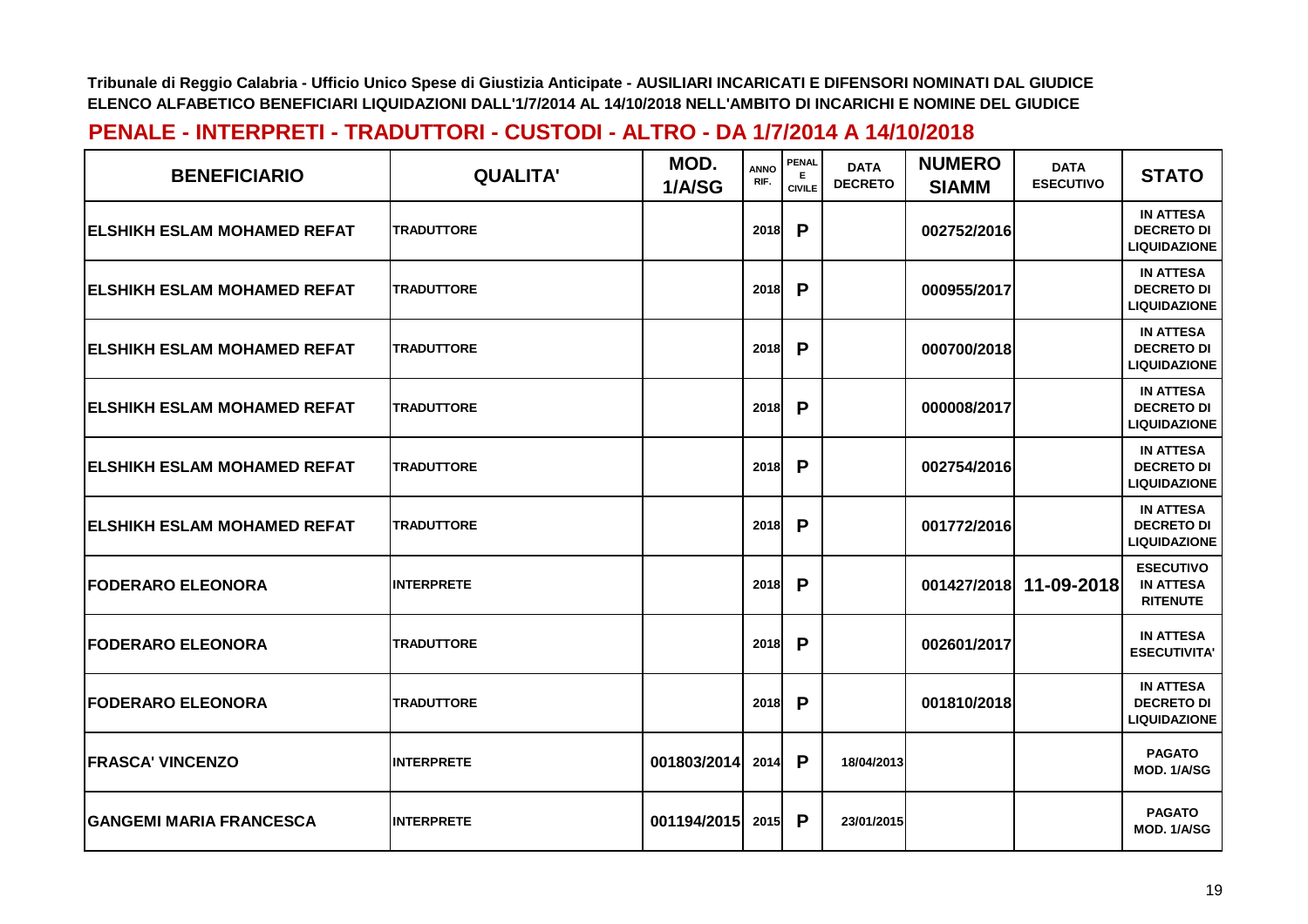**Tribunale di Reggio Calabria - Ufficio Unico Spese di Giustizia Anticipate - AUSILIARI INCARICATI E DIFENSORI NOMINATI DAL GIUDICE**
**ELENCO ALFABETICO BENEFICIARI LIQUIDAZIONI DALL'1/7/2014 AL 14/10/2018 NELL'AMBITO DI INCARICHI E NOMINE DEL GIUDICE**

## PENALE - INTERPRETI - TRADUTTORI - CUSTODI - ALTRO - DA 1/7/2014 A 14/10/2018

| BENEFICIARIO | QUALITA' | MOD. 1/A/SG | ANNO RIF. | PENALE CIVILE | DATA DECRETO | NUMERO SIAMM | DATA ESECUTIVO | STATO |
|---|---|---|---|---|---|---|---|---|
| ELSHIKH ESLAM MOHAMED REFAT | TRADUTTORE | | 2018 | P | | 002752/2016 | | IN ATTESA DECRETO DI LIQUIDAZIONE |
| ELSHIKH ESLAM MOHAMED REFAT | TRADUTTORE | | 2018 | P | | 000955/2017 | | IN ATTESA DECRETO DI LIQUIDAZIONE |
| ELSHIKH ESLAM MOHAMED REFAT | TRADUTTORE | | 2018 | P | | 000700/2018 | | IN ATTESA DECRETO DI LIQUIDAZIONE |
| ELSHIKH ESLAM MOHAMED REFAT | TRADUTTORE | | 2018 | P | | 000008/2017 | | IN ATTESA DECRETO DI LIQUIDAZIONE |
| ELSHIKH ESLAM MOHAMED REFAT | TRADUTTORE | | 2018 | P | | 002754/2016 | | IN ATTESA DECRETO DI LIQUIDAZIONE |
| ELSHIKH ESLAM MOHAMED REFAT | TRADUTTORE | | 2018 | P | | 001772/2016 | | IN ATTESA DECRETO DI LIQUIDAZIONE |
| FODERARO ELEONORA | INTERPRETE | | 2018 | P | | 001427/2018 | 11-09-2018 | ESECUTIVO IN ATTESA RITENUTE |
| FODERARO ELEONORA | TRADUTTORE | | 2018 | P | | 002601/2017 | | IN ATTESA ESECUTIVITA' |
| FODERARO ELEONORA | TRADUTTORE | | 2018 | P | | 001810/2018 | | IN ATTESA DECRETO DI LIQUIDAZIONE |
| FRASCA' VINCENZO | INTERPRETE | 001803/2014 | 2014 | P | 18/04/2013 | | | PAGATO MOD. 1/A/SG |
| GANGEMI MARIA FRANCESCA | INTERPRETE | 001194/2015 | 2015 | P | 23/01/2015 | | | PAGATO MOD. 1/A/SG |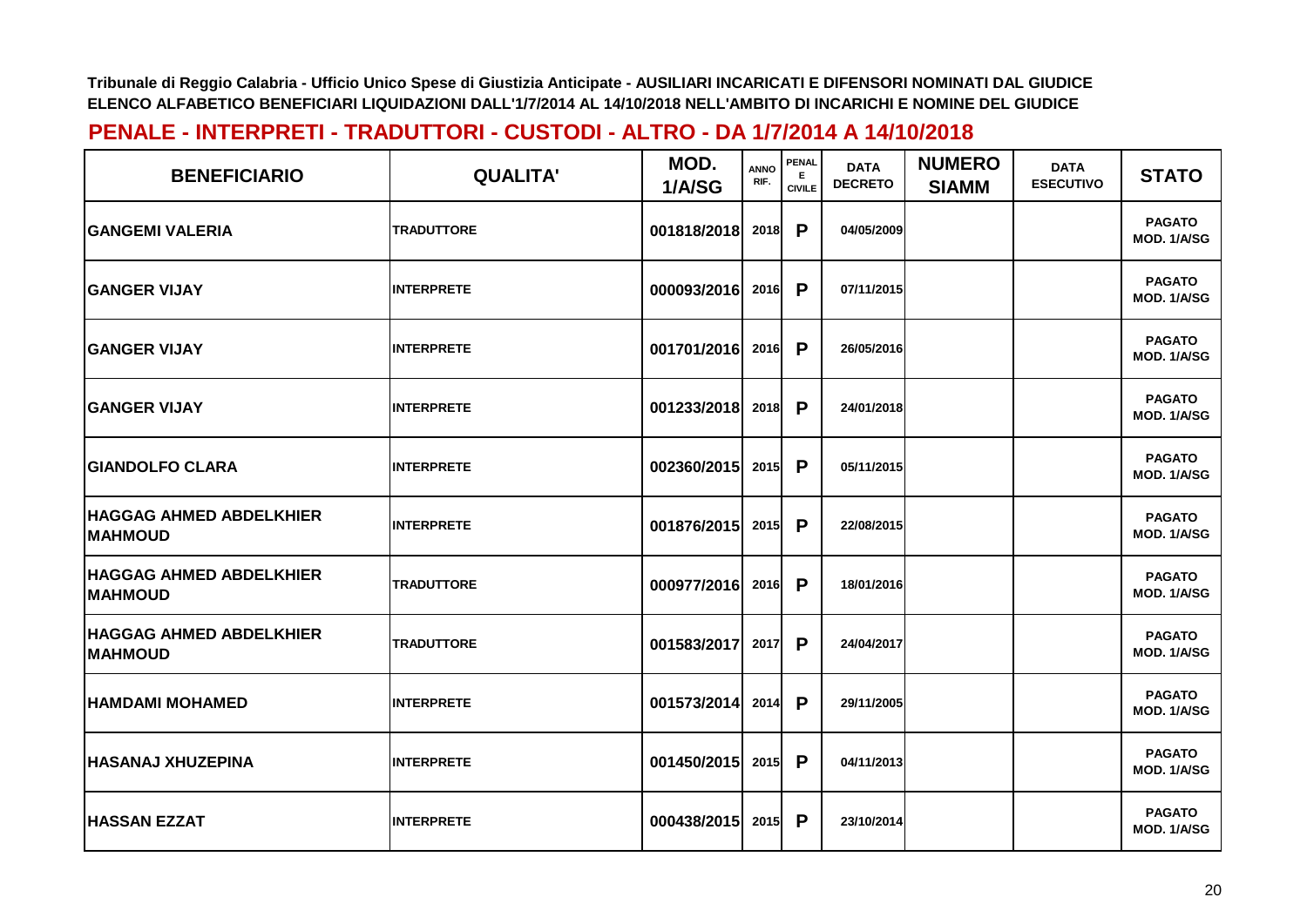**Tribunale di Reggio Calabria - Ufficio Unico Spese di Giustizia Anticipate - AUSILIARI INCARICATI E DIFENSORI NOMINATI DAL GIUDICE**
**ELENCO ALFABETICO BENEFICIARI LIQUIDAZIONI DALL'1/7/2014 AL 14/10/2018 NELL'AMBITO DI INCARICHI E NOMINE DEL GIUDICE**

## PENALE - INTERPRETI - TRADUTTORI - CUSTODI - ALTRO - DA 1/7/2014 A 14/10/2018

| BENEFICIARIO | QUALITA' | MOD. 1/A/SG | ANNO RIF. | PENALE E CIVILE | DATA DECRETO | NUMERO SIAMM | DATA ESECUTIVO | STATO |
|---|---|---|---|---|---|---|---|---|
| GANGEMI VALERIA | TRADUTTORE | 001818/2018 | 2018 | P | 04/05/2009 | | | PAGATO MOD. 1/A/SG |
| GANGER VIJAY | INTERPRETE | 000093/2016 | 2016 | P | 07/11/2015 | | | PAGATO MOD. 1/A/SG |
| GANGER VIJAY | INTERPRETE | 001701/2016 | 2016 | P | 26/05/2016 | | | PAGATO MOD. 1/A/SG |
| GANGER VIJAY | INTERPRETE | 001233/2018 | 2018 | P | 24/01/2018 | | | PAGATO MOD. 1/A/SG |
| GIANDOLFO CLARA | INTERPRETE | 002360/2015 | 2015 | P | 05/11/2015 | | | PAGATO MOD. 1/A/SG |
| HAGGAG AHMED ABDELKHIER MAHMOUD | INTERPRETE | 001876/2015 | 2015 | P | 22/08/2015 | | | PAGATO MOD. 1/A/SG |
| HAGGAG AHMED ABDELKHIER MAHMOUD | TRADUTTORE | 000977/2016 | 2016 | P | 18/01/2016 | | | PAGATO MOD. 1/A/SG |
| HAGGAG AHMED ABDELKHIER MAHMOUD | TRADUTTORE | 001583/2017 | 2017 | P | 24/04/2017 | | | PAGATO MOD. 1/A/SG |
| HAMDAMI MOHAMED | INTERPRETE | 001573/2014 | 2014 | P | 29/11/2005 | | | PAGATO MOD. 1/A/SG |
| HASANAJ XHUZEPINA | INTERPRETE | 001450/2015 | 2015 | P | 04/11/2013 | | | PAGATO MOD. 1/A/SG |
| HASSAN EZZAT | INTERPRETE | 000438/2015 | 2015 | P | 23/10/2014 | | | PAGATO MOD. 1/A/SG |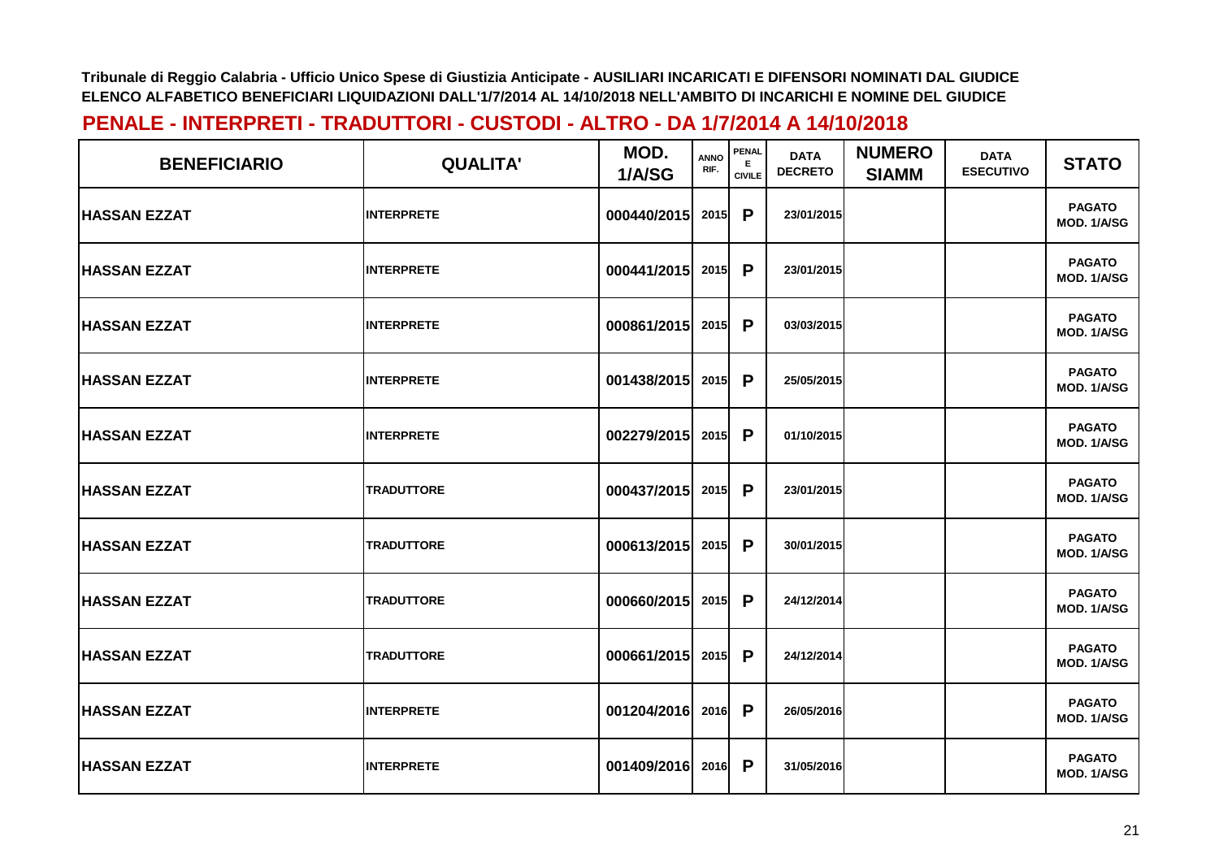**Tribunale di Reggio Calabria - Ufficio Unico Spese di Giustizia Anticipate - AUSILIARI INCARICATI E DIFENSORI NOMINATI DAL GIUDICE**
**ELENCO ALFABETICO BENEFICIARI LIQUIDAZIONI DALL'1/7/2014 AL 14/10/2018 NELL'AMBITO DI INCARICHI E NOMINE DEL GIUDICE**

## PENALE - INTERPRETI - TRADUTTORI - CUSTODI - ALTRO - DA 1/7/2014 A 14/10/2018

| BENEFICIARIO | QUALITA' | MOD. 1/A/SG | ANNO RIF. | PENALE E CIVILE | DATA DECRETO | NUMERO SIAMM | DATA ESECUTIVO | STATO |
|---|---|---|---|---|---|---|---|---|
| HASSAN EZZAT | INTERPRETE | 000440/2015 | 2015 | P | 23/01/2015 | | | PAGATO MOD. 1/A/SG |
| HASSAN EZZAT | INTERPRETE | 000441/2015 | 2015 | P | 23/01/2015 | | | PAGATO MOD. 1/A/SG |
| HASSAN EZZAT | INTERPRETE | 000861/2015 | 2015 | P | 03/03/2015 | | | PAGATO MOD. 1/A/SG |
| HASSAN EZZAT | INTERPRETE | 001438/2015 | 2015 | P | 25/05/2015 | | | PAGATO MOD. 1/A/SG |
| HASSAN EZZAT | INTERPRETE | 002279/2015 | 2015 | P | 01/10/2015 | | | PAGATO MOD. 1/A/SG |
| HASSAN EZZAT | TRADUTTORE | 000437/2015 | 2015 | P | 23/01/2015 | | | PAGATO MOD. 1/A/SG |
| HASSAN EZZAT | TRADUTTORE | 000613/2015 | 2015 | P | 30/01/2015 | | | PAGATO MOD. 1/A/SG |
| HASSAN EZZAT | TRADUTTORE | 000660/2015 | 2015 | P | 24/12/2014 | | | PAGATO MOD. 1/A/SG |
| HASSAN EZZAT | TRADUTTORE | 000661/2015 | 2015 | P | 24/12/2014 | | | PAGATO MOD. 1/A/SG |
| HASSAN EZZAT | INTERPRETE | 001204/2016 | 2016 | P | 26/05/2016 | | | PAGATO MOD. 1/A/SG |
| HASSAN EZZAT | INTERPRETE | 001409/2016 | 2016 | P | 31/05/2016 | | | PAGATO MOD. 1/A/SG |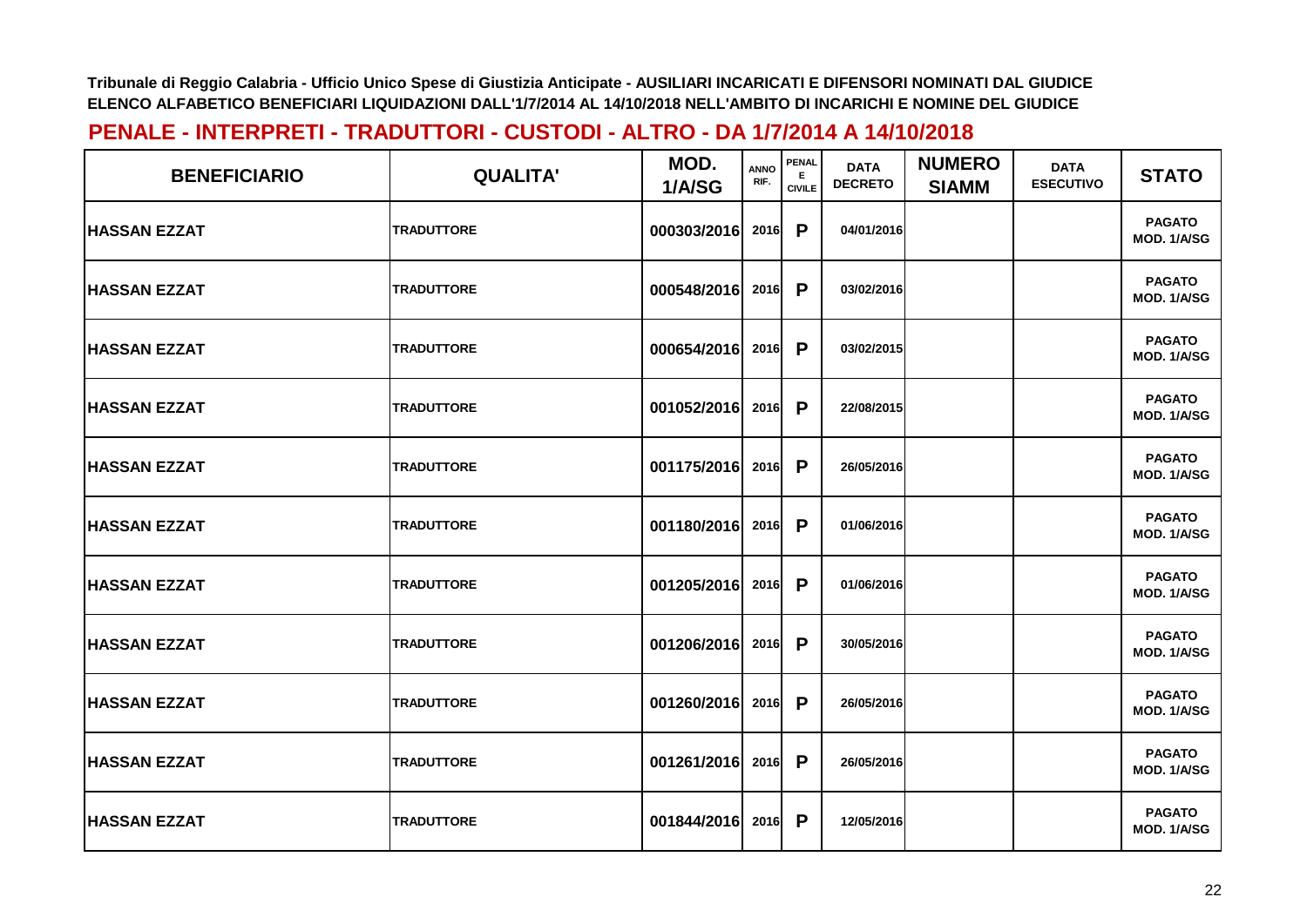Tribunale di Reggio Calabria - Ufficio Unico Spese di Giustizia Anticipate - AUSILIARI INCARICATI E DIFENSORI NOMINATI DAL GIUDICE
ELENCO ALFABETICO BENEFICIARI LIQUIDAZIONI DALL'1/7/2014 AL 14/10/2018 NELL'AMBITO DI INCARICHI E NOMINE DEL GIUDICE

## PENALE - INTERPRETI - TRADUTTORI - CUSTODI - ALTRO - DA 1/7/2014 A 14/10/2018

| BENEFICIARIO | QUALITA' | MOD. 1/A/SG | ANNO RIF. | PENALE E CIVILE | DATA DECRETO | NUMERO SIAMM | DATA ESECUTIVO | STATO |
|---|---|---|---|---|---|---|---|---|
| HASSAN EZZAT | TRADUTTORE | 000303/2016 | 2016 | P | 04/01/2016 | | | PAGATO MOD. 1/A/SG |
| HASSAN EZZAT | TRADUTTORE | 000548/2016 | 2016 | P | 03/02/2016 | | | PAGATO MOD. 1/A/SG |
| HASSAN EZZAT | TRADUTTORE | 000654/2016 | 2016 | P | 03/02/2015 | | | PAGATO MOD. 1/A/SG |
| HASSAN EZZAT | TRADUTTORE | 001052/2016 | 2016 | P | 22/08/2015 | | | PAGATO MOD. 1/A/SG |
| HASSAN EZZAT | TRADUTTORE | 001175/2016 | 2016 | P | 26/05/2016 | | | PAGATO MOD. 1/A/SG |
| HASSAN EZZAT | TRADUTTORE | 001180/2016 | 2016 | P | 01/06/2016 | | | PAGATO MOD. 1/A/SG |
| HASSAN EZZAT | TRADUTTORE | 001205/2016 | 2016 | P | 01/06/2016 | | | PAGATO MOD. 1/A/SG |
| HASSAN EZZAT | TRADUTTORE | 001206/2016 | 2016 | P | 30/05/2016 | | | PAGATO MOD. 1/A/SG |
| HASSAN EZZAT | TRADUTTORE | 001260/2016 | 2016 | P | 26/05/2016 | | | PAGATO MOD. 1/A/SG |
| HASSAN EZZAT | TRADUTTORE | 001261/2016 | 2016 | P | 26/05/2016 | | | PAGATO MOD. 1/A/SG |
| HASSAN EZZAT | TRADUTTORE | 001844/2016 | 2016 | P | 12/05/2016 | | | PAGATO MOD. 1/A/SG |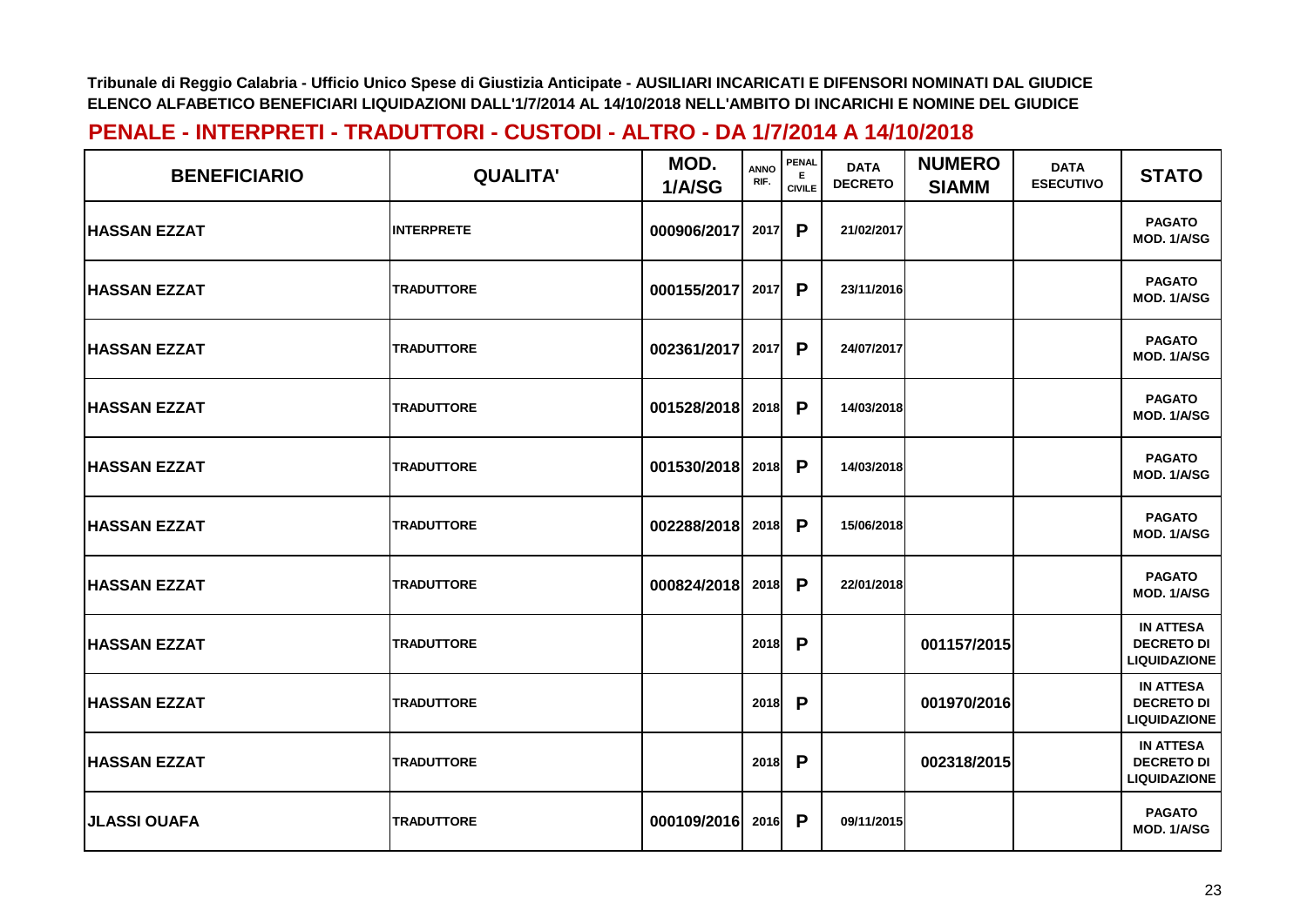**Tribunale di Reggio Calabria - Ufficio Unico Spese di Giustizia Anticipate - AUSILIARI INCARICATI E DIFENSORI NOMINATI DAL GIUDICE**
**ELENCO ALFABETICO BENEFICIARI LIQUIDAZIONI DALL'1/7/2014 AL 14/10/2018 NELL'AMBITO DI INCARICHI E NOMINE DEL GIUDICE**

## PENALE - INTERPRETI - TRADUTTORI - CUSTODI - ALTRO - DA 1/7/2014 A 14/10/2018

| BENEFICIARIO | QUALITA' | MOD. 1/A/SG | ANNO RIF. | PENALE CIVILE | DATA DECRETO | NUMERO SIAMM | DATA ESECUTIVO | STATO |
|---|---|---|---|---|---|---|---|---|
| HASSAN EZZAT | INTERPRETE | 000906/2017 | 2017 | P | 21/02/2017 | | | PAGATO MOD. 1/A/SG |
| HASSAN EZZAT | TRADUTTORE | 000155/2017 | 2017 | P | 23/11/2016 | | | PAGATO MOD. 1/A/SG |
| HASSAN EZZAT | TRADUTTORE | 002361/2017 | 2017 | P | 24/07/2017 | | | PAGATO MOD. 1/A/SG |
| HASSAN EZZAT | TRADUTTORE | 001528/2018 | 2018 | P | 14/03/2018 | | | PAGATO MOD. 1/A/SG |
| HASSAN EZZAT | TRADUTTORE | 001530/2018 | 2018 | P | 14/03/2018 | | | PAGATO MOD. 1/A/SG |
| HASSAN EZZAT | TRADUTTORE | 002288/2018 | 2018 | P | 15/06/2018 | | | PAGATO MOD. 1/A/SG |
| HASSAN EZZAT | TRADUTTORE | 000824/2018 | 2018 | P | 22/01/2018 | | | PAGATO MOD. 1/A/SG |
| HASSAN EZZAT | TRADUTTORE | | 2018 | P | | 001157/2015 | | IN ATTESA DECRETO DI LIQUIDAZIONE |
| HASSAN EZZAT | TRADUTTORE | | 2018 | P | | 001970/2016 | | IN ATTESA DECRETO DI LIQUIDAZIONE |
| HASSAN EZZAT | TRADUTTORE | | 2018 | P | | 002318/2015 | | IN ATTESA DECRETO DI LIQUIDAZIONE |
| JLASSI OUAFA | TRADUTTORE | 000109/2016 | 2016 | P | 09/11/2015 | | | PAGATO MOD. 1/A/SG |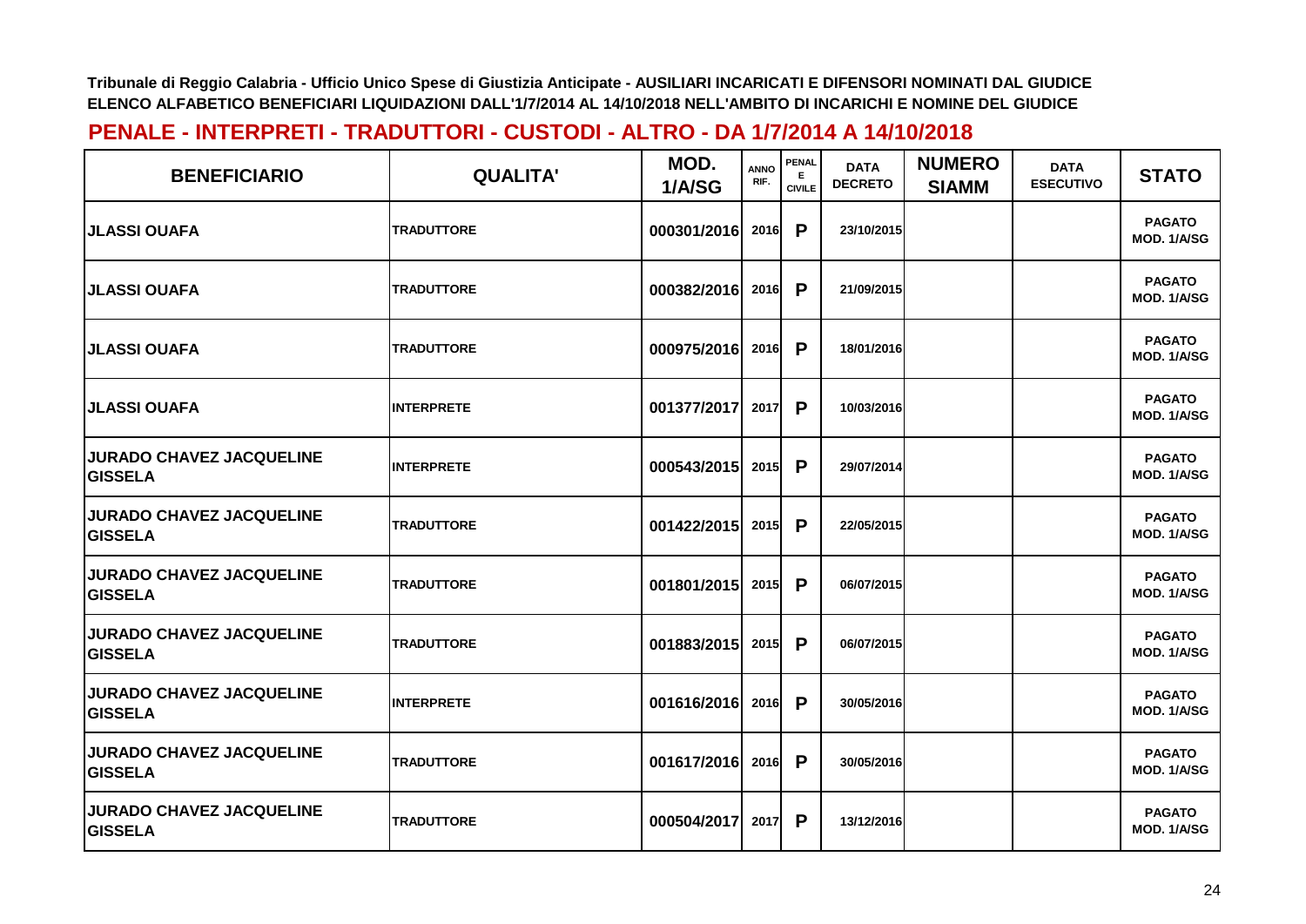Tribunale di Reggio Calabria - Ufficio Unico Spese di Giustizia Anticipate - AUSILIARI INCARICATI E DIFENSORI NOMINATI DAL GIUDICE
ELENCO ALFABETICO BENEFICIARI LIQUIDAZIONI DALL'1/7/2014 AL 14/10/2018 NELL'AMBITO DI INCARICHI E NOMINE DEL GIUDICE

## PENALE - INTERPRETI - TRADUTTORI - CUSTODI - ALTRO - DA 1/7/2014 A 14/10/2018

| BENEFICIARIO | QUALITA' | MOD. 1/A/SG | ANNO RIF. | PENALE CIVILE | DATA DECRETO | NUMERO SIAMM | DATA ESECUTIVO | STATO |
|---|---|---|---|---|---|---|---|---|
| JLASSI OUAFA | TRADUTTORE | 000301/2016 | 2016 | P | 23/10/2015 | | | PAGATO MOD. 1/A/SG |
| JLASSI OUAFA | TRADUTTORE | 000382/2016 | 2016 | P | 21/09/2015 | | | PAGATO MOD. 1/A/SG |
| JLASSI OUAFA | TRADUTTORE | 000975/2016 | 2016 | P | 18/01/2016 | | | PAGATO MOD. 1/A/SG |
| JLASSI OUAFA | INTERPRETE | 001377/2017 | 2017 | P | 10/03/2016 | | | PAGATO MOD. 1/A/SG |
| JURADO CHAVEZ JACQUELINE GISSELA | INTERPRETE | 000543/2015 | 2015 | P | 29/07/2014 | | | PAGATO MOD. 1/A/SG |
| JURADO CHAVEZ JACQUELINE GISSELA | TRADUTTORE | 001422/2015 | 2015 | P | 22/05/2015 | | | PAGATO MOD. 1/A/SG |
| JURADO CHAVEZ JACQUELINE GISSELA | TRADUTTORE | 001801/2015 | 2015 | P | 06/07/2015 | | | PAGATO MOD. 1/A/SG |
| JURADO CHAVEZ JACQUELINE GISSELA | TRADUTTORE | 001883/2015 | 2015 | P | 06/07/2015 | | | PAGATO MOD. 1/A/SG |
| JURADO CHAVEZ JACQUELINE GISSELA | INTERPRETE | 001616/2016 | 2016 | P | 30/05/2016 | | | PAGATO MOD. 1/A/SG |
| JURADO CHAVEZ JACQUELINE GISSELA | TRADUTTORE | 001617/2016 | 2016 | P | 30/05/2016 | | | PAGATO MOD. 1/A/SG |
| JURADO CHAVEZ JACQUELINE GISSELA | TRADUTTORE | 000504/2017 | 2017 | P | 13/12/2016 | | | PAGATO MOD. 1/A/SG |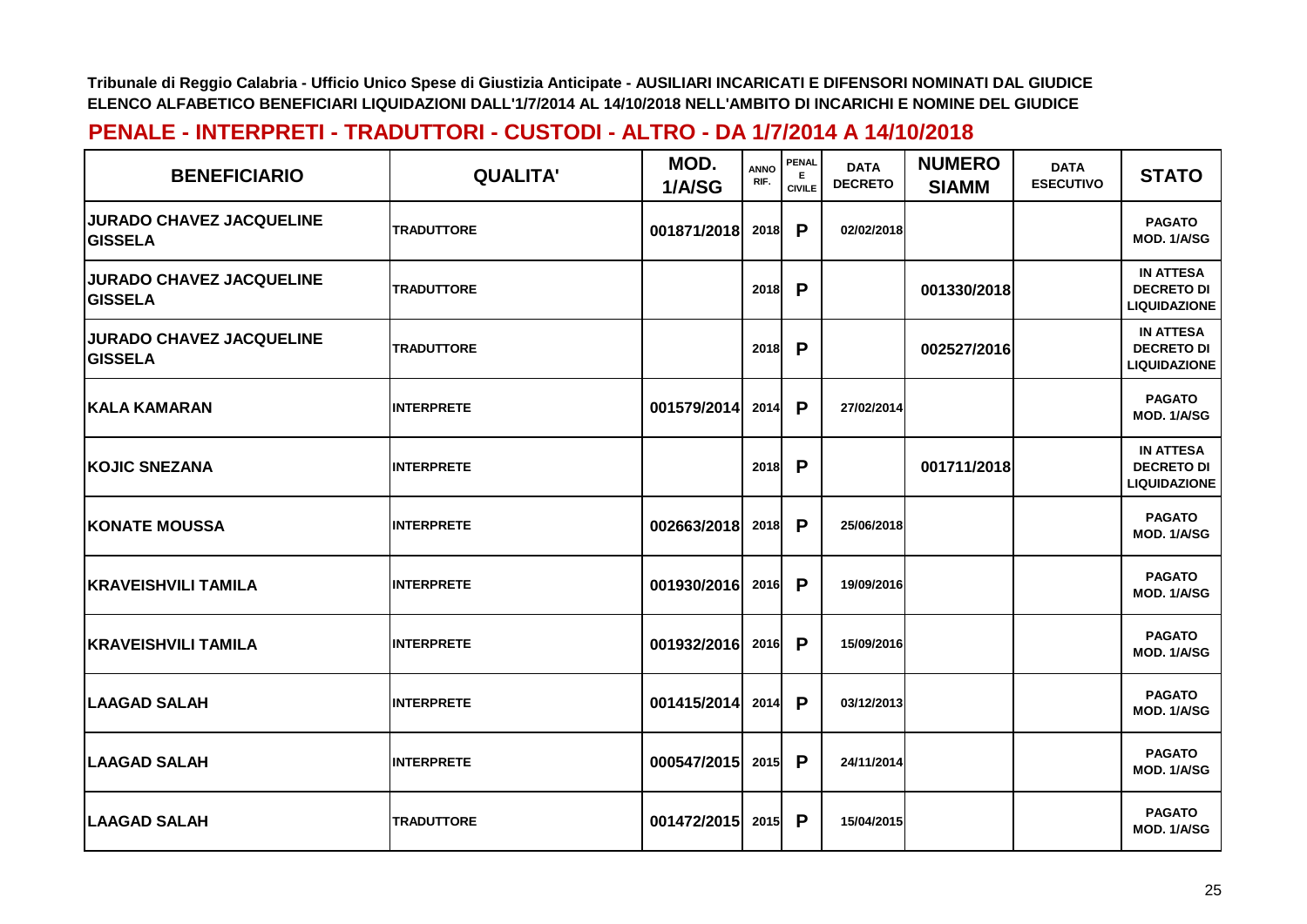Tribunale di Reggio Calabria - Ufficio Unico Spese di Giustizia Anticipate - AUSILIARI INCARICATI E DIFENSORI NOMINATI DAL GIUDICE
ELENCO ALFABETICO BENEFICIARI LIQUIDAZIONI DALL'1/7/2014 AL 14/10/2018 NELL'AMBITO DI INCARICHI E NOMINE DEL GIUDICE

## PENALE - INTERPRETI - TRADUTTORI - CUSTODI - ALTRO - DA 1/7/2014 A 14/10/2018

| BENEFICIARIO | QUALITA' | MOD. 1/A/SG | ANNO RIF. | PENALE E CIVILE | DATA DECRETO | NUMERO SIAMM | DATA ESECUTIVO | STATO |
|---|---|---|---|---|---|---|---|---|
| JURADO CHAVEZ JACQUELINE GISSELA | TRADUTTORE | 001871/2018 | 2018 | P | 02/02/2018 | | | PAGATO MOD. 1/A/SG |
| JURADO CHAVEZ JACQUELINE GISSELA | TRADUTTORE | | 2018 | P | | 001330/2018 | | IN ATTESA DECRETO DI LIQUIDAZIONE |
| JURADO CHAVEZ JACQUELINE GISSELA | TRADUTTORE | | 2018 | P | | 002527/2016 | | IN ATTESA DECRETO DI LIQUIDAZIONE |
| KALA KAMARAN | INTERPRETE | 001579/2014 | 2014 | P | 27/02/2014 | | | PAGATO MOD. 1/A/SG |
| KOJIC SNEZANA | INTERPRETE | | 2018 | P | | 001711/2018 | | IN ATTESA DECRETO DI LIQUIDAZIONE |
| KONATE MOUSSA | INTERPRETE | 002663/2018 | 2018 | P | 25/06/2018 | | | PAGATO MOD. 1/A/SG |
| KRAVEISHVILI TAMILA | INTERPRETE | 001930/2016 | 2016 | P | 19/09/2016 | | | PAGATO MOD. 1/A/SG |
| KRAVEISHVILI TAMILA | INTERPRETE | 001932/2016 | 2016 | P | 15/09/2016 | | | PAGATO MOD. 1/A/SG |
| LAAGAD SALAH | INTERPRETE | 001415/2014 | 2014 | P | 03/12/2013 | | | PAGATO MOD. 1/A/SG |
| LAAGAD SALAH | INTERPRETE | 000547/2015 | 2015 | P | 24/11/2014 | | | PAGATO MOD. 1/A/SG |
| LAAGAD SALAH | TRADUTTORE | 001472/2015 | 2015 | P | 15/04/2015 | | | PAGATO MOD. 1/A/SG |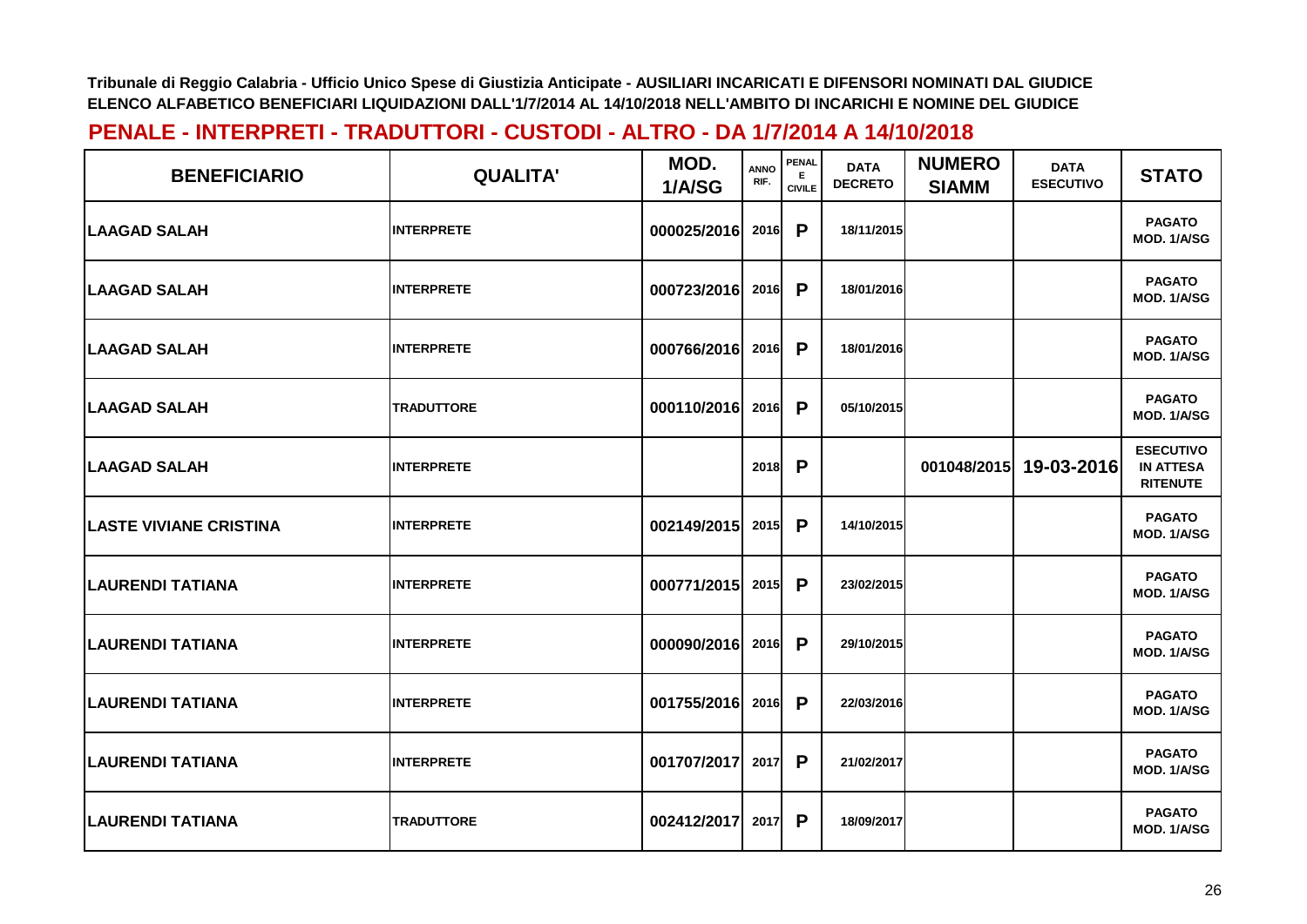Tribunale di Reggio Calabria - Ufficio Unico Spese di Giustizia Anticipate - AUSILIARI INCARICATI E DIFENSORI NOMINATI DAL GIUDICE
ELENCO ALFABETICO BENEFICIARI LIQUIDAZIONI DALL'1/7/2014 AL 14/10/2018 NELL'AMBITO DI INCARICHI E NOMINE DEL GIUDICE

## PENALE - INTERPRETI - TRADUTTORI - CUSTODI - ALTRO - DA 1/7/2014 A 14/10/2018

| BENEFICIARIO | QUALITA' | MOD. 1/A/SG | ANNO RIF. | PENALE CIVILE | DATA DECRETO | NUMERO SIAMM | DATA ESECUTIVO | STATO |
|---|---|---|---|---|---|---|---|---|
| LAAGAD SALAH | INTERPRETE | 000025/2016 | 2016 | P | 18/11/2015 | | | PAGATO MOD. 1/A/SG |
| LAAGAD SALAH | INTERPRETE | 000723/2016 | 2016 | P | 18/01/2016 | | | PAGATO MOD. 1/A/SG |
| LAAGAD SALAH | INTERPRETE | 000766/2016 | 2016 | P | 18/01/2016 | | | PAGATO MOD. 1/A/SG |
| LAAGAD SALAH | TRADUTTORE | 000110/2016 | 2016 | P | 05/10/2015 | | | PAGATO MOD. 1/A/SG |
| LAAGAD SALAH | INTERPRETE | | 2018 | P | | 001048/2015 | 19-03-2016 | ESECUTIVO IN ATTESA RITENUTE |
| LASTE VIVIANE CRISTINA | INTERPRETE | 002149/2015 | 2015 | P | 14/10/2015 | | | PAGATO MOD. 1/A/SG |
| LAURENDI TATIANA | INTERPRETE | 000771/2015 | 2015 | P | 23/02/2015 | | | PAGATO MOD. 1/A/SG |
| LAURENDI TATIANA | INTERPRETE | 000090/2016 | 2016 | P | 29/10/2015 | | | PAGATO MOD. 1/A/SG |
| LAURENDI TATIANA | INTERPRETE | 001755/2016 | 2016 | P | 22/03/2016 | | | PAGATO MOD. 1/A/SG |
| LAURENDI TATIANA | INTERPRETE | 001707/2017 | 2017 | P | 21/02/2017 | | | PAGATO MOD. 1/A/SG |
| LAURENDI TATIANA | TRADUTTORE | 002412/2017 | 2017 | P | 18/09/2017 | | | PAGATO MOD. 1/A/SG |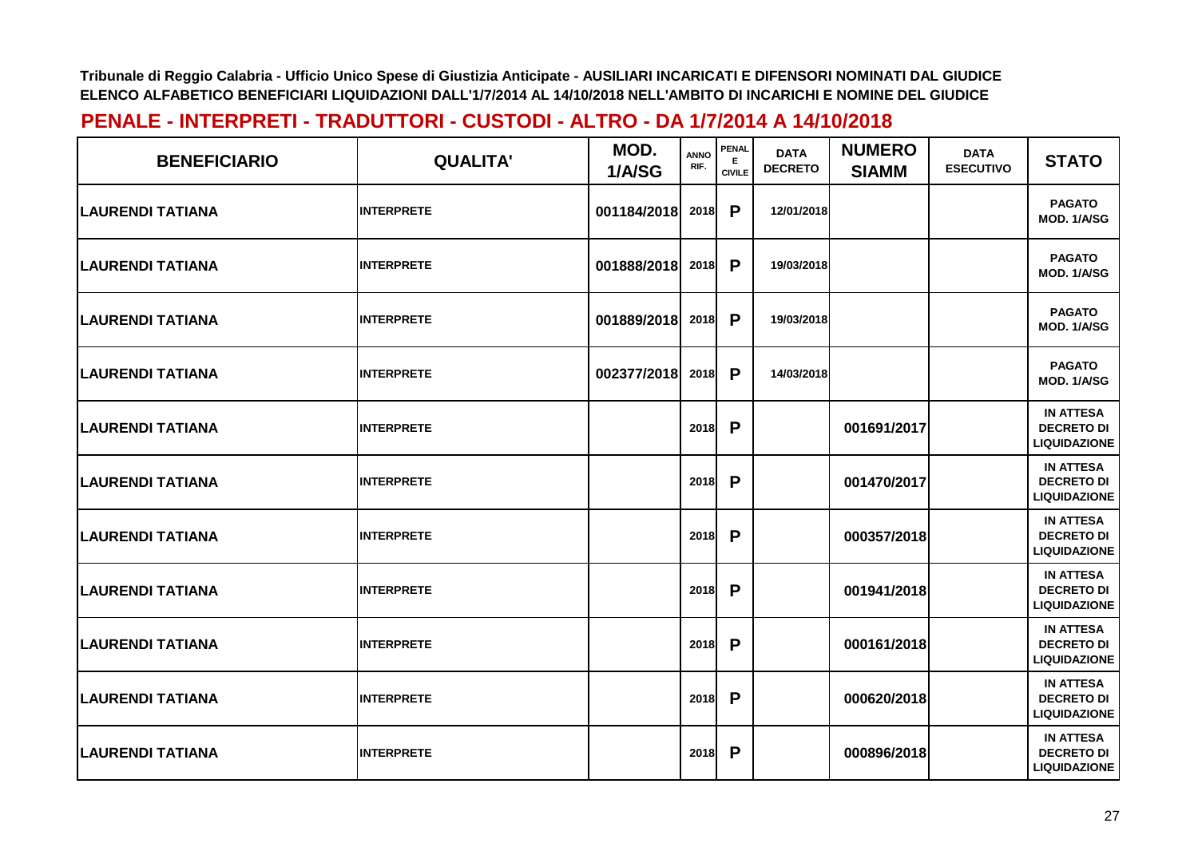Tribunale di Reggio Calabria - Ufficio Unico Spese di Giustizia Anticipate - AUSILIARI INCARICATI E DIFENSORI NOMINATI DAL GIUDICE
ELENCO ALFABETICO BENEFICIARI LIQUIDAZIONI DALL'1/7/2014 AL 14/10/2018 NELL'AMBITO DI INCARICHI E NOMINE DEL GIUDICE

## PENALE - INTERPRETI - TRADUTTORI - CUSTODI - ALTRO - DA 1/7/2014 A 14/10/2018

| BENEFICIARIO | QUALITA' | MOD. 1/A/SG | ANNO RIF. | PENALE CIVILE | DATA DECRETO | NUMERO SIAMM | DATA ESECUTIVO | STATO |
|---|---|---|---|---|---|---|---|---|
| LAURENDI TATIANA | INTERPRETE | 001184/2018 | 2018 | P | 12/01/2018 | | | PAGATO MOD. 1/A/SG |
| LAURENDI TATIANA | INTERPRETE | 001888/2018 | 2018 | P | 19/03/2018 | | | PAGATO MOD. 1/A/SG |
| LAURENDI TATIANA | INTERPRETE | 001889/2018 | 2018 | P | 19/03/2018 | | | PAGATO MOD. 1/A/SG |
| LAURENDI TATIANA | INTERPRETE | 002377/2018 | 2018 | P | 14/03/2018 | | | PAGATO MOD. 1/A/SG |
| LAURENDI TATIANA | INTERPRETE | | 2018 | P | | 001691/2017 | | IN ATTESA DECRETO DI LIQUIDAZIONE |
| LAURENDI TATIANA | INTERPRETE | | 2018 | P | | 001470/2017 | | IN ATTESA DECRETO DI LIQUIDAZIONE |
| LAURENDI TATIANA | INTERPRETE | | 2018 | P | | 000357/2018 | | IN ATTESA DECRETO DI LIQUIDAZIONE |
| LAURENDI TATIANA | INTERPRETE | | 2018 | P | | 001941/2018 | | IN ATTESA DECRETO DI LIQUIDAZIONE |
| LAURENDI TATIANA | INTERPRETE | | 2018 | P | | 000161/2018 | | IN ATTESA DECRETO DI LIQUIDAZIONE |
| LAURENDI TATIANA | INTERPRETE | | 2018 | P | | 000620/2018 | | IN ATTESA DECRETO DI LIQUIDAZIONE |
| LAURENDI TATIANA | INTERPRETE | | 2018 | P | | 000896/2018 | | IN ATTESA DECRETO DI LIQUIDAZIONE |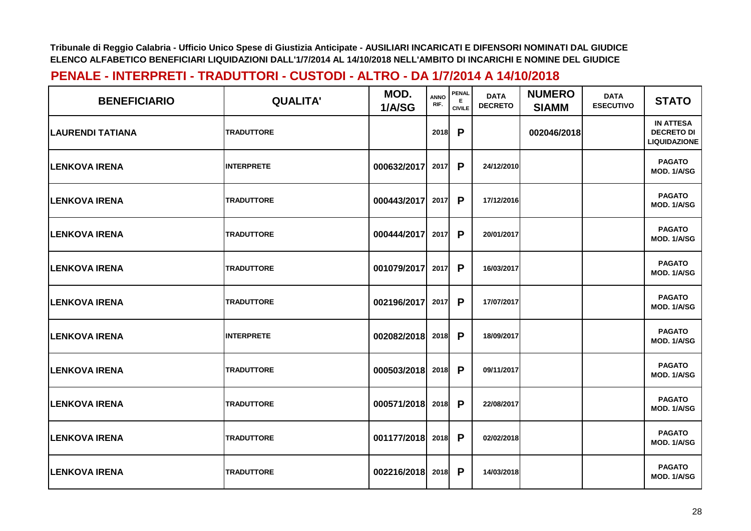**Tribunale di Reggio Calabria - Ufficio Unico Spese di Giustizia Anticipate - AUSILIARI INCARICATI E DIFENSORI NOMINATI DAL GIUDICE**
**ELENCO ALFABETICO BENEFICIARI LIQUIDAZIONI DALL'1/7/2014 AL 14/10/2018 NELL'AMBITO DI INCARICHI E NOMINE DEL GIUDICE**

## PENALE - INTERPRETI - TRADUTTORI - CUSTODI - ALTRO - DA 1/7/2014 A 14/10/2018

| BENEFICIARIO | QUALITA' | MOD. 1/A/SG | ANNO RIF. | PENALE E CIVILE | DATA DECRETO | NUMERO SIAMM | DATA ESECUTIVO | STATO |
|---|---|---|---|---|---|---|---|---|
| LAURENDI TATIANA | TRADUTTORE | | 2018 | P | | 002046/2018 | | IN ATTESA DECRETO DI LIQUIDAZIONE |
| LENKOVA IRENA | INTERPRETE | 000632/2017 | 2017 | P | 24/12/2010 | | | PAGATO MOD. 1/A/SG |
| LENKOVA IRENA | TRADUTTORE | 000443/2017 | 2017 | P | 17/12/2016 | | | PAGATO MOD. 1/A/SG |
| LENKOVA IRENA | TRADUTTORE | 000444/2017 | 2017 | P | 20/01/2017 | | | PAGATO MOD. 1/A/SG |
| LENKOVA IRENA | TRADUTTORE | 001079/2017 | 2017 | P | 16/03/2017 | | | PAGATO MOD. 1/A/SG |
| LENKOVA IRENA | TRADUTTORE | 002196/2017 | 2017 | P | 17/07/2017 | | | PAGATO MOD. 1/A/SG |
| LENKOVA IRENA | INTERPRETE | 002082/2018 | 2018 | P | 18/09/2017 | | | PAGATO MOD. 1/A/SG |
| LENKOVA IRENA | TRADUTTORE | 000503/2018 | 2018 | P | 09/11/2017 | | | PAGATO MOD. 1/A/SG |
| LENKOVA IRENA | TRADUTTORE | 000571/2018 | 2018 | P | 22/08/2017 | | | PAGATO MOD. 1/A/SG |
| LENKOVA IRENA | TRADUTTORE | 001177/2018 | 2018 | P | 02/02/2018 | | | PAGATO MOD. 1/A/SG |
| LENKOVA IRENA | TRADUTTORE | 002216/2018 | 2018 | P | 14/03/2018 | | | PAGATO MOD. 1/A/SG |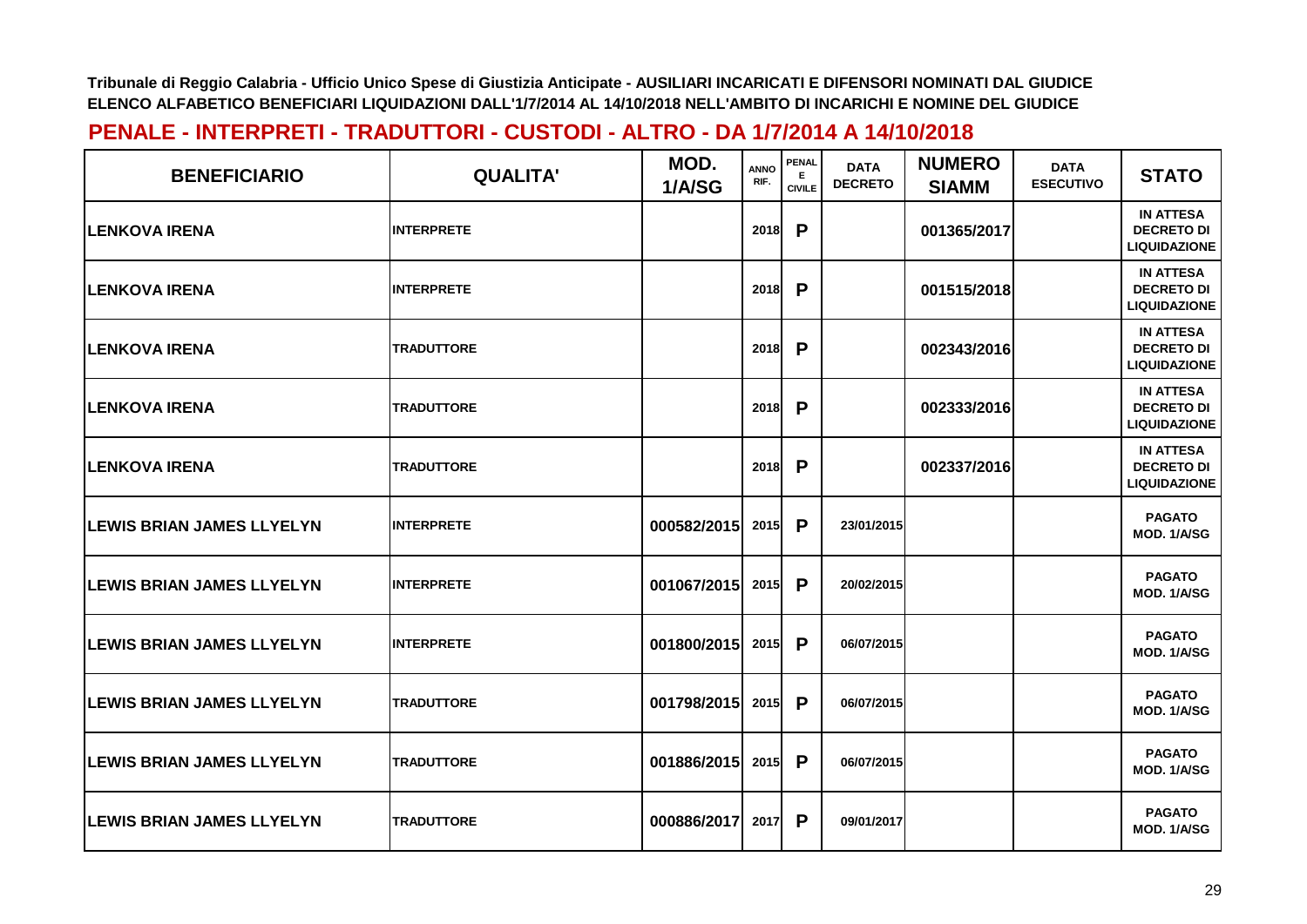**Tribunale di Reggio Calabria - Ufficio Unico Spese di Giustizia Anticipate - AUSILIARI INCARICATI E DIFENSORI NOMINATI DAL GIUDICE**
**ELENCO ALFABETICO BENEFICIARI LIQUIDAZIONI DALL'1/7/2014 AL 14/10/2018 NELL'AMBITO DI INCARICHI E NOMINE DEL GIUDICE**

## PENALE - INTERPRETI - TRADUTTORI - CUSTODI - ALTRO - DA 1/7/2014 A 14/10/2018

| BENEFICIARIO | QUALITA' | MOD. 1/A/SG | ANNO RIF. | PENALE CIVILE | DATA DECRETO | NUMERO SIAMM | DATA ESECUTIVO | STATO |
|---|---|---|---|---|---|---|---|---|
| LENKOVA IRENA | INTERPRETE | | 2018 | P | | 001365/2017 | | IN ATTESA DECRETO DI LIQUIDAZIONE |
| LENKOVA IRENA | INTERPRETE | | 2018 | P | | 001515/2018 | | IN ATTESA DECRETO DI LIQUIDAZIONE |
| LENKOVA IRENA | TRADUTTORE | | 2018 | P | | 002343/2016 | | IN ATTESA DECRETO DI LIQUIDAZIONE |
| LENKOVA IRENA | TRADUTTORE | | 2018 | P | | 002333/2016 | | IN ATTESA DECRETO DI LIQUIDAZIONE |
| LENKOVA IRENA | TRADUTTORE | | 2018 | P | | 002337/2016 | | IN ATTESA DECRETO DI LIQUIDAZIONE |
| LEWIS BRIAN JAMES LLYELYN | INTERPRETE | 000582/2015 | 2015 | P | 23/01/2015 | | | PAGATO MOD. 1/A/SG |
| LEWIS BRIAN JAMES LLYELYN | INTERPRETE | 001067/2015 | 2015 | P | 20/02/2015 | | | PAGATO MOD. 1/A/SG |
| LEWIS BRIAN JAMES LLYELYN | INTERPRETE | 001800/2015 | 2015 | P | 06/07/2015 | | | PAGATO MOD. 1/A/SG |
| LEWIS BRIAN JAMES LLYELYN | TRADUTTORE | 001798/2015 | 2015 | P | 06/07/2015 | | | PAGATO MOD. 1/A/SG |
| LEWIS BRIAN JAMES LLYELYN | TRADUTTORE | 001886/2015 | 2015 | P | 06/07/2015 | | | PAGATO MOD. 1/A/SG |
| LEWIS BRIAN JAMES LLYELYN | TRADUTTORE | 000886/2017 | 2017 | P | 09/01/2017 | | | PAGATO MOD. 1/A/SG |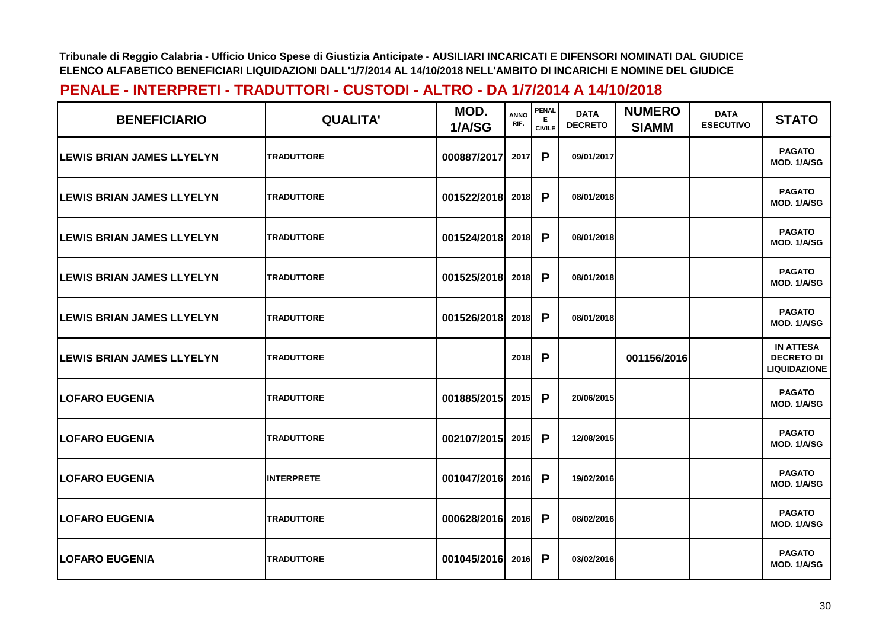Tribunale di Reggio Calabria - Ufficio Unico Spese di Giustizia Anticipate - AUSILIARI INCARICATI E DIFENSORI NOMINATI DAL GIUDICE
ELENCO ALFABETICO BENEFICIARI LIQUIDAZIONI DALL'1/7/2014 AL 14/10/2018 NELL'AMBITO DI INCARICHI E NOMINE DEL GIUDICE

## PENALE - INTERPRETI - TRADUTTORI - CUSTODI - ALTRO - DA 1/7/2014 A 14/10/2018

| BENEFICIARIO | QUALITA' | MOD. 1/A/SG | ANNO RIF. | PENALE E CIVILE | DATA DECRETO | NUMERO SIAMM | DATA ESECUTIVO | STATO |
|---|---|---|---|---|---|---|---|---|
| LEWIS BRIAN JAMES LLYELYN | TRADUTTORE | 000887/2017 | 2017 | P | 09/01/2017 | | | PAGATO MOD. 1/A/SG |
| LEWIS BRIAN JAMES LLYELYN | TRADUTTORE | 001522/2018 | 2018 | P | 08/01/2018 | | | PAGATO MOD. 1/A/SG |
| LEWIS BRIAN JAMES LLYELYN | TRADUTTORE | 001524/2018 | 2018 | P | 08/01/2018 | | | PAGATO MOD. 1/A/SG |
| LEWIS BRIAN JAMES LLYELYN | TRADUTTORE | 001525/2018 | 2018 | P | 08/01/2018 | | | PAGATO MOD. 1/A/SG |
| LEWIS BRIAN JAMES LLYELYN | TRADUTTORE | 001526/2018 | 2018 | P | 08/01/2018 | | | PAGATO MOD. 1/A/SG |
| LEWIS BRIAN JAMES LLYELYN | TRADUTTORE | | 2018 | P | | 001156/2016 | | IN ATTESA DECRETO DI LIQUIDAZIONE |
| LOFARO EUGENIA | TRADUTTORE | 001885/2015 | 2015 | P | 20/06/2015 | | | PAGATO MOD. 1/A/SG |
| LOFARO EUGENIA | TRADUTTORE | 002107/2015 | 2015 | P | 12/08/2015 | | | PAGATO MOD. 1/A/SG |
| LOFARO EUGENIA | INTERPRETE | 001047/2016 | 2016 | P | 19/02/2016 | | | PAGATO MOD. 1/A/SG |
| LOFARO EUGENIA | TRADUTTORE | 000628/2016 | 2016 | P | 08/02/2016 | | | PAGATO MOD. 1/A/SG |
| LOFARO EUGENIA | TRADUTTORE | 001045/2016 | 2016 | P | 03/02/2016 | | | PAGATO MOD. 1/A/SG |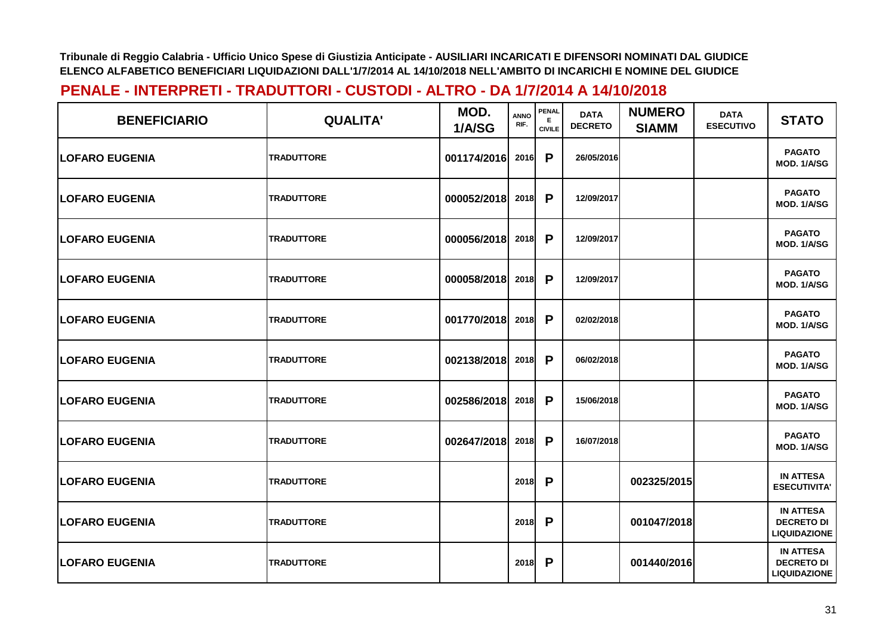Tribunale di Reggio Calabria - Ufficio Unico Spese di Giustizia Anticipate - AUSILIARI INCARICATI E DIFENSORI NOMINATI DAL GIUDICE
ELENCO ALFABETICO BENEFICIARI LIQUIDAZIONI DALL'1/7/2014 AL 14/10/2018 NELL'AMBITO DI INCARICHI E NOMINE DEL GIUDICE

## PENALE - INTERPRETI - TRADUTTORI - CUSTODI - ALTRO - DA 1/7/2014 A 14/10/2018

| BENEFICIARIO | QUALITA' | MOD. 1/A/SG | ANNO RIF. | PENALE CIVILE | DATA DECRETO | NUMERO SIAMM | DATA ESECUTIVO | STATO |
|---|---|---|---|---|---|---|---|---|
| LOFARO EUGENIA | TRADUTTORE | 001174/2016 | 2016 | P | 26/05/2016 | | | PAGATO MOD. 1/A/SG |
| LOFARO EUGENIA | TRADUTTORE | 000052/2018 | 2018 | P | 12/09/2017 | | | PAGATO MOD. 1/A/SG |
| LOFARO EUGENIA | TRADUTTORE | 000056/2018 | 2018 | P | 12/09/2017 | | | PAGATO MOD. 1/A/SG |
| LOFARO EUGENIA | TRADUTTORE | 000058/2018 | 2018 | P | 12/09/2017 | | | PAGATO MOD. 1/A/SG |
| LOFARO EUGENIA | TRADUTTORE | 001770/2018 | 2018 | P | 02/02/2018 | | | PAGATO MOD. 1/A/SG |
| LOFARO EUGENIA | TRADUTTORE | 002138/2018 | 2018 | P | 06/02/2018 | | | PAGATO MOD. 1/A/SG |
| LOFARO EUGENIA | TRADUTTORE | 002586/2018 | 2018 | P | 15/06/2018 | | | PAGATO MOD. 1/A/SG |
| LOFARO EUGENIA | TRADUTTORE | 002647/2018 | 2018 | P | 16/07/2018 | | | PAGATO MOD. 1/A/SG |
| LOFARO EUGENIA | TRADUTTORE | | 2018 | P | | 002325/2015 | | IN ATTESA ESECUTIVITA' |
| LOFARO EUGENIA | TRADUTTORE | | 2018 | P | | 001047/2018 | | IN ATTESA DECRETO DI LIQUIDAZIONE |
| LOFARO EUGENIA | TRADUTTORE | | 2018 | P | | 001440/2016 | | IN ATTESA DECRETO DI LIQUIDAZIONE |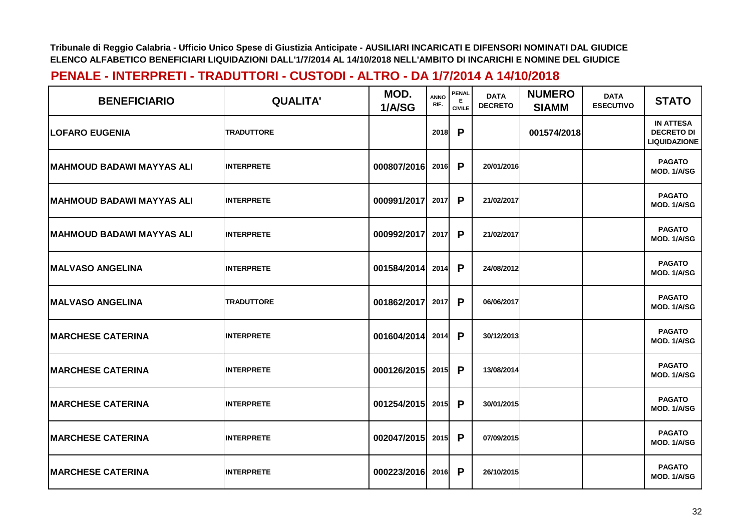Tribunale di Reggio Calabria - Ufficio Unico Spese di Giustizia Anticipate - AUSILIARI INCARICATI E DIFENSORI NOMINATI DAL GIUDICE
ELENCO ALFABETICO BENEFICIARI LIQUIDAZIONI DALL'1/7/2014 AL 14/10/2018 NELL'AMBITO DI INCARICHI E NOMINE DEL GIUDICE

## PENALE - INTERPRETI - TRADUTTORI - CUSTODI - ALTRO - DA 1/7/2014 A 14/10/2018

| BENEFICIARIO | QUALITA' | MOD. 1/A/SG | ANNO RIF. | PENALE E CIVILE | DATA DECRETO | NUMERO SIAMM | DATA ESECUTIVO | STATO |
|---|---|---|---|---|---|---|---|---|
| LOFARO EUGENIA | TRADUTTORE | | 2018 | P | | 001574/2018 | | IN ATTESA DECRETO DI LIQUIDAZIONE |
| MAHMOUD BADAWI MAYYAS ALI | INTERPRETE | 000807/2016 | 2016 | P | 20/01/2016 | | | PAGATO MOD. 1/A/SG |
| MAHMOUD BADAWI MAYYAS ALI | INTERPRETE | 000991/2017 | 2017 | P | 21/02/2017 | | | PAGATO MOD. 1/A/SG |
| MAHMOUD BADAWI MAYYAS ALI | INTERPRETE | 000992/2017 | 2017 | P | 21/02/2017 | | | PAGATO MOD. 1/A/SG |
| MALVASO ANGELINA | INTERPRETE | 001584/2014 | 2014 | P | 24/08/2012 | | | PAGATO MOD. 1/A/SG |
| MALVASO ANGELINA | TRADUTTORE | 001862/2017 | 2017 | P | 06/06/2017 | | | PAGATO MOD. 1/A/SG |
| MARCHESE CATERINA | INTERPRETE | 001604/2014 | 2014 | P | 30/12/2013 | | | PAGATO MOD. 1/A/SG |
| MARCHESE CATERINA | INTERPRETE | 000126/2015 | 2015 | P | 13/08/2014 | | | PAGATO MOD. 1/A/SG |
| MARCHESE CATERINA | INTERPRETE | 001254/2015 | 2015 | P | 30/01/2015 | | | PAGATO MOD. 1/A/SG |
| MARCHESE CATERINA | INTERPRETE | 002047/2015 | 2015 | P | 07/09/2015 | | | PAGATO MOD. 1/A/SG |
| MARCHESE CATERINA | INTERPRETE | 000223/2016 | 2016 | P | 26/10/2015 | | | PAGATO MOD. 1/A/SG |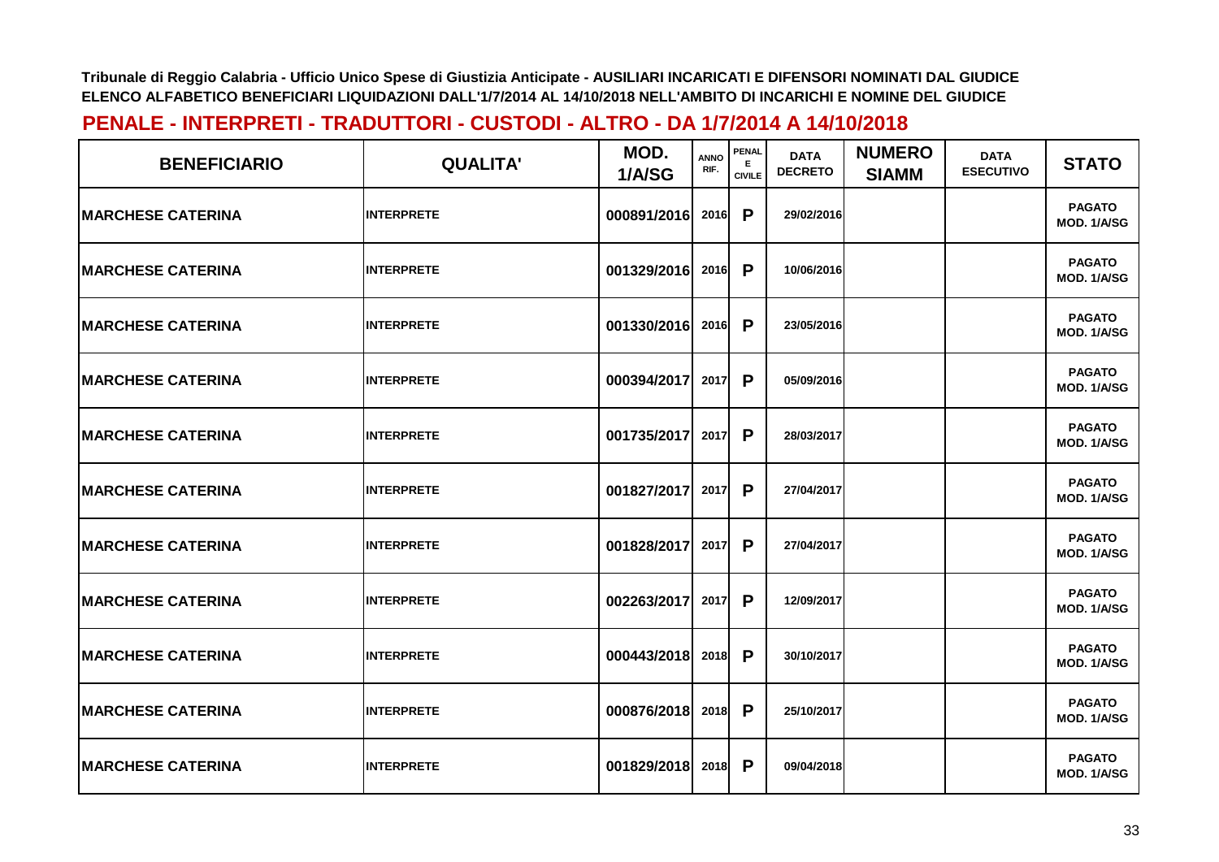Tribunale di Reggio Calabria - Ufficio Unico Spese di Giustizia Anticipate - AUSILIARI INCARICATI E DIFENSORI NOMINATI DAL GIUDICE
ELENCO ALFABETICO BENEFICIARI LIQUIDAZIONI DALL'1/7/2014 AL 14/10/2018 NELL'AMBITO DI INCARICHI E NOMINE DEL GIUDICE

## PENALE - INTERPRETI - TRADUTTORI - CUSTODI - ALTRO - DA 1/7/2014 A 14/10/2018

| BENEFICIARIO | QUALITA' | MOD. 1/A/SG | ANNO RIF. | PENALE CIVILE | DATA DECRETO | NUMERO SIAMM | DATA ESECUTIVO | STATO |
|---|---|---|---|---|---|---|---|---|
| MARCHESE CATERINA | INTERPRETE | 000891/2016 | 2016 | P | 29/02/2016 | | | PAGATO MOD. 1/A/SG |
| MARCHESE CATERINA | INTERPRETE | 001329/2016 | 2016 | P | 10/06/2016 | | | PAGATO MOD. 1/A/SG |
| MARCHESE CATERINA | INTERPRETE | 001330/2016 | 2016 | P | 23/05/2016 | | | PAGATO MOD. 1/A/SG |
| MARCHESE CATERINA | INTERPRETE | 000394/2017 | 2017 | P | 05/09/2016 | | | PAGATO MOD. 1/A/SG |
| MARCHESE CATERINA | INTERPRETE | 001735/2017 | 2017 | P | 28/03/2017 | | | PAGATO MOD. 1/A/SG |
| MARCHESE CATERINA | INTERPRETE | 001827/2017 | 2017 | P | 27/04/2017 | | | PAGATO MOD. 1/A/SG |
| MARCHESE CATERINA | INTERPRETE | 001828/2017 | 2017 | P | 27/04/2017 | | | PAGATO MOD. 1/A/SG |
| MARCHESE CATERINA | INTERPRETE | 002263/2017 | 2017 | P | 12/09/2017 | | | PAGATO MOD. 1/A/SG |
| MARCHESE CATERINA | INTERPRETE | 000443/2018 | 2018 | P | 30/10/2017 | | | PAGATO MOD. 1/A/SG |
| MARCHESE CATERINA | INTERPRETE | 000876/2018 | 2018 | P | 25/10/2017 | | | PAGATO MOD. 1/A/SG |
| MARCHESE CATERINA | INTERPRETE | 001829/2018 | 2018 | P | 09/04/2018 | | | PAGATO MOD. 1/A/SG |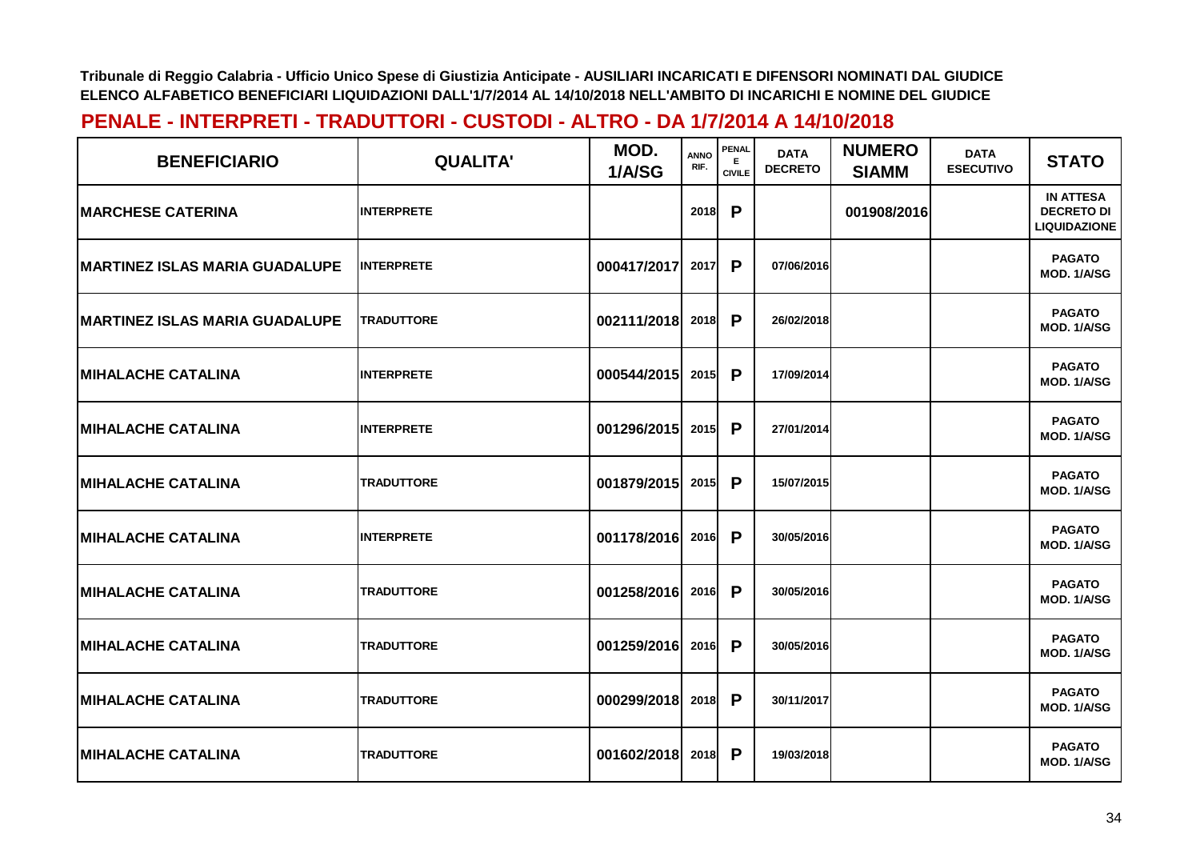Tribunale di Reggio Calabria - Ufficio Unico Spese di Giustizia Anticipate - AUSILIARI INCARICATI E DIFENSORI NOMINATI DAL GIUDICE
ELENCO ALFABETICO BENEFICIARI LIQUIDAZIONI DALL'1/7/2014 AL 14/10/2018 NELL'AMBITO DI INCARICHI E NOMINE DEL GIUDICE

## PENALE - INTERPRETI - TRADUTTORI - CUSTODI - ALTRO - DA 1/7/2014 A 14/10/2018

| BENEFICIARIO | QUALITA' | MOD. 1/A/SG | ANNO RIF. | PENALE E CIVILE | DATA DECRETO | NUMERO SIAMM | DATA ESECUTIVO | STATO |
|---|---|---|---|---|---|---|---|---|
| MARCHESE CATERINA | INTERPRETE | | 2018 | P | | 001908/2016 | | IN ATTESA DECRETO DI LIQUIDAZIONE |
| MARTINEZ ISLAS MARIA GUADALUPE | INTERPRETE | 000417/2017 | 2017 | P | 07/06/2016 | | | PAGATO MOD. 1/A/SG |
| MARTINEZ ISLAS MARIA GUADALUPE | TRADUTTORE | 002111/2018 | 2018 | P | 26/02/2018 | | | PAGATO MOD. 1/A/SG |
| MIHALACHE CATALINA | INTERPRETE | 000544/2015 | 2015 | P | 17/09/2014 | | | PAGATO MOD. 1/A/SG |
| MIHALACHE CATALINA | INTERPRETE | 001296/2015 | 2015 | P | 27/01/2014 | | | PAGATO MOD. 1/A/SG |
| MIHALACHE CATALINA | TRADUTTORE | 001879/2015 | 2015 | P | 15/07/2015 | | | PAGATO MOD. 1/A/SG |
| MIHALACHE CATALINA | INTERPRETE | 001178/2016 | 2016 | P | 30/05/2016 | | | PAGATO MOD. 1/A/SG |
| MIHALACHE CATALINA | TRADUTTORE | 001258/2016 | 2016 | P | 30/05/2016 | | | PAGATO MOD. 1/A/SG |
| MIHALACHE CATALINA | TRADUTTORE | 001259/2016 | 2016 | P | 30/05/2016 | | | PAGATO MOD. 1/A/SG |
| MIHALACHE CATALINA | TRADUTTORE | 000299/2018 | 2018 | P | 30/11/2017 | | | PAGATO MOD. 1/A/SG |
| MIHALACHE CATALINA | TRADUTTORE | 001602/2018 | 2018 | P | 19/03/2018 | | | PAGATO MOD. 1/A/SG |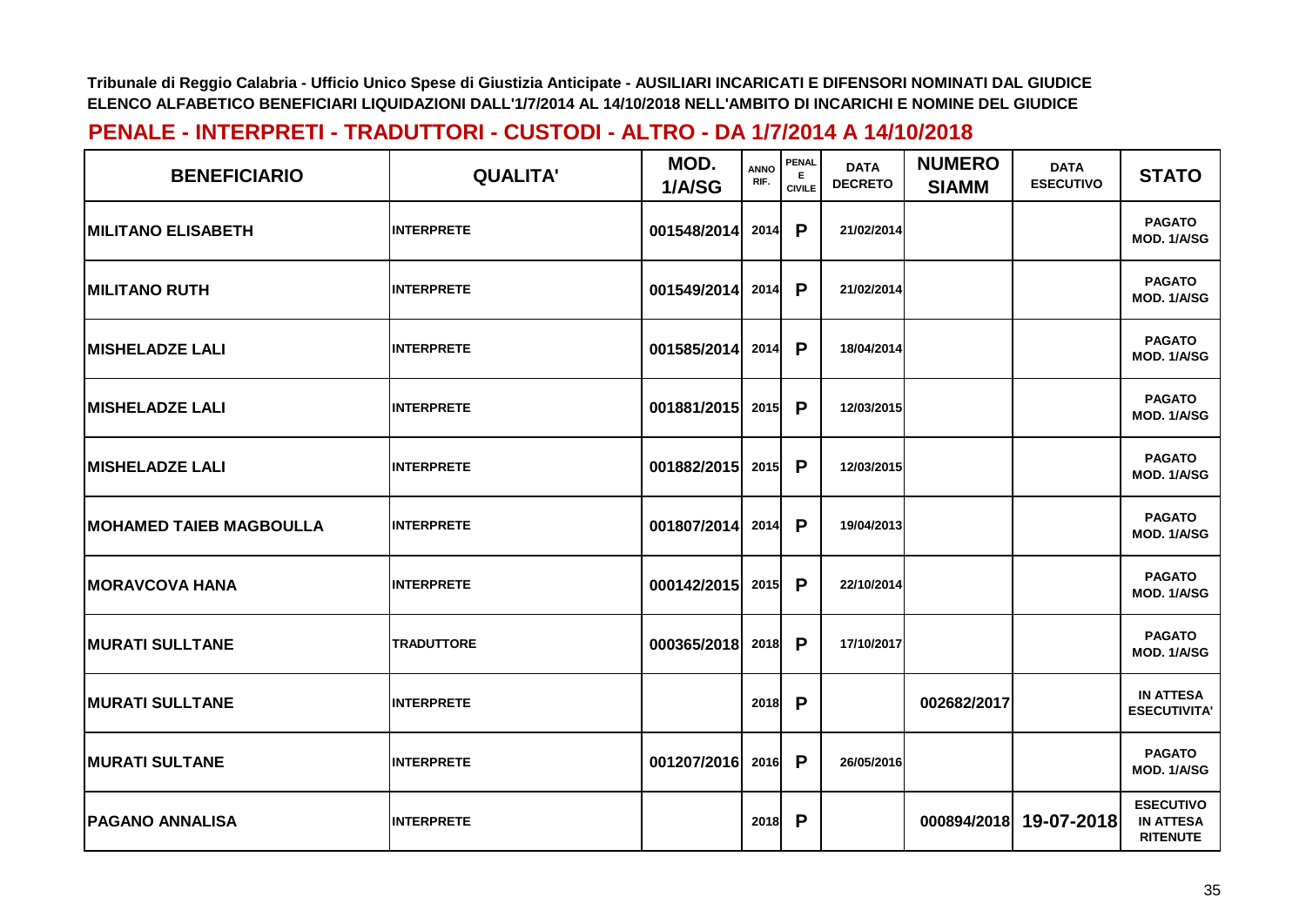Tribunale di Reggio Calabria - Ufficio Unico Spese di Giustizia Anticipate - AUSILIARI INCARICATI E DIFENSORI NOMINATI DAL GIUDICE
ELENCO ALFABETICO BENEFICIARI LIQUIDAZIONI DALL'1/7/2014 AL 14/10/2018 NELL'AMBITO DI INCARICHI E NOMINE DEL GIUDICE

## PENALE - INTERPRETI - TRADUTTORI - CUSTODI - ALTRO - DA 1/7/2014 A 14/10/2018

| BENEFICIARIO | QUALITA' | MOD. 1/A/SG | ANNO RIF. | PENALE CIVILE | DATA DECRETO | NUMERO SIAMM | DATA ESECUTIVO | STATO |
|---|---|---|---|---|---|---|---|---|
| MILITANO ELISABETH | INTERPRETE | 001548/2014 | 2014 | P | 21/02/2014 | | | PAGATO MOD. 1/A/SG |
| MILITANO RUTH | INTERPRETE | 001549/2014 | 2014 | P | 21/02/2014 | | | PAGATO MOD. 1/A/SG |
| MISHELADZE LALI | INTERPRETE | 001585/2014 | 2014 | P | 18/04/2014 | | | PAGATO MOD. 1/A/SG |
| MISHELADZE LALI | INTERPRETE | 001881/2015 | 2015 | P | 12/03/2015 | | | PAGATO MOD. 1/A/SG |
| MISHELADZE LALI | INTERPRETE | 001882/2015 | 2015 | P | 12/03/2015 | | | PAGATO MOD. 1/A/SG |
| MOHAMED TAIEB MAGBOULLA | INTERPRETE | 001807/2014 | 2014 | P | 19/04/2013 | | | PAGATO MOD. 1/A/SG |
| MORAVCOVA HANA | INTERPRETE | 000142/2015 | 2015 | P | 22/10/2014 | | | PAGATO MOD. 1/A/SG |
| MURATI SULLTANE | TRADUTTORE | 000365/2018 | 2018 | P | 17/10/2017 | | | PAGATO MOD. 1/A/SG |
| MURATI SULLTANE | INTERPRETE | | 2018 | P | | 002682/2017 | | IN ATTESA ESECUTIVITA' |
| MURATI SULTANE | INTERPRETE | 001207/2016 | 2016 | P | 26/05/2016 | | | PAGATO MOD. 1/A/SG |
| PAGANO ANNALISA | INTERPRETE | | 2018 | P | | 000894/2018 | 19-07-2018 | ESECUTIVO IN ATTESA RITENUTE |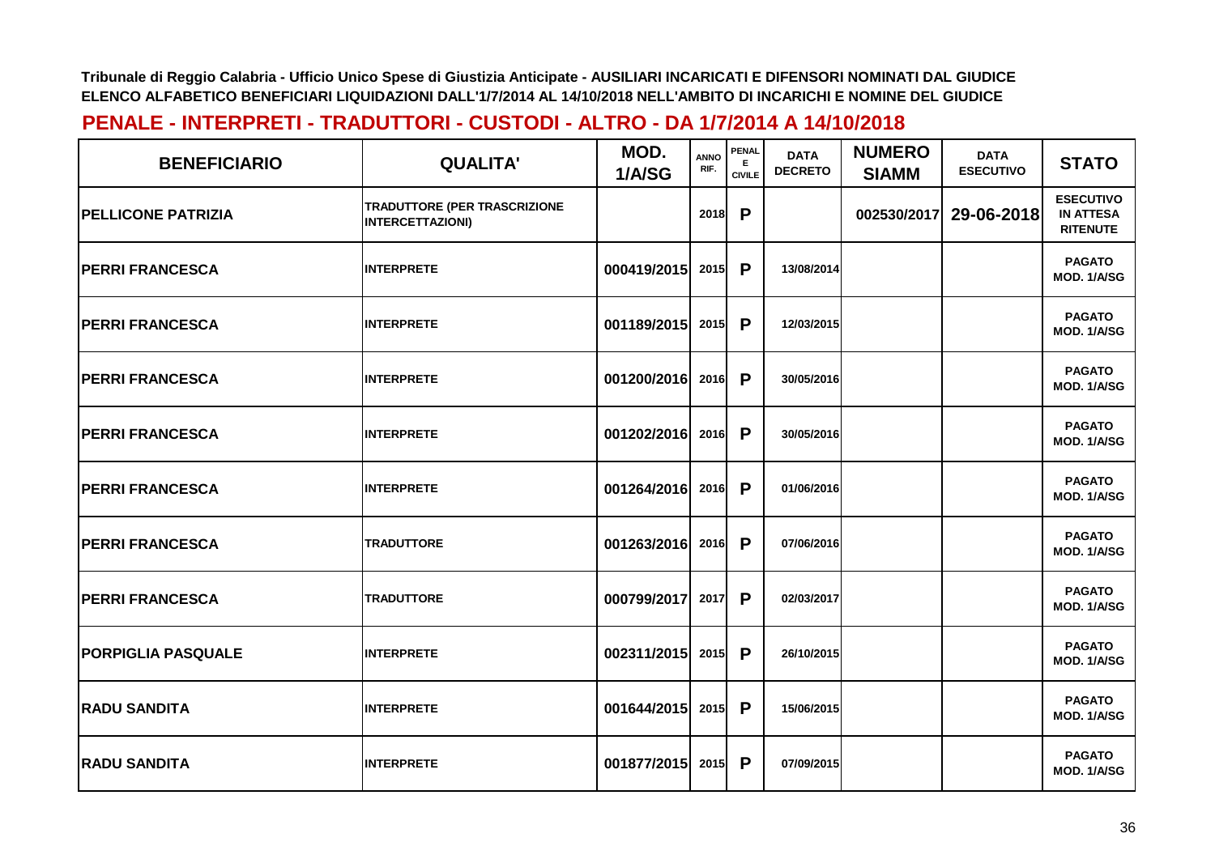Tribunale di Reggio Calabria - Ufficio Unico Spese di Giustizia Anticipate - AUSILIARI INCARICATI E DIFENSORI NOMINATI DAL GIUDICE
ELENCO ALFABETICO BENEFICIARI LIQUIDAZIONI DALL'1/7/2014 AL 14/10/2018 NELL'AMBITO DI INCARICHI E NOMINE DEL GIUDICE

## PENALE - INTERPRETI - TRADUTTORI - CUSTODI - ALTRO - DA 1/7/2014 A 14/10/2018

| BENEFICIARIO | QUALITA' | MOD. 1/A/SG | ANNO RIF. | PENALE CIVILE | DATA DECRETO | NUMERO SIAMM | DATA ESECUTIVO | STATO |
|---|---|---|---|---|---|---|---|---|
| PELLICONE PATRIZIA | TRADUTTORE (PER TRASCRIZIONE INTERCETTAZIONI) | | 2018 | P | | 002530/2017 | 29-06-2018 | ESECUTIVO IN ATTESA RITENUTE |
| PERRI FRANCESCA | INTERPRETE | 000419/2015 | 2015 | P | 13/08/2014 | | | PAGATO MOD. 1/A/SG |
| PERRI FRANCESCA | INTERPRETE | 001189/2015 | 2015 | P | 12/03/2015 | | | PAGATO MOD. 1/A/SG |
| PERRI FRANCESCA | INTERPRETE | 001200/2016 | 2016 | P | 30/05/2016 | | | PAGATO MOD. 1/A/SG |
| PERRI FRANCESCA | INTERPRETE | 001202/2016 | 2016 | P | 30/05/2016 | | | PAGATO MOD. 1/A/SG |
| PERRI FRANCESCA | INTERPRETE | 001264/2016 | 2016 | P | 01/06/2016 | | | PAGATO MOD. 1/A/SG |
| PERRI FRANCESCA | TRADUTTORE | 001263/2016 | 2016 | P | 07/06/2016 | | | PAGATO MOD. 1/A/SG |
| PERRI FRANCESCA | TRADUTTORE | 000799/2017 | 2017 | P | 02/03/2017 | | | PAGATO MOD. 1/A/SG |
| PORPIGLIA PASQUALE | INTERPRETE | 002311/2015 | 2015 | P | 26/10/2015 | | | PAGATO MOD. 1/A/SG |
| RADU SANDITA | INTERPRETE | 001644/2015 | 2015 | P | 15/06/2015 | | | PAGATO MOD. 1/A/SG |
| RADU SANDITA | INTERPRETE | 001877/2015 | 2015 | P | 07/09/2015 | | | PAGATO MOD. 1/A/SG |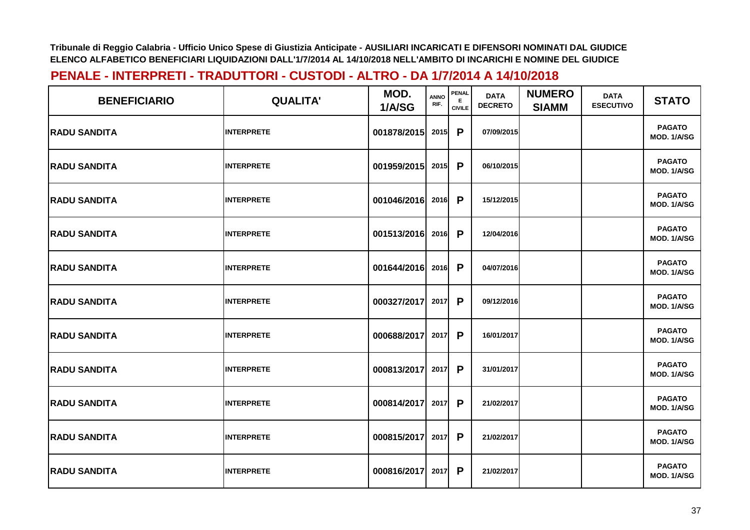Tribunale di Reggio Calabria - Ufficio Unico Spese di Giustizia Anticipate - AUSILIARI INCARICATI E DIFENSORI NOMINATI DAL GIUDICE
ELENCO ALFABETICO BENEFICIARI LIQUIDAZIONI DALL'1/7/2014 AL 14/10/2018 NELL'AMBITO DI INCARICHI E NOMINE DEL GIUDICE

## PENALE - INTERPRETI - TRADUTTORI - CUSTODI - ALTRO - DA 1/7/2014 A 14/10/2018

| BENEFICIARIO | QUALITA' | MOD. 1/A/SG | ANNO RIF. | PENALE CIVILE | DATA DECRETO | NUMERO SIAMM | DATA ESECUTIVO | STATO |
|---|---|---|---|---|---|---|---|---|
| RADU SANDITA | INTERPRETE | 001878/2015 | 2015 | P | 07/09/2015 | | | PAGATO MOD. 1/A/SG |
| RADU SANDITA | INTERPRETE | 001959/2015 | 2015 | P | 06/10/2015 | | | PAGATO MOD. 1/A/SG |
| RADU SANDITA | INTERPRETE | 001046/2016 | 2016 | P | 15/12/2015 | | | PAGATO MOD. 1/A/SG |
| RADU SANDITA | INTERPRETE | 001513/2016 | 2016 | P | 12/04/2016 | | | PAGATO MOD. 1/A/SG |
| RADU SANDITA | INTERPRETE | 001644/2016 | 2016 | P | 04/07/2016 | | | PAGATO MOD. 1/A/SG |
| RADU SANDITA | INTERPRETE | 000327/2017 | 2017 | P | 09/12/2016 | | | PAGATO MOD. 1/A/SG |
| RADU SANDITA | INTERPRETE | 000688/2017 | 2017 | P | 16/01/2017 | | | PAGATO MOD. 1/A/SG |
| RADU SANDITA | INTERPRETE | 000813/2017 | 2017 | P | 31/01/2017 | | | PAGATO MOD. 1/A/SG |
| RADU SANDITA | INTERPRETE | 000814/2017 | 2017 | P | 21/02/2017 | | | PAGATO MOD. 1/A/SG |
| RADU SANDITA | INTERPRETE | 000815/2017 | 2017 | P | 21/02/2017 | | | PAGATO MOD. 1/A/SG |
| RADU SANDITA | INTERPRETE | 000816/2017 | 2017 | P | 21/02/2017 | | | PAGATO MOD. 1/A/SG |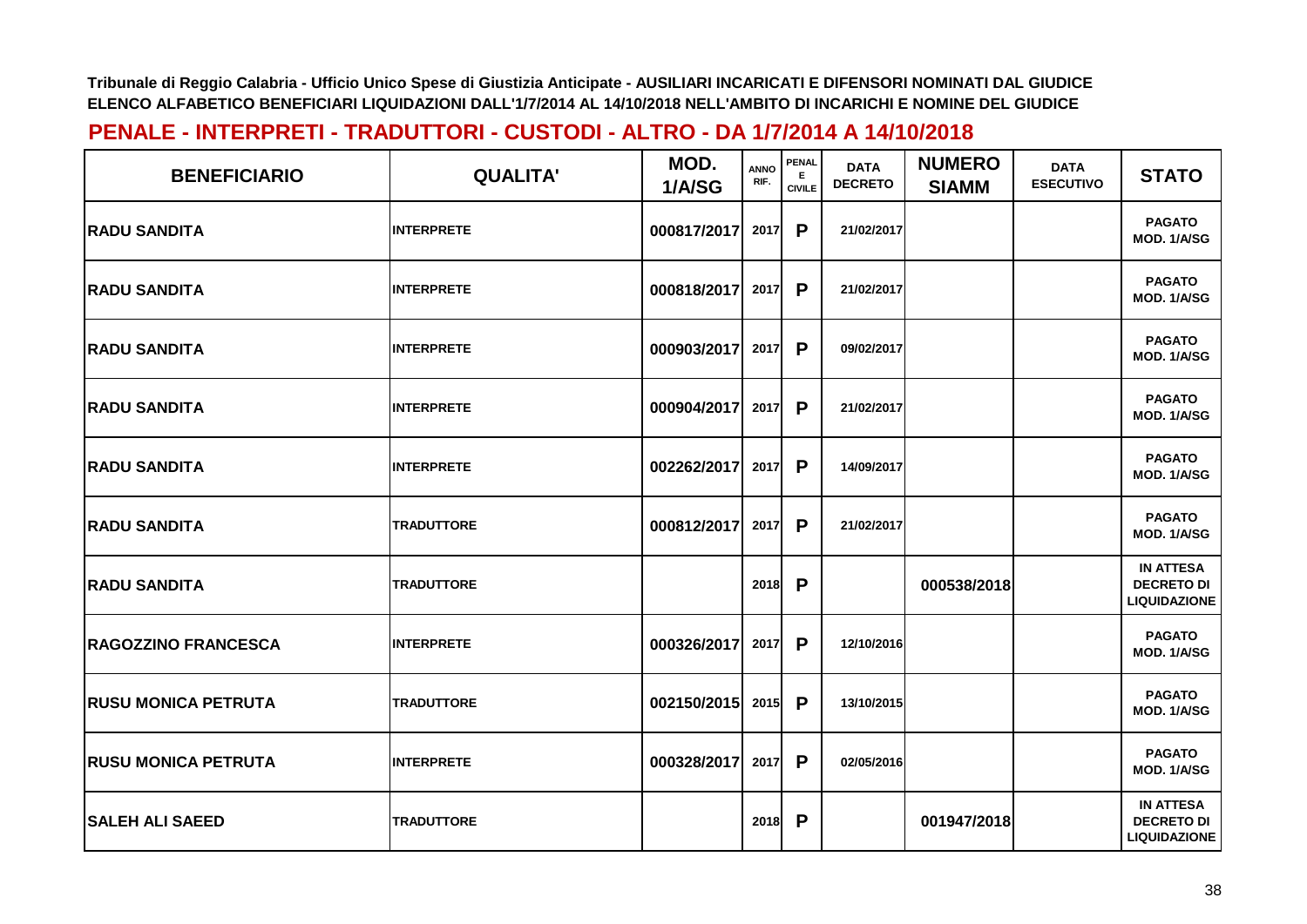Tribunale di Reggio Calabria - Ufficio Unico Spese di Giustizia Anticipate - AUSILIARI INCARICATI E DIFENSORI NOMINATI DAL GIUDICE
ELENCO ALFABETICO BENEFICIARI LIQUIDAZIONI DALL'1/7/2014 AL 14/10/2018 NELL'AMBITO DI INCARICHI E NOMINE DEL GIUDICE

## PENALE - INTERPRETI - TRADUTTORI - CUSTODI - ALTRO - DA 1/7/2014 A 14/10/2018

| BENEFICIARIO | QUALITA' | MOD. 1/A/SG | ANNO RIF. | PENALE CIVILE | DATA DECRETO | NUMERO SIAMM | DATA ESECUTIVO | STATO |
|---|---|---|---|---|---|---|---|---|
| RADU SANDITA | INTERPRETE | 000817/2017 | 2017 | P | 21/02/2017 | | | PAGATO MOD. 1/A/SG |
| RADU SANDITA | INTERPRETE | 000818/2017 | 2017 | P | 21/02/2017 | | | PAGATO MOD. 1/A/SG |
| RADU SANDITA | INTERPRETE | 000903/2017 | 2017 | P | 09/02/2017 | | | PAGATO MOD. 1/A/SG |
| RADU SANDITA | INTERPRETE | 000904/2017 | 2017 | P | 21/02/2017 | | | PAGATO MOD. 1/A/SG |
| RADU SANDITA | INTERPRETE | 002262/2017 | 2017 | P | 14/09/2017 | | | PAGATO MOD. 1/A/SG |
| RADU SANDITA | TRADUTTORE | 000812/2017 | 2017 | P | 21/02/2017 | | | PAGATO MOD. 1/A/SG |
| RADU SANDITA | TRADUTTORE | | 2018 | P | | 000538/2018 | | IN ATTESA DECRETO DI LIQUIDAZIONE |
| RAGOZZINO FRANCESCA | INTERPRETE | 000326/2017 | 2017 | P | 12/10/2016 | | | PAGATO MOD. 1/A/SG |
| RUSU MONICA PETRUTA | TRADUTTORE | 002150/2015 | 2015 | P | 13/10/2015 | | | PAGATO MOD. 1/A/SG |
| RUSU MONICA PETRUTA | INTERPRETE | 000328/2017 | 2017 | P | 02/05/2016 | | | PAGATO MOD. 1/A/SG |
| SALEH ALI SAEED | TRADUTTORE | | 2018 | P | | 001947/2018 | | IN ATTESA DECRETO DI LIQUIDAZIONE |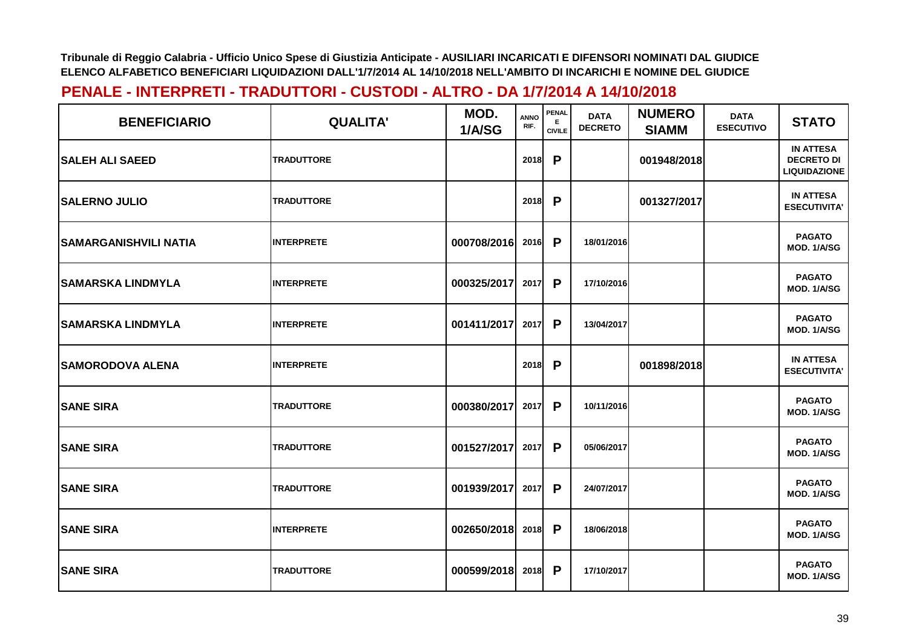Tribunale di Reggio Calabria - Ufficio Unico Spese di Giustizia Anticipate - AUSILIARI INCARICATI E DIFENSORI NOMINATI DAL GIUDICE
ELENCO ALFABETICO BENEFICIARI LIQUIDAZIONI DALL'1/7/2014 AL 14/10/2018 NELL'AMBITO DI INCARICHI E NOMINE DEL GIUDICE

## PENALE - INTERPRETI - TRADUTTORI - CUSTODI - ALTRO - DA 1/7/2014 A 14/10/2018

| BENEFICIARIO | QUALITA' | MOD. 1/A/SG | ANNO RIF. | PENALE CIVILE | DATA DECRETO | NUMERO SIAMM | DATA ESECUTIVO | STATO |
|---|---|---|---|---|---|---|---|---|
| SALEH ALI SAEED | TRADUTTORE | | 2018 | P | | 001948/2018 | | IN ATTESA DECRETO DI LIQUIDAZIONE |
| SALERNO JULIO | TRADUTTORE | | 2018 | P | | 001327/2017 | | IN ATTESA ESECUTIVITA' |
| SAMARGANISHVILI NATIA | INTERPRETE | 000708/2016 | 2016 | P | 18/01/2016 | | | PAGATO MOD. 1/A/SG |
| SAMARSKA LINDMYLA | INTERPRETE | 000325/2017 | 2017 | P | 17/10/2016 | | | PAGATO MOD. 1/A/SG |
| SAMARSKA LINDMYLA | INTERPRETE | 001411/2017 | 2017 | P | 13/04/2017 | | | PAGATO MOD. 1/A/SG |
| SAMORODOVA ALENA | INTERPRETE | | 2018 | P | | 001898/2018 | | IN ATTESA ESECUTIVITA' |
| SANE SIRA | TRADUTTORE | 000380/2017 | 2017 | P | 10/11/2016 | | | PAGATO MOD. 1/A/SG |
| SANE SIRA | TRADUTTORE | 001527/2017 | 2017 | P | 05/06/2017 | | | PAGATO MOD. 1/A/SG |
| SANE SIRA | TRADUTTORE | 001939/2017 | 2017 | P | 24/07/2017 | | | PAGATO MOD. 1/A/SG |
| SANE SIRA | INTERPRETE | 002650/2018 | 2018 | P | 18/06/2018 | | | PAGATO MOD. 1/A/SG |
| SANE SIRA | TRADUTTORE | 000599/2018 | 2018 | P | 17/10/2017 | | | PAGATO MOD. 1/A/SG |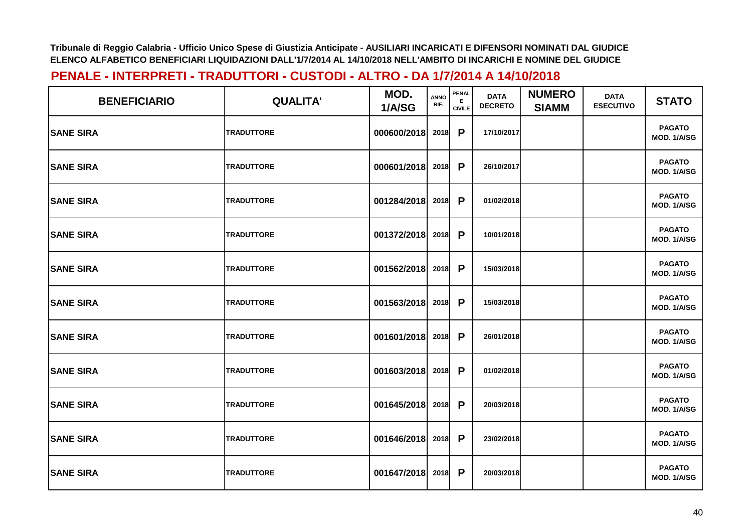Tribunale di Reggio Calabria - Ufficio Unico Spese di Giustizia Anticipate - AUSILIARI INCARICATI E DIFENSORI NOMINATI DAL GIUDICE
ELENCO ALFABETICO BENEFICIARI LIQUIDAZIONI DALL'1/7/2014 AL 14/10/2018 NELL'AMBITO DI INCARICHI E NOMINE DEL GIUDICE

## PENALE - INTERPRETI - TRADUTTORI - CUSTODI - ALTRO - DA 1/7/2014 A 14/10/2018

| BENEFICIARIO | QUALITA' | MOD. 1/A/SG | ANNO RIF. | PENALE E CIVILE | DATA DECRETO | NUMERO SIAMM | DATA ESECUTIVO | STATO |
|---|---|---|---|---|---|---|---|---|
| SANE SIRA | TRADUTTORE | 000600/2018 | 2018 | P | 17/10/2017 | | | PAGATO MOD. 1/A/SG |
| SANE SIRA | TRADUTTORE | 000601/2018 | 2018 | P | 26/10/2017 | | | PAGATO MOD. 1/A/SG |
| SANE SIRA | TRADUTTORE | 001284/2018 | 2018 | P | 01/02/2018 | | | PAGATO MOD. 1/A/SG |
| SANE SIRA | TRADUTTORE | 001372/2018 | 2018 | P | 10/01/2018 | | | PAGATO MOD. 1/A/SG |
| SANE SIRA | TRADUTTORE | 001562/2018 | 2018 | P | 15/03/2018 | | | PAGATO MOD. 1/A/SG |
| SANE SIRA | TRADUTTORE | 001563/2018 | 2018 | P | 15/03/2018 | | | PAGATO MOD. 1/A/SG |
| SANE SIRA | TRADUTTORE | 001601/2018 | 2018 | P | 26/01/2018 | | | PAGATO MOD. 1/A/SG |
| SANE SIRA | TRADUTTORE | 001603/2018 | 2018 | P | 01/02/2018 | | | PAGATO MOD. 1/A/SG |
| SANE SIRA | TRADUTTORE | 001645/2018 | 2018 | P | 20/03/2018 | | | PAGATO MOD. 1/A/SG |
| SANE SIRA | TRADUTTORE | 001646/2018 | 2018 | P | 23/02/2018 | | | PAGATO MOD. 1/A/SG |
| SANE SIRA | TRADUTTORE | 001647/2018 | 2018 | P | 20/03/2018 | | | PAGATO MOD. 1/A/SG |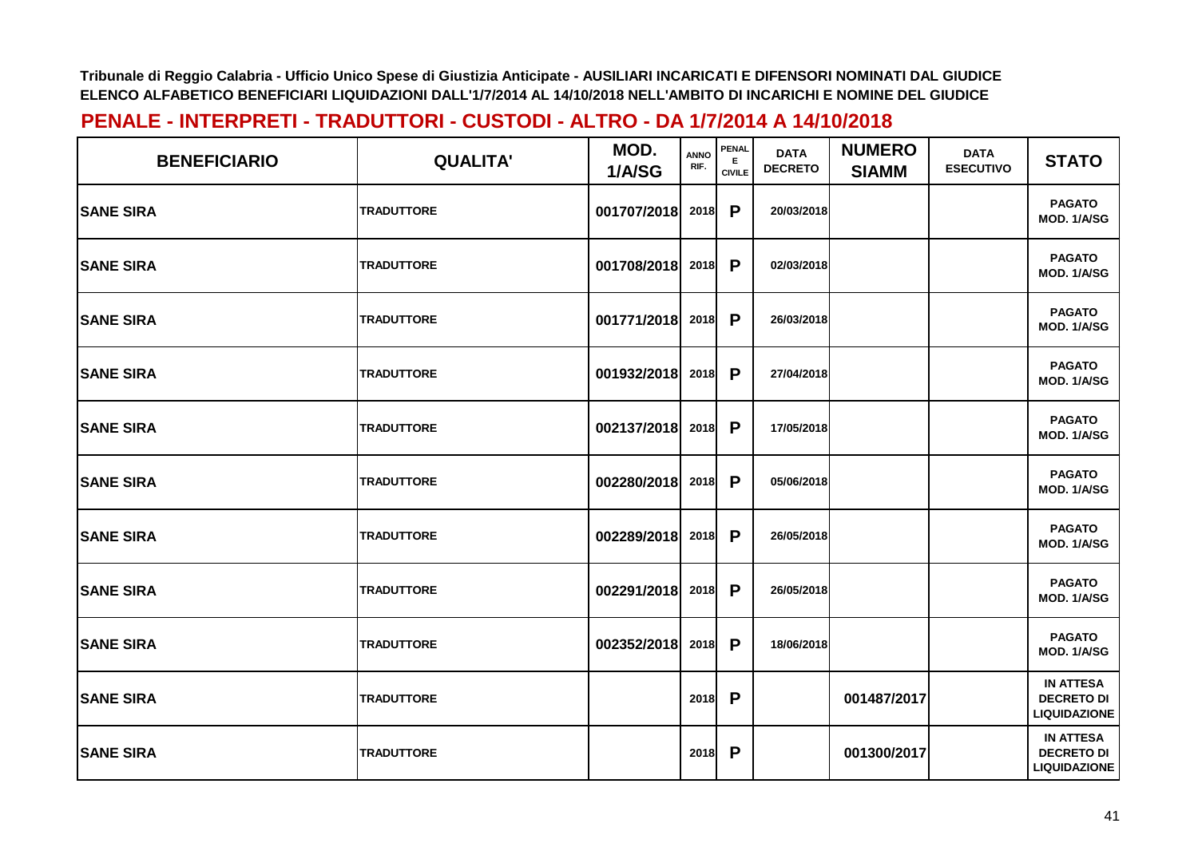**Tribunale di Reggio Calabria - Ufficio Unico Spese di Giustizia Anticipate - AUSILIARI INCARICATI E DIFENSORI NOMINATI DAL GIUDICE**
**ELENCO ALFABETICO BENEFICIARI LIQUIDAZIONI DALL'1/7/2014 AL 14/10/2018 NELL'AMBITO DI INCARICHI E NOMINE DEL GIUDICE**

## PENALE - INTERPRETI - TRADUTTORI - CUSTODI - ALTRO - DA 1/7/2014 A 14/10/2018

| BENEFICIARIO | QUALITA' | MOD. 1/A/SG | ANNO RIF. | PENALE E CIVILE | DATA DECRETO | NUMERO SIAMM | DATA ESECUTIVO | STATO |
|---|---|---|---|---|---|---|---|---|
| SANE SIRA | TRADUTTORE | 001707/2018 | 2018 | P | 20/03/2018 | | | PAGATO MOD. 1/A/SG |
| SANE SIRA | TRADUTTORE | 001708/2018 | 2018 | P | 02/03/2018 | | | PAGATO MOD. 1/A/SG |
| SANE SIRA | TRADUTTORE | 001771/2018 | 2018 | P | 26/03/2018 | | | PAGATO MOD. 1/A/SG |
| SANE SIRA | TRADUTTORE | 001932/2018 | 2018 | P | 27/04/2018 | | | PAGATO MOD. 1/A/SG |
| SANE SIRA | TRADUTTORE | 002137/2018 | 2018 | P | 17/05/2018 | | | PAGATO MOD. 1/A/SG |
| SANE SIRA | TRADUTTORE | 002280/2018 | 2018 | P | 05/06/2018 | | | PAGATO MOD. 1/A/SG |
| SANE SIRA | TRADUTTORE | 002289/2018 | 2018 | P | 26/05/2018 | | | PAGATO MOD. 1/A/SG |
| SANE SIRA | TRADUTTORE | 002291/2018 | 2018 | P | 26/05/2018 | | | PAGATO MOD. 1/A/SG |
| SANE SIRA | TRADUTTORE | 002352/2018 | 2018 | P | 18/06/2018 | | | PAGATO MOD. 1/A/SG |
| SANE SIRA | TRADUTTORE | | 2018 | P | | 001487/2017 | | IN ATTESA DECRETO DI LIQUIDAZIONE |
| SANE SIRA | TRADUTTORE | | 2018 | P | | 001300/2017 | | IN ATTESA DECRETO DI LIQUIDAZIONE |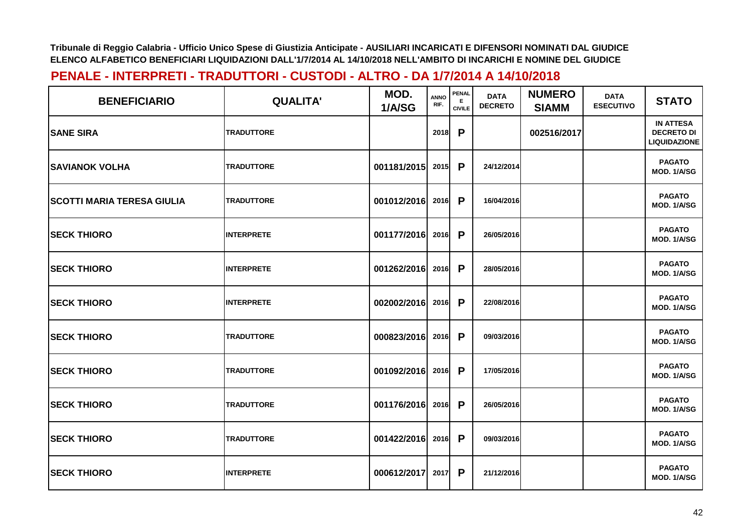Tribunale di Reggio Calabria - Ufficio Unico Spese di Giustizia Anticipate - AUSILIARI INCARICATI E DIFENSORI NOMINATI DAL GIUDICE
ELENCO ALFABETICO BENEFICIARI LIQUIDAZIONI DALL'1/7/2014 AL 14/10/2018 NELL'AMBITO DI INCARICHI E NOMINE DEL GIUDICE

## PENALE - INTERPRETI - TRADUTTORI - CUSTODI - ALTRO - DA 1/7/2014 A 14/10/2018

| BENEFICIARIO | QUALITA' | MOD. 1/A/SG | ANNO RIF. | PENALE CIVILE | DATA DECRETO | NUMERO SIAMM | DATA ESECUTIVO | STATO |
|---|---|---|---|---|---|---|---|---|
| SANE SIRA | TRADUTTORE | | 2018 | P | | 002516/2017 | | IN ATTESA DECRETO DI LIQUIDAZIONE |
| SAVIANOK VOLHA | TRADUTTORE | 001181/2015 | 2015 | P | 24/12/2014 | | | PAGATO MOD. 1/A/SG |
| SCOTTI MARIA TERESA GIULIA | TRADUTTORE | 001012/2016 | 2016 | P | 16/04/2016 | | | PAGATO MOD. 1/A/SG |
| SECK THIORO | INTERPRETE | 001177/2016 | 2016 | P | 26/05/2016 | | | PAGATO MOD. 1/A/SG |
| SECK THIORO | INTERPRETE | 001262/2016 | 2016 | P | 28/05/2016 | | | PAGATO MOD. 1/A/SG |
| SECK THIORO | INTERPRETE | 002002/2016 | 2016 | P | 22/08/2016 | | | PAGATO MOD. 1/A/SG |
| SECK THIORO | TRADUTTORE | 000823/2016 | 2016 | P | 09/03/2016 | | | PAGATO MOD. 1/A/SG |
| SECK THIORO | TRADUTTORE | 001092/2016 | 2016 | P | 17/05/2016 | | | PAGATO MOD. 1/A/SG |
| SECK THIORO | TRADUTTORE | 001176/2016 | 2016 | P | 26/05/2016 | | | PAGATO MOD. 1/A/SG |
| SECK THIORO | TRADUTTORE | 001422/2016 | 2016 | P | 09/03/2016 | | | PAGATO MOD. 1/A/SG |
| SECK THIORO | INTERPRETE | 000612/2017 | 2017 | P | 21/12/2016 | | | PAGATO MOD. 1/A/SG |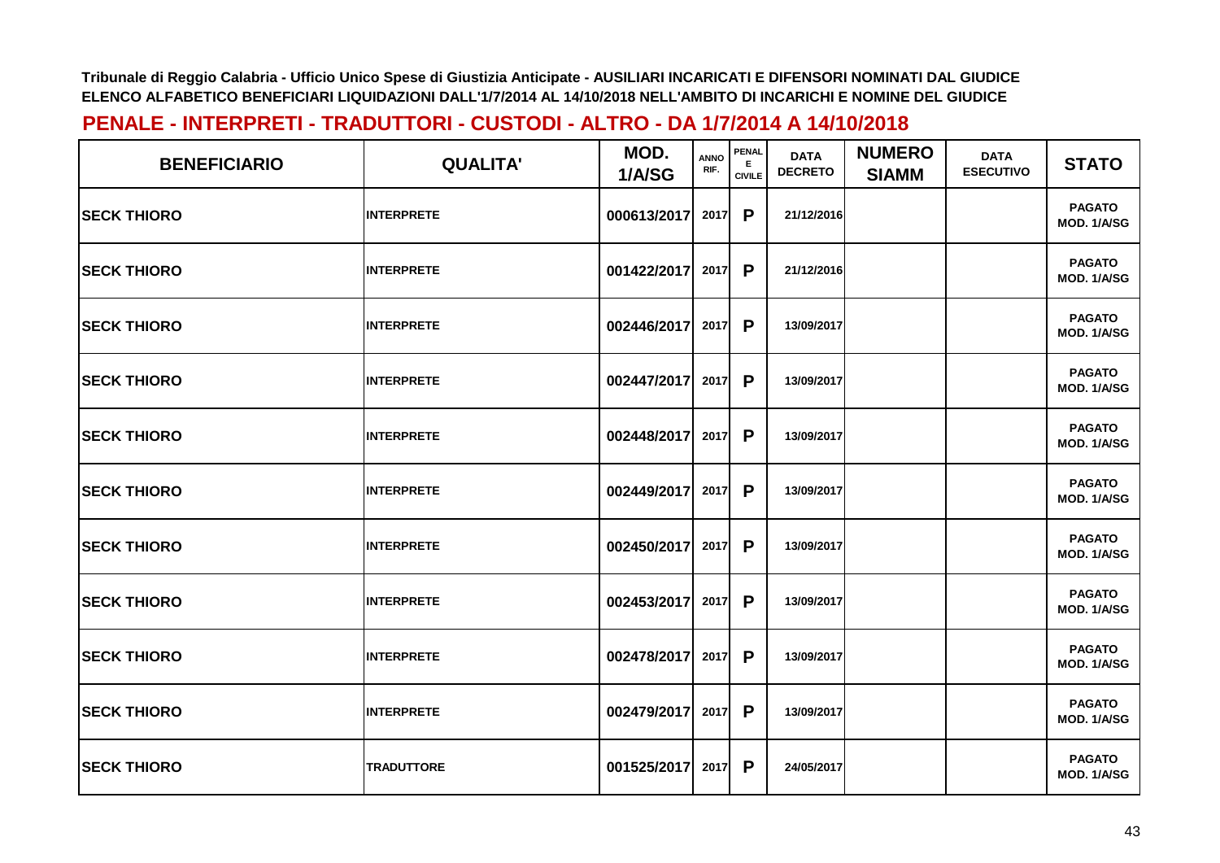**Tribunale di Reggio Calabria - Ufficio Unico Spese di Giustizia Anticipate - AUSILIARI INCARICATI E DIFENSORI NOMINATI DAL GIUDICE**
**ELENCO ALFABETICO BENEFICIARI LIQUIDAZIONI DALL'1/7/2014 AL 14/10/2018 NELL'AMBITO DI INCARICHI E NOMINE DEL GIUDICE**

## PENALE - INTERPRETI - TRADUTTORI - CUSTODI - ALTRO - DA 1/7/2014 A 14/10/2018

| BENEFICIARIO | QUALITA' | MOD. 1/A/SG | ANNO RIF. | PENALE CIVILE | DATA DECRETO | NUMERO SIAMM | DATA ESECUTIVO | STATO |
|---|---|---|---|---|---|---|---|---|
| SECK THIORO | INTERPRETE | 000613/2017 | 2017 | P | 21/12/2016 | | | PAGATO MOD. 1/A/SG |
| SECK THIORO | INTERPRETE | 001422/2017 | 2017 | P | 21/12/2016 | | | PAGATO MOD. 1/A/SG |
| SECK THIORO | INTERPRETE | 002446/2017 | 2017 | P | 13/09/2017 | | | PAGATO MOD. 1/A/SG |
| SECK THIORO | INTERPRETE | 002447/2017 | 2017 | P | 13/09/2017 | | | PAGATO MOD. 1/A/SG |
| SECK THIORO | INTERPRETE | 002448/2017 | 2017 | P | 13/09/2017 | | | PAGATO MOD. 1/A/SG |
| SECK THIORO | INTERPRETE | 002449/2017 | 2017 | P | 13/09/2017 | | | PAGATO MOD. 1/A/SG |
| SECK THIORO | INTERPRETE | 002450/2017 | 2017 | P | 13/09/2017 | | | PAGATO MOD. 1/A/SG |
| SECK THIORO | INTERPRETE | 002453/2017 | 2017 | P | 13/09/2017 | | | PAGATO MOD. 1/A/SG |
| SECK THIORO | INTERPRETE | 002478/2017 | 2017 | P | 13/09/2017 | | | PAGATO MOD. 1/A/SG |
| SECK THIORO | INTERPRETE | 002479/2017 | 2017 | P | 13/09/2017 | | | PAGATO MOD. 1/A/SG |
| SECK THIORO | TRADUTTORE | 001525/2017 | 2017 | P | 24/05/2017 | | | PAGATO MOD. 1/A/SG |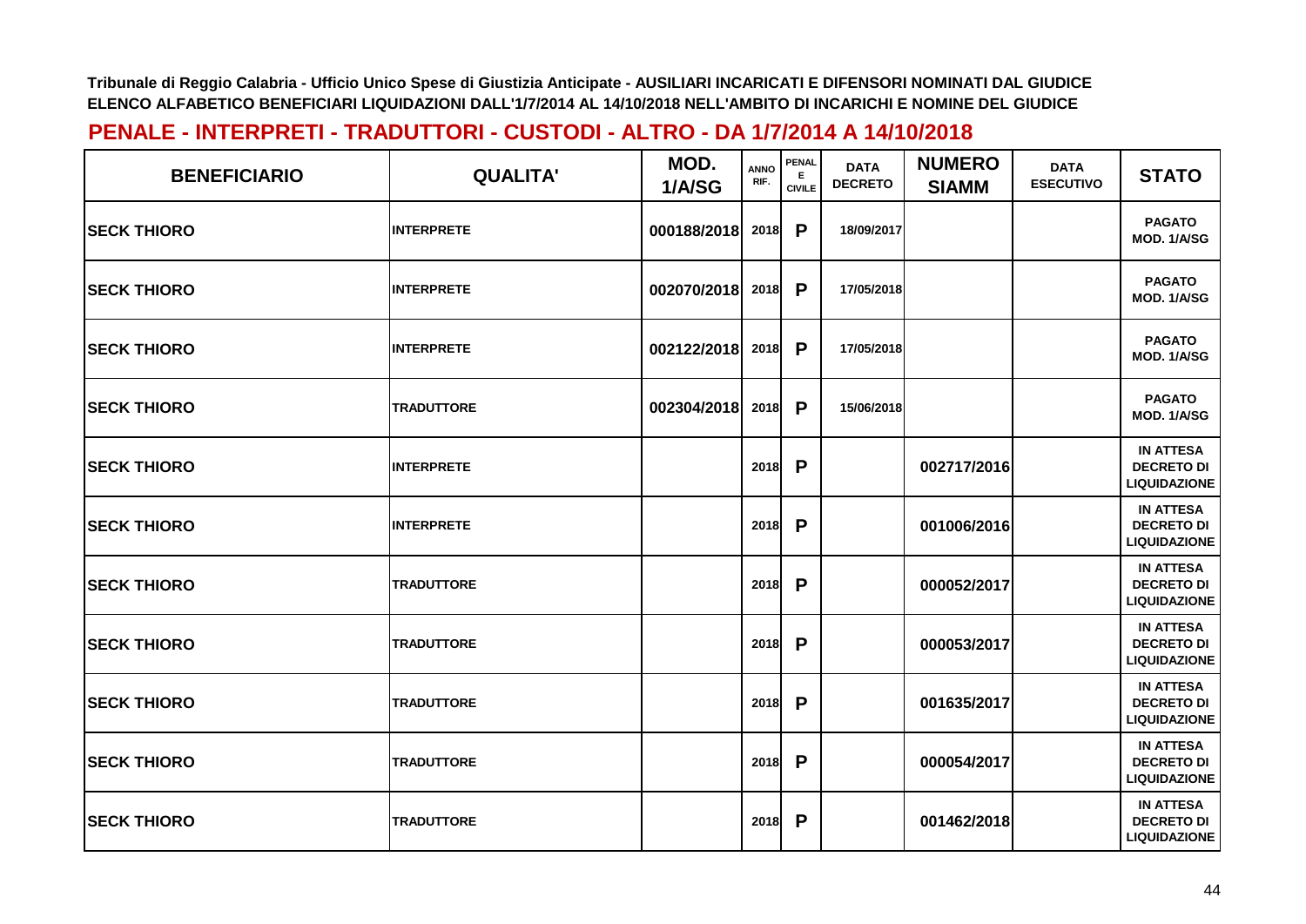Tribunale di Reggio Calabria - Ufficio Unico Spese di Giustizia Anticipate - AUSILIARI INCARICATI E DIFENSORI NOMINATI DAL GIUDICE
ELENCO ALFABETICO BENEFICIARI LIQUIDAZIONI DALL'1/7/2014 AL 14/10/2018 NELL'AMBITO DI INCARICHI E NOMINE DEL GIUDICE

## PENALE - INTERPRETI - TRADUTTORI - CUSTODI - ALTRO - DA 1/7/2014 A 14/10/2018

| BENEFICIARIO | QUALITA' | MOD. 1/A/SG | ANNO RIF. | PENALE CIVILE | DATA DECRETO | NUMERO SIAMM | DATA ESECUTIVO | STATO |
|---|---|---|---|---|---|---|---|---|
| SECK THIORO | INTERPRETE | 000188/2018 | 2018 | P | 18/09/2017 | | | PAGATO MOD. 1/A/SG |
| SECK THIORO | INTERPRETE | 002070/2018 | 2018 | P | 17/05/2018 | | | PAGATO MOD. 1/A/SG |
| SECK THIORO | INTERPRETE | 002122/2018 | 2018 | P | 17/05/2018 | | | PAGATO MOD. 1/A/SG |
| SECK THIORO | TRADUTTORE | 002304/2018 | 2018 | P | 15/06/2018 | | | PAGATO MOD. 1/A/SG |
| SECK THIORO | INTERPRETE | | 2018 | P | | 002717/2016 | | IN ATTESA DECRETO DI LIQUIDAZIONE |
| SECK THIORO | INTERPRETE | | 2018 | P | | 001006/2016 | | IN ATTESA DECRETO DI LIQUIDAZIONE |
| SECK THIORO | TRADUTTORE | | 2018 | P | | 000052/2017 | | IN ATTESA DECRETO DI LIQUIDAZIONE |
| SECK THIORO | TRADUTTORE | | 2018 | P | | 000053/2017 | | IN ATTESA DECRETO DI LIQUIDAZIONE |
| SECK THIORO | TRADUTTORE | | 2018 | P | | 001635/2017 | | IN ATTESA DECRETO DI LIQUIDAZIONE |
| SECK THIORO | TRADUTTORE | | 2018 | P | | 000054/2017 | | IN ATTESA DECRETO DI LIQUIDAZIONE |
| SECK THIORO | TRADUTTORE | | 2018 | P | | 001462/2018 | | IN ATTESA DECRETO DI LIQUIDAZIONE |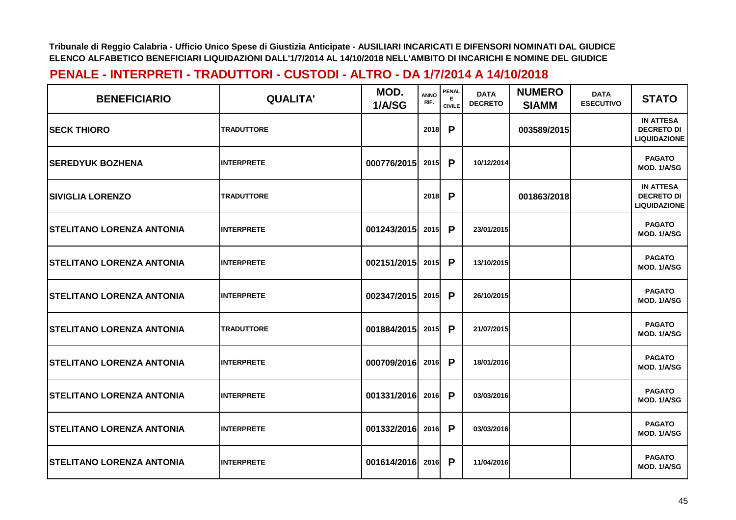**Tribunale di Reggio Calabria - Ufficio Unico Spese di Giustizia Anticipate - AUSILIARI INCARICATI E DIFENSORI NOMINATI DAL GIUDICE**
**ELENCO ALFABETICO BENEFICIARI LIQUIDAZIONI DALL'1/7/2014 AL 14/10/2018 NELL'AMBITO DI INCARICHI E NOMINE DEL GIUDICE**

## PENALE - INTERPRETI - TRADUTTORI - CUSTODI - ALTRO - DA 1/7/2014 A 14/10/2018

| BENEFICIARIO | QUALITA' | MOD. 1/A/SG | ANNO RIF. | PENALE CIVILE | DATA DECRETO | NUMERO SIAMM | DATA ESECUTIVO | STATO |
|---|---|---|---|---|---|---|---|---|
| SECK THIORO | TRADUTTORE | | 2018 | P | | 003589/2015 | | IN ATTESA DECRETO DI LIQUIDAZIONE |
| SEREDYUK BOZHENA | INTERPRETE | 000776/2015 | 2015 | P | 10/12/2014 | | | PAGATO MOD. 1/A/SG |
| SIVIGLIA LORENZO | TRADUTTORE | | 2018 | P | | 001863/2018 | | IN ATTESA DECRETO DI LIQUIDAZIONE |
| STELITANO LORENZA ANTONIA | INTERPRETE | 001243/2015 | 2015 | P | 23/01/2015 | | | PAGATO MOD. 1/A/SG |
| STELITANO LORENZA ANTONIA | INTERPRETE | 002151/2015 | 2015 | P | 13/10/2015 | | | PAGATO MOD. 1/A/SG |
| STELITANO LORENZA ANTONIA | INTERPRETE | 002347/2015 | 2015 | P | 26/10/2015 | | | PAGATO MOD. 1/A/SG |
| STELITANO LORENZA ANTONIA | TRADUTTORE | 001884/2015 | 2015 | P | 21/07/2015 | | | PAGATO MOD. 1/A/SG |
| STELITANO LORENZA ANTONIA | INTERPRETE | 000709/2016 | 2016 | P | 18/01/2016 | | | PAGATO MOD. 1/A/SG |
| STELITANO LORENZA ANTONIA | INTERPRETE | 001331/2016 | 2016 | P | 03/03/2016 | | | PAGATO MOD. 1/A/SG |
| STELITANO LORENZA ANTONIA | INTERPRETE | 001332/2016 | 2016 | P | 03/03/2016 | | | PAGATO MOD. 1/A/SG |
| STELITANO LORENZA ANTONIA | INTERPRETE | 001614/2016 | 2016 | P | 11/04/2016 | | | PAGATO MOD. 1/A/SG |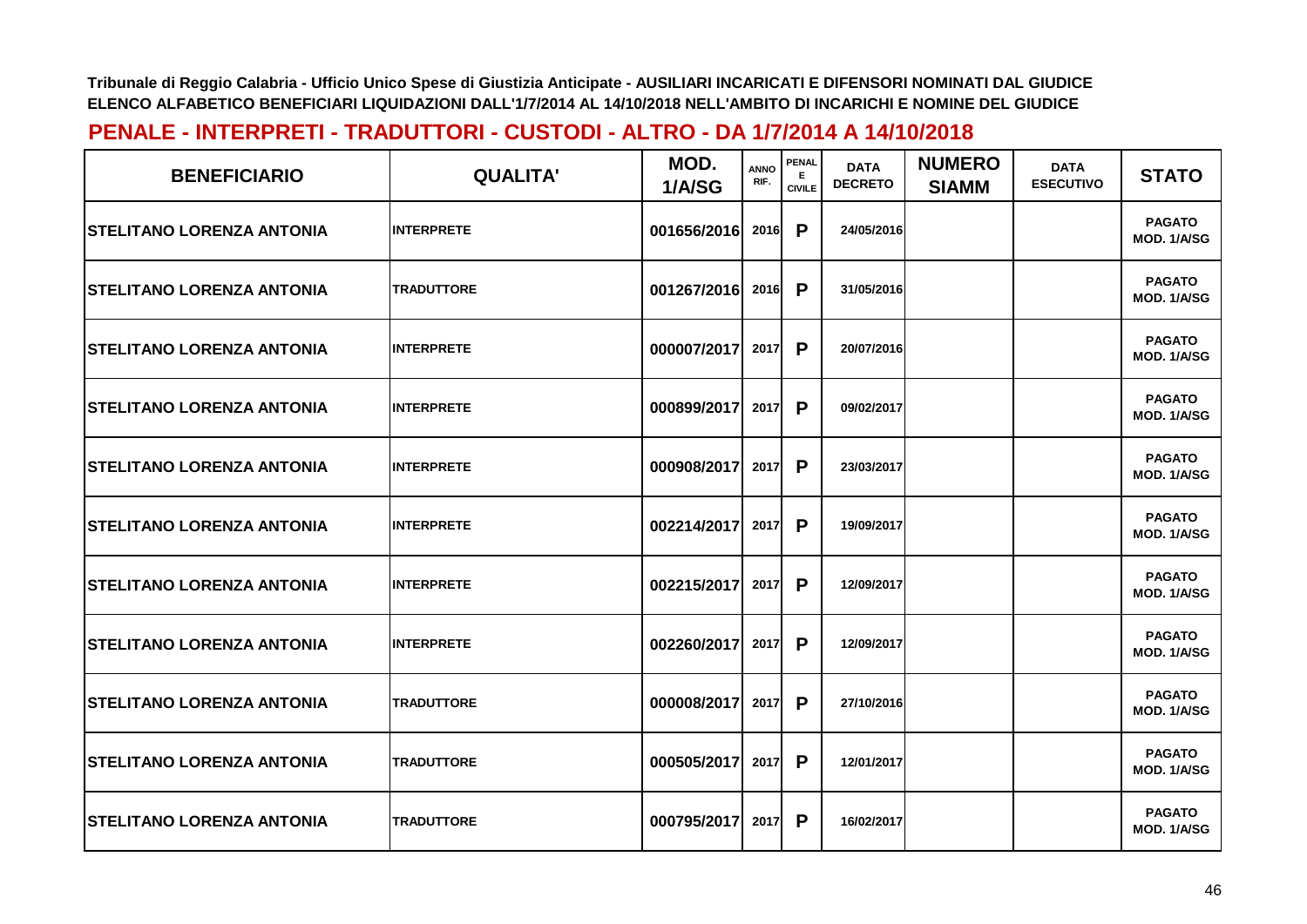**Tribunale di Reggio Calabria - Ufficio Unico Spese di Giustizia Anticipate - AUSILIARI INCARICATI E DIFENSORI NOMINATI DAL GIUDICE**
**ELENCO ALFABETICO BENEFICIARI LIQUIDAZIONI DALL'1/7/2014 AL 14/10/2018 NELL'AMBITO DI INCARICHI E NOMINE DEL GIUDICE**

## PENALE - INTERPRETI - TRADUTTORI - CUSTODI - ALTRO - DA 1/7/2014 A 14/10/2018

| BENEFICIARIO | QUALITA' | MOD. 1/A/SG | ANNO RIF. | PENALE E CIVILE | DATA DECRETO | NUMERO SIAMM | DATA ESECUTIVO | STATO |
|---|---|---|---|---|---|---|---|---|
| STELITANO LORENZA ANTONIA | INTERPRETE | 001656/2016 | 2016 | P | 24/05/2016 | | | PAGATO MOD. 1/A/SG |
| STELITANO LORENZA ANTONIA | TRADUTTORE | 001267/2016 | 2016 | P | 31/05/2016 | | | PAGATO MOD. 1/A/SG |
| STELITANO LORENZA ANTONIA | INTERPRETE | 000007/2017 | 2017 | P | 20/07/2016 | | | PAGATO MOD. 1/A/SG |
| STELITANO LORENZA ANTONIA | INTERPRETE | 000899/2017 | 2017 | P | 09/02/2017 | | | PAGATO MOD. 1/A/SG |
| STELITANO LORENZA ANTONIA | INTERPRETE | 000908/2017 | 2017 | P | 23/03/2017 | | | PAGATO MOD. 1/A/SG |
| STELITANO LORENZA ANTONIA | INTERPRETE | 002214/2017 | 2017 | P | 19/09/2017 | | | PAGATO MOD. 1/A/SG |
| STELITANO LORENZA ANTONIA | INTERPRETE | 002215/2017 | 2017 | P | 12/09/2017 | | | PAGATO MOD. 1/A/SG |
| STELITANO LORENZA ANTONIA | INTERPRETE | 002260/2017 | 2017 | P | 12/09/2017 | | | PAGATO MOD. 1/A/SG |
| STELITANO LORENZA ANTONIA | TRADUTTORE | 000008/2017 | 2017 | P | 27/10/2016 | | | PAGATO MOD. 1/A/SG |
| STELITANO LORENZA ANTONIA | TRADUTTORE | 000505/2017 | 2017 | P | 12/01/2017 | | | PAGATO MOD. 1/A/SG |
| STELITANO LORENZA ANTONIA | TRADUTTORE | 000795/2017 | 2017 | P | 16/02/2017 | | | PAGATO MOD. 1/A/SG |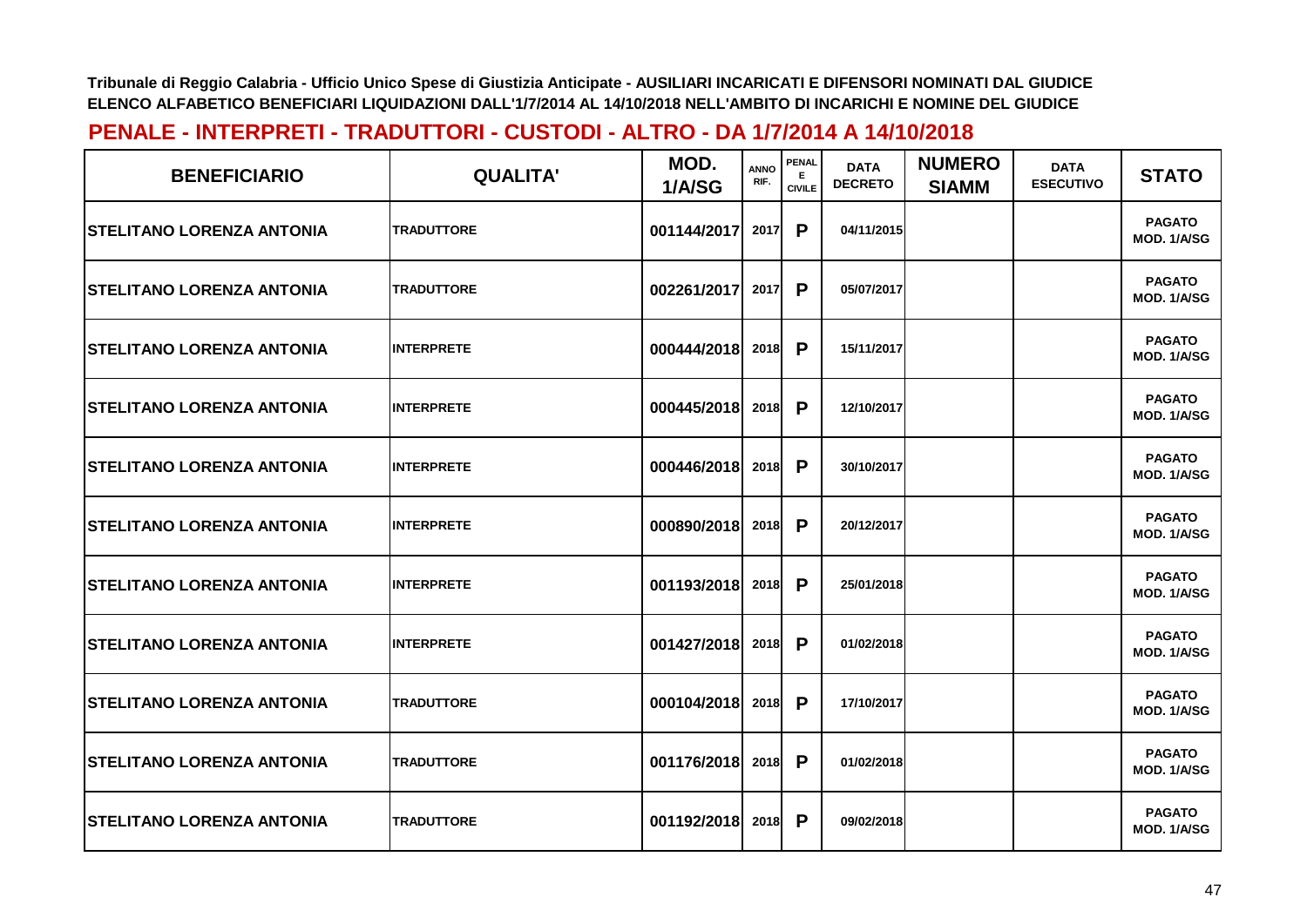**Tribunale di Reggio Calabria - Ufficio Unico Spese di Giustizia Anticipate - AUSILIARI INCARICATI E DIFENSORI NOMINATI DAL GIUDICE**
**ELENCO ALFABETICO BENEFICIARI LIQUIDAZIONI DALL'1/7/2014 AL 14/10/2018 NELL'AMBITO DI INCARICHI E NOMINE DEL GIUDICE**

## PENALE - INTERPRETI - TRADUTTORI - CUSTODI - ALTRO - DA 1/7/2014 A 14/10/2018

| BENEFICIARIO | QUALITA' | MOD. 1/A/SG | ANNO RIF. | PENALE CIVILE | DATA DECRETO | NUMERO SIAMM | DATA ESECUTIVO | STATO |
|---|---|---|---|---|---|---|---|---|
| STELITANO LORENZA ANTONIA | TRADUTTORE | 001144/2017 | 2017 | P | 04/11/2015 | | | PAGATO MOD. 1/A/SG |
| STELITANO LORENZA ANTONIA | TRADUTTORE | 002261/2017 | 2017 | P | 05/07/2017 | | | PAGATO MOD. 1/A/SG |
| STELITANO LORENZA ANTONIA | INTERPRETE | 000444/2018 | 2018 | P | 15/11/2017 | | | PAGATO MOD. 1/A/SG |
| STELITANO LORENZA ANTONIA | INTERPRETE | 000445/2018 | 2018 | P | 12/10/2017 | | | PAGATO MOD. 1/A/SG |
| STELITANO LORENZA ANTONIA | INTERPRETE | 000446/2018 | 2018 | P | 30/10/2017 | | | PAGATO MOD. 1/A/SG |
| STELITANO LORENZA ANTONIA | INTERPRETE | 000890/2018 | 2018 | P | 20/12/2017 | | | PAGATO MOD. 1/A/SG |
| STELITANO LORENZA ANTONIA | INTERPRETE | 001193/2018 | 2018 | P | 25/01/2018 | | | PAGATO MOD. 1/A/SG |
| STELITANO LORENZA ANTONIA | INTERPRETE | 001427/2018 | 2018 | P | 01/02/2018 | | | PAGATO MOD. 1/A/SG |
| STELITANO LORENZA ANTONIA | TRADUTTORE | 000104/2018 | 2018 | P | 17/10/2017 | | | PAGATO MOD. 1/A/SG |
| STELITANO LORENZA ANTONIA | TRADUTTORE | 001176/2018 | 2018 | P | 01/02/2018 | | | PAGATO MOD. 1/A/SG |
| STELITANO LORENZA ANTONIA | TRADUTTORE | 001192/2018 | 2018 | P | 09/02/2018 | | | PAGATO MOD. 1/A/SG |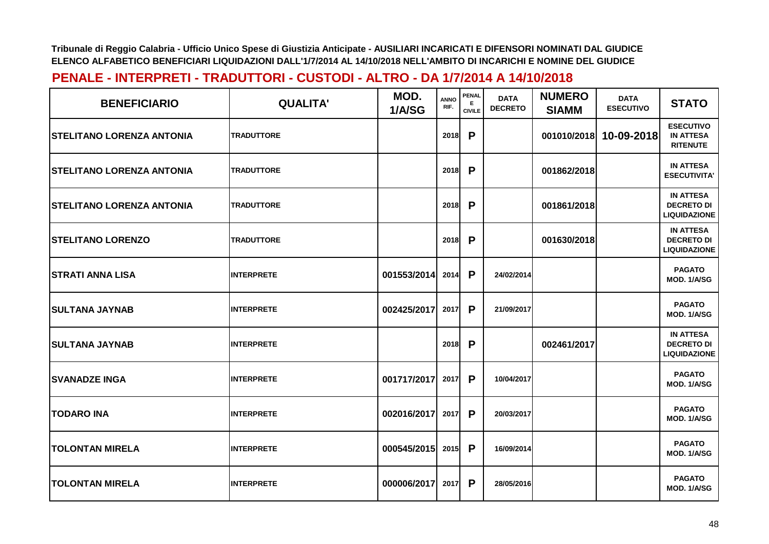Tribunale di Reggio Calabria - Ufficio Unico Spese di Giustizia Anticipate - AUSILIARI INCARICATI E DIFENSORI NOMINATI DAL GIUDICE
ELENCO ALFABETICO BENEFICIARI LIQUIDAZIONI DALL'1/7/2014 AL 14/10/2018 NELL'AMBITO DI INCARICHI E NOMINE DEL GIUDICE

## PENALE - INTERPRETI - TRADUTTORI - CUSTODI - ALTRO - DA 1/7/2014 A 14/10/2018

| BENEFICIARIO | QUALITA' | MOD. 1/A/SG | ANNO RIF. | PENALE CIVILE | DATA DECRETO | NUMERO SIAMM | DATA ESECUTIVO | STATO |
|---|---|---|---|---|---|---|---|---|
| STELITANO LORENZA ANTONIA | TRADUTTORE | | 2018 | P | | 001010/2018 | 10-09-2018 | ESECUTIVO IN ATTESA RITENUTE |
| STELITANO LORENZA ANTONIA | TRADUTTORE | | 2018 | P | | 001862/2018 | | IN ATTESA ESECUTIVITA' |
| STELITANO LORENZA ANTONIA | TRADUTTORE | | 2018 | P | | 001861/2018 | | IN ATTESA DECRETO DI LIQUIDAZIONE |
| STELITANO LORENZO | TRADUTTORE | | 2018 | P | | 001630/2018 | | IN ATTESA DECRETO DI LIQUIDAZIONE |
| STRATI ANNA LISA | INTERPRETE | 001553/2014 | 2014 | P | 24/02/2014 | | | PAGATO MOD. 1/A/SG |
| SULTANA JAYNAB | INTERPRETE | 002425/2017 | 2017 | P | 21/09/2017 | | | PAGATO MOD. 1/A/SG |
| SULTANA JAYNAB | INTERPRETE | | 2018 | P | | 002461/2017 | | IN ATTESA DECRETO DI LIQUIDAZIONE |
| SVANADZE INGA | INTERPRETE | 001717/2017 | 2017 | P | 10/04/2017 | | | PAGATO MOD. 1/A/SG |
| TODARO INA | INTERPRETE | 002016/2017 | 2017 | P | 20/03/2017 | | | PAGATO MOD. 1/A/SG |
| TOLONTAN MIRELA | INTERPRETE | 000545/2015 | 2015 | P | 16/09/2014 | | | PAGATO MOD. 1/A/SG |
| TOLONTAN MIRELA | INTERPRETE | 000006/2017 | 2017 | P | 28/05/2016 | | | PAGATO MOD. 1/A/SG |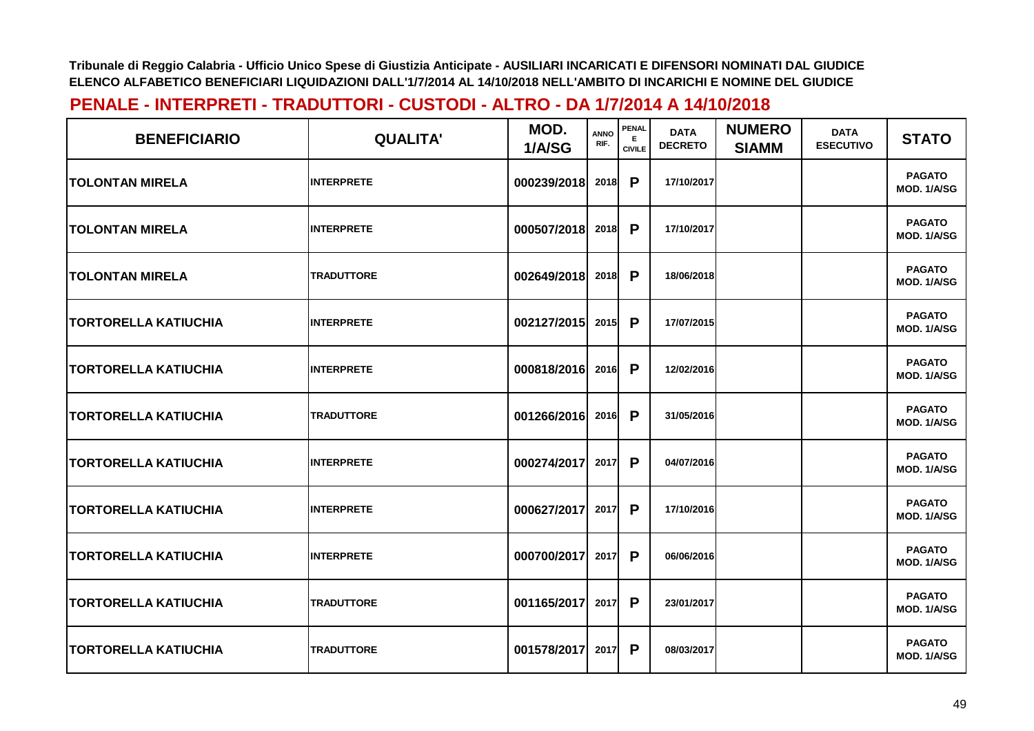Tribunale di Reggio Calabria - Ufficio Unico Spese di Giustizia Anticipate - AUSILIARI INCARICATI E DIFENSORI NOMINATI DAL GIUDICE
ELENCO ALFABETICO BENEFICIARI LIQUIDAZIONI DALL'1/7/2014 AL 14/10/2018 NELL'AMBITO DI INCARICHI E NOMINE DEL GIUDICE

## PENALE - INTERPRETI - TRADUTTORI - CUSTODI - ALTRO - DA 1/7/2014 A 14/10/2018

| BENEFICIARIO | QUALITA' | MOD. 1/A/SG | ANNO RIF. | PENALE CIVILE | DATA DECRETO | NUMERO SIAMM | DATA ESECUTIVO | STATO |
|---|---|---|---|---|---|---|---|---|
| TOLONTAN MIRELA | INTERPRETE | 000239/2018 | 2018 | P | 17/10/2017 | | | PAGATO MOD. 1/A/SG |
| TOLONTAN MIRELA | INTERPRETE | 000507/2018 | 2018 | P | 17/10/2017 | | | PAGATO MOD. 1/A/SG |
| TOLONTAN MIRELA | TRADUTTORE | 002649/2018 | 2018 | P | 18/06/2018 | | | PAGATO MOD. 1/A/SG |
| TORTORELLA KATIUCHIA | INTERPRETE | 002127/2015 | 2015 | P | 17/07/2015 | | | PAGATO MOD. 1/A/SG |
| TORTORELLA KATIUCHIA | INTERPRETE | 000818/2016 | 2016 | P | 12/02/2016 | | | PAGATO MOD. 1/A/SG |
| TORTORELLA KATIUCHIA | TRADUTTORE | 001266/2016 | 2016 | P | 31/05/2016 | | | PAGATO MOD. 1/A/SG |
| TORTORELLA KATIUCHIA | INTERPRETE | 000274/2017 | 2017 | P | 04/07/2016 | | | PAGATO MOD. 1/A/SG |
| TORTORELLA KATIUCHIA | INTERPRETE | 000627/2017 | 2017 | P | 17/10/2016 | | | PAGATO MOD. 1/A/SG |
| TORTORELLA KATIUCHIA | INTERPRETE | 000700/2017 | 2017 | P | 06/06/2016 | | | PAGATO MOD. 1/A/SG |
| TORTORELLA KATIUCHIA | TRADUTTORE | 001165/2017 | 2017 | P | 23/01/2017 | | | PAGATO MOD. 1/A/SG |
| TORTORELLA KATIUCHIA | TRADUTTORE | 001578/2017 | 2017 | P | 08/03/2017 | | | PAGATO MOD. 1/A/SG |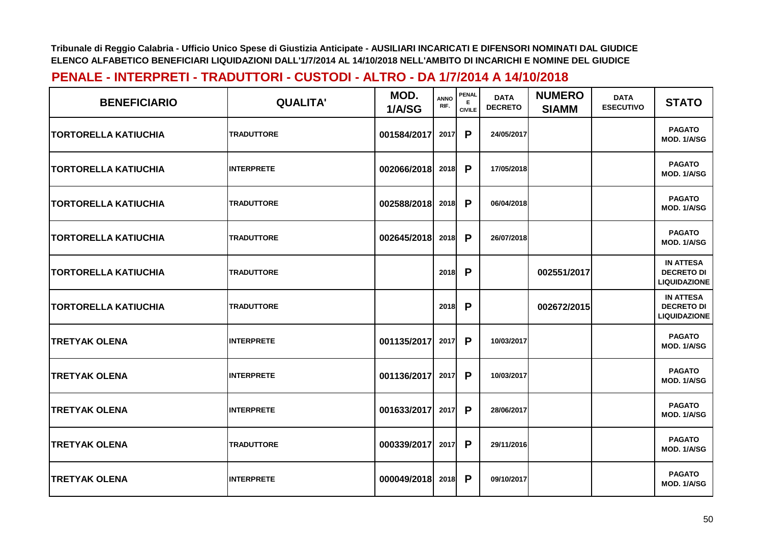Tribunale di Reggio Calabria - Ufficio Unico Spese di Giustizia Anticipate - AUSILIARI INCARICATI E DIFENSORI NOMINATI DAL GIUDICE
ELENCO ALFABETICO BENEFICIARI LIQUIDAZIONI DALL'1/7/2014 AL 14/10/2018 NELL'AMBITO DI INCARICHI E NOMINE DEL GIUDICE

## PENALE - INTERPRETI - TRADUTTORI - CUSTODI - ALTRO - DA 1/7/2014 A 14/10/2018

| BENEFICIARIO | QUALITA' | MOD. 1/A/SG | ANNO RIF. | PENALE E CIVILE | DATA DECRETO | NUMERO SIAMM | DATA ESECUTIVO | STATO |
|---|---|---|---|---|---|---|---|---|
| TORTORELLA KATIUCHIA | TRADUTTORE | 001584/2017 | 2017 | P | 24/05/2017 | | | PAGATO MOD. 1/A/SG |
| TORTORELLA KATIUCHIA | INTERPRETE | 002066/2018 | 2018 | P | 17/05/2018 | | | PAGATO MOD. 1/A/SG |
| TORTORELLA KATIUCHIA | TRADUTTORE | 002588/2018 | 2018 | P | 06/04/2018 | | | PAGATO MOD. 1/A/SG |
| TORTORELLA KATIUCHIA | TRADUTTORE | 002645/2018 | 2018 | P | 26/07/2018 | | | PAGATO MOD. 1/A/SG |
| TORTORELLA KATIUCHIA | TRADUTTORE | | 2018 | P | | 002551/2017 | | IN ATTESA DECRETO DI LIQUIDAZIONE |
| TORTORELLA KATIUCHIA | TRADUTTORE | | 2018 | P | | 002672/2015 | | IN ATTESA DECRETO DI LIQUIDAZIONE |
| TRETYAK OLENA | INTERPRETE | 001135/2017 | 2017 | P | 10/03/2017 | | | PAGATO MOD. 1/A/SG |
| TRETYAK OLENA | INTERPRETE | 001136/2017 | 2017 | P | 10/03/2017 | | | PAGATO MOD. 1/A/SG |
| TRETYAK OLENA | INTERPRETE | 001633/2017 | 2017 | P | 28/06/2017 | | | PAGATO MOD. 1/A/SG |
| TRETYAK OLENA | TRADUTTORE | 000339/2017 | 2017 | P | 29/11/2016 | | | PAGATO MOD. 1/A/SG |
| TRETYAK OLENA | INTERPRETE | 000049/2018 | 2018 | P | 09/10/2017 | | | PAGATO MOD. 1/A/SG |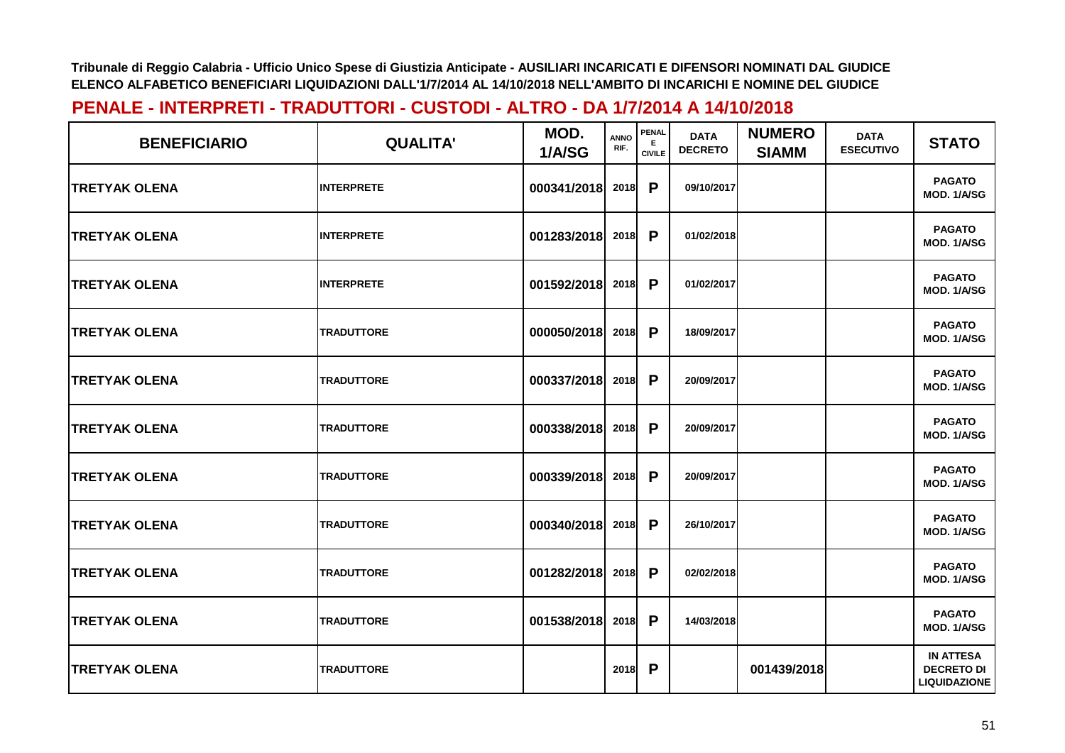Tribunale di Reggio Calabria - Ufficio Unico Spese di Giustizia Anticipate - AUSILIARI INCARICATI E DIFENSORI NOMINATI DAL GIUDICE
ELENCO ALFABETICO BENEFICIARI LIQUIDAZIONI DALL'1/7/2014 AL 14/10/2018 NELL'AMBITO DI INCARICHI E NOMINE DEL GIUDICE

## PENALE - INTERPRETI - TRADUTTORI - CUSTODI - ALTRO - DA 1/7/2014 A 14/10/2018

| BENEFICIARIO | QUALITA' | MOD. 1/A/SG | ANNO RIF. | PENALE E CIVILE | DATA DECRETO | NUMERO SIAMM | DATA ESECUTIVO | STATO |
|---|---|---|---|---|---|---|---|---|
| TRETYAK OLENA | INTERPRETE | 000341/2018 | 2018 | P | 09/10/2017 | | | PAGATO MOD. 1/A/SG |
| TRETYAK OLENA | INTERPRETE | 001283/2018 | 2018 | P | 01/02/2018 | | | PAGATO MOD. 1/A/SG |
| TRETYAK OLENA | INTERPRETE | 001592/2018 | 2018 | P | 01/02/2017 | | | PAGATO MOD. 1/A/SG |
| TRETYAK OLENA | TRADUTTORE | 000050/2018 | 2018 | P | 18/09/2017 | | | PAGATO MOD. 1/A/SG |
| TRETYAK OLENA | TRADUTTORE | 000337/2018 | 2018 | P | 20/09/2017 | | | PAGATO MOD. 1/A/SG |
| TRETYAK OLENA | TRADUTTORE | 000338/2018 | 2018 | P | 20/09/2017 | | | PAGATO MOD. 1/A/SG |
| TRETYAK OLENA | TRADUTTORE | 000339/2018 | 2018 | P | 20/09/2017 | | | PAGATO MOD. 1/A/SG |
| TRETYAK OLENA | TRADUTTORE | 000340/2018 | 2018 | P | 26/10/2017 | | | PAGATO MOD. 1/A/SG |
| TRETYAK OLENA | TRADUTTORE | 001282/2018 | 2018 | P | 02/02/2018 | | | PAGATO MOD. 1/A/SG |
| TRETYAK OLENA | TRADUTTORE | 001538/2018 | 2018 | P | 14/03/2018 | | | PAGATO MOD. 1/A/SG |
| TRETYAK OLENA | TRADUTTORE | | 2018 | P | | 001439/2018 | | IN ATTESA DECRETO DI LIQUIDAZIONE |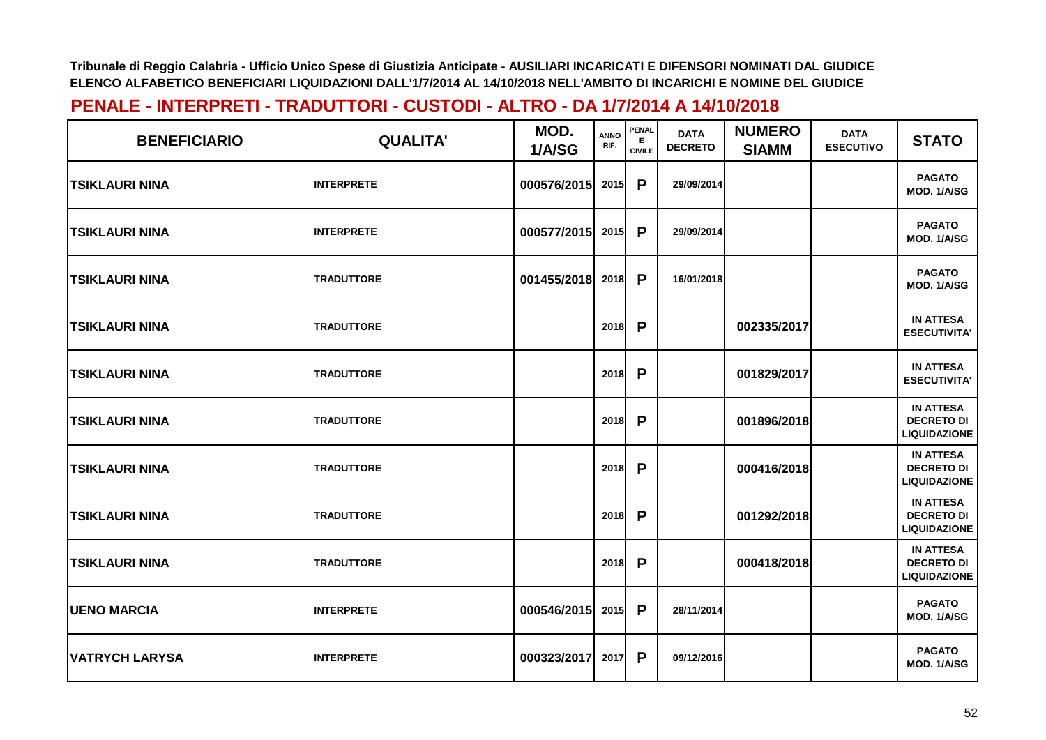Tribunale di Reggio Calabria - Ufficio Unico Spese di Giustizia Anticipate - AUSILIARI INCARICATI E DIFENSORI NOMINATI DAL GIUDICE
ELENCO ALFABETICO BENEFICIARI LIQUIDAZIONI DALL'1/7/2014 AL 14/10/2018 NELL'AMBITO DI INCARICHI E NOMINE DEL GIUDICE

## PENALE - INTERPRETI - TRADUTTORI - CUSTODI - ALTRO - DA 1/7/2014 A 14/10/2018

| BENEFICIARIO | QUALITA' | MOD. 1/A/SG | ANNO RIF. | PENALE CIVILE | DATA DECRETO | NUMERO SIAMM | DATA ESECUTIVO | STATO |
|---|---|---|---|---|---|---|---|---|
| TSIKLAURI NINA | INTERPRETE | 000576/2015 | 2015 | P | 29/09/2014 | | | PAGATO MOD. 1/A/SG |
| TSIKLAURI NINA | INTERPRETE | 000577/2015 | 2015 | P | 29/09/2014 | | | PAGATO MOD. 1/A/SG |
| TSIKLAURI NINA | TRADUTTORE | 001455/2018 | 2018 | P | 16/01/2018 | | | PAGATO MOD. 1/A/SG |
| TSIKLAURI NINA | TRADUTTORE | | 2018 | P | | 002335/2017 | | IN ATTESA ESECUTIVITA' |
| TSIKLAURI NINA | TRADUTTORE | | 2018 | P | | 001829/2017 | | IN ATTESA ESECUTIVITA' |
| TSIKLAURI NINA | TRADUTTORE | | 2018 | P | | 001896/2018 | | IN ATTESA DECRETO DI LIQUIDAZIONE |
| TSIKLAURI NINA | TRADUTTORE | | 2018 | P | | 000416/2018 | | IN ATTESA DECRETO DI LIQUIDAZIONE |
| TSIKLAURI NINA | TRADUTTORE | | 2018 | P | | 001292/2018 | | IN ATTESA DECRETO DI LIQUIDAZIONE |
| TSIKLAURI NINA | TRADUTTORE | | 2018 | P | | 000418/2018 | | IN ATTESA DECRETO DI LIQUIDAZIONE |
| UENO MARCIA | INTERPRETE | 000546/2015 | 2015 | P | 28/11/2014 | | | PAGATO MOD. 1/A/SG |
| VATRYCH LARYSA | INTERPRETE | 000323/2017 | 2017 | P | 09/12/2016 | | | PAGATO MOD. 1/A/SG |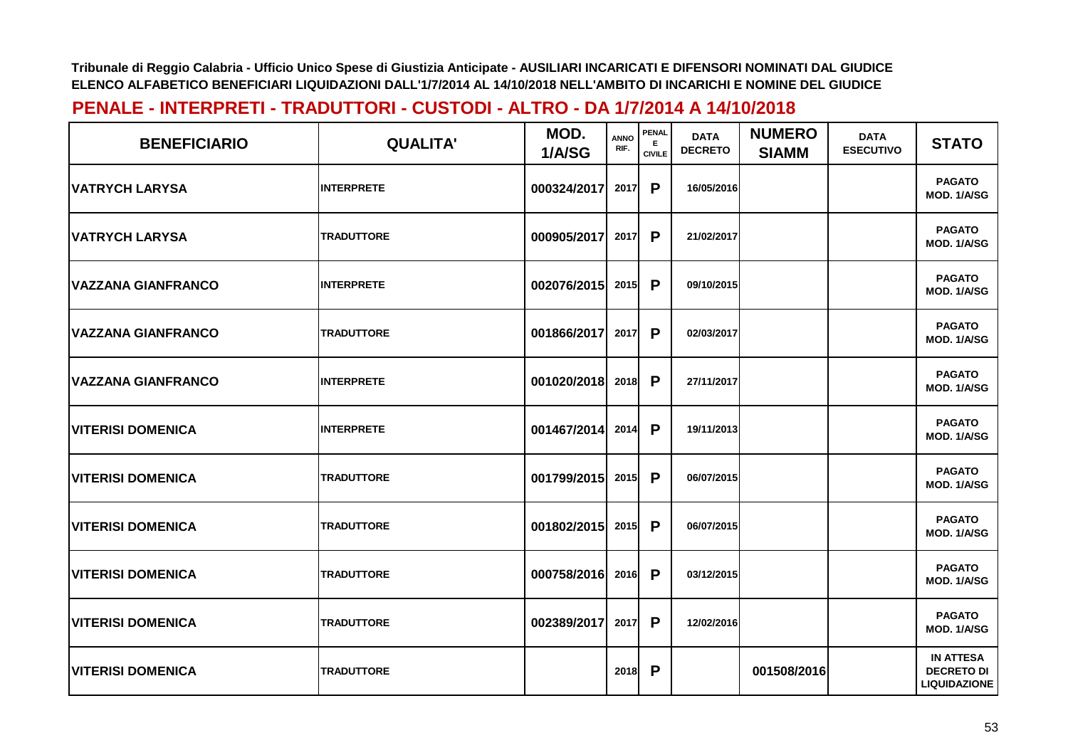**Tribunale di Reggio Calabria - Ufficio Unico Spese di Giustizia Anticipate - AUSILIARI INCARICATI E DIFENSORI NOMINATI DAL GIUDICE**
**ELENCO ALFABETICO BENEFICIARI LIQUIDAZIONI DALL'1/7/2014 AL 14/10/2018 NELL'AMBITO DI INCARICHI E NOMINE DEL GIUDICE**

## PENALE - INTERPRETI - TRADUTTORI - CUSTODI - ALTRO - DA 1/7/2014 A 14/10/2018

| BENEFICIARIO | QUALITA' | MOD. 1/A/SG | ANNO RIF. | PENALE CIVILE | DATA DECRETO | NUMERO SIAMM | DATA ESECUTIVO | STATO |
|---|---|---|---|---|---|---|---|---|
| VATRYCH LARYSA | INTERPRETE | 000324/2017 | 2017 | P | 16/05/2016 | | | PAGATO MOD. 1/A/SG |
| VATRYCH LARYSA | TRADUTTORE | 000905/2017 | 2017 | P | 21/02/2017 | | | PAGATO MOD. 1/A/SG |
| VAZZANA GIANFRANCO | INTERPRETE | 002076/2015 | 2015 | P | 09/10/2015 | | | PAGATO MOD. 1/A/SG |
| VAZZANA GIANFRANCO | TRADUTTORE | 001866/2017 | 2017 | P | 02/03/2017 | | | PAGATO MOD. 1/A/SG |
| VAZZANA GIANFRANCO | INTERPRETE | 001020/2018 | 2018 | P | 27/11/2017 | | | PAGATO MOD. 1/A/SG |
| VITERISI DOMENICA | INTERPRETE | 001467/2014 | 2014 | P | 19/11/2013 | | | PAGATO MOD. 1/A/SG |
| VITERISI DOMENICA | TRADUTTORE | 001799/2015 | 2015 | P | 06/07/2015 | | | PAGATO MOD. 1/A/SG |
| VITERISI DOMENICA | TRADUTTORE | 001802/2015 | 2015 | P | 06/07/2015 | | | PAGATO MOD. 1/A/SG |
| VITERISI DOMENICA | TRADUTTORE | 000758/2016 | 2016 | P | 03/12/2015 | | | PAGATO MOD. 1/A/SG |
| VITERISI DOMENICA | TRADUTTORE | 002389/2017 | 2017 | P | 12/02/2016 | | | PAGATO MOD. 1/A/SG |
| VITERISI DOMENICA | TRADUTTORE | | 2018 | P | | 001508/2016 | | IN ATTESA DI LIQUIDAZIONE |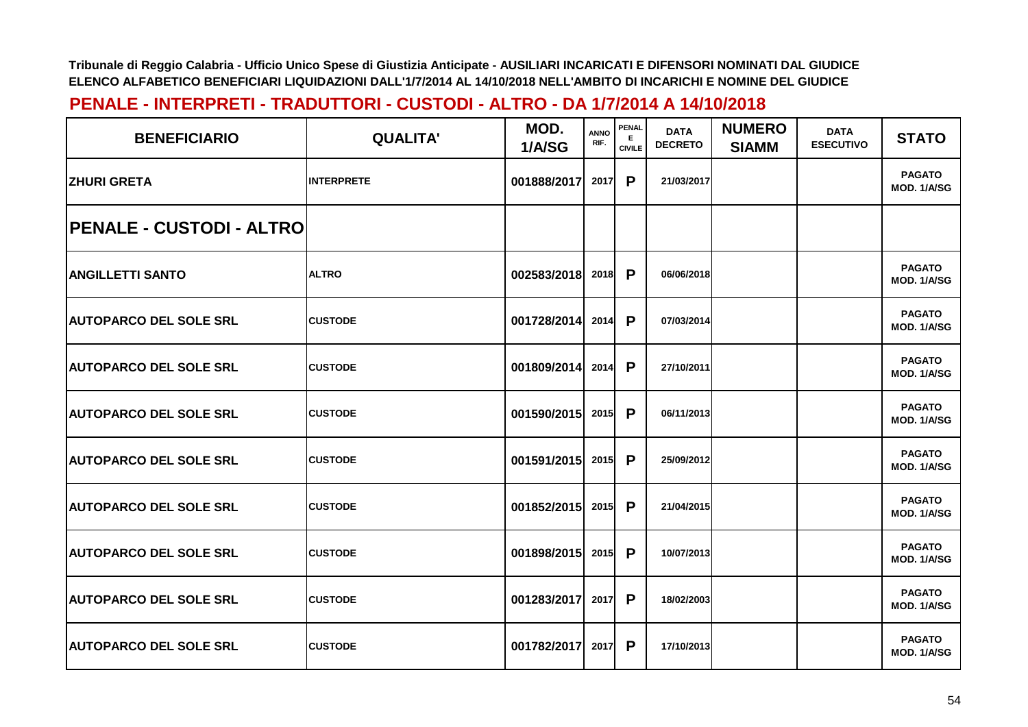Tribunale di Reggio Calabria - Ufficio Unico Spese di Giustizia Anticipate - AUSILIARI INCARICATI E DIFENSORI NOMINATI DAL GIUDICE
ELENCO ALFABETICO BENEFICIARI LIQUIDAZIONI DALL'1/7/2014 AL 14/10/2018 NELL'AMBITO DI INCARICHI E NOMINE DEL GIUDICE

## PENALE - INTERPRETI - TRADUTTORI - CUSTODI - ALTRO - DA 1/7/2014 A 14/10/2018

| BENEFICIARIO | QUALITA' | MOD. 1/A/SG | ANNO RIF. | PENALE CIVILE | DATA DECRETO | NUMERO SIAMM | DATA ESECUTIVO | STATO |
|---|---|---|---|---|---|---|---|---|
| ZHURI GRETA | INTERPRETE | 001888/2017 | 2017 | P | 21/03/2017 | | | PAGATO MOD. 1/A/SG |
| **PENALE - CUSTODI - ALTRO** | | | | | | | | |
| ANGILLETTI SANTO | ALTRO | 002583/2018 | 2018 | P | 06/06/2018 | | | PAGATO MOD. 1/A/SG |
| AUTOPARCO DEL SOLE SRL | CUSTODE | 001728/2014 | 2014 | P | 07/03/2014 | | | PAGATO MOD. 1/A/SG |
| AUTOPARCO DEL SOLE SRL | CUSTODE | 001809/2014 | 2014 | P | 27/10/2011 | | | PAGATO MOD. 1/A/SG |
| AUTOPARCO DEL SOLE SRL | CUSTODE | 001590/2015 | 2015 | P | 06/11/2013 | | | PAGATO MOD. 1/A/SG |
| AUTOPARCO DEL SOLE SRL | CUSTODE | 001591/2015 | 2015 | P | 25/09/2012 | | | PAGATO MOD. 1/A/SG |
| AUTOPARCO DEL SOLE SRL | CUSTODE | 001852/2015 | 2015 | P | 21/04/2015 | | | PAGATO MOD. 1/A/SG |
| AUTOPARCO DEL SOLE SRL | CUSTODE | 001898/2015 | 2015 | P | 10/07/2013 | | | PAGATO MOD. 1/A/SG |
| AUTOPARCO DEL SOLE SRL | CUSTODE | 001283/2017 | 2017 | P | 18/02/2003 | | | PAGATO MOD. 1/A/SG |
| AUTOPARCO DEL SOLE SRL | CUSTODE | 001782/2017 | 2017 | P | 17/10/2013 | | | PAGATO MOD. 1/A/SG |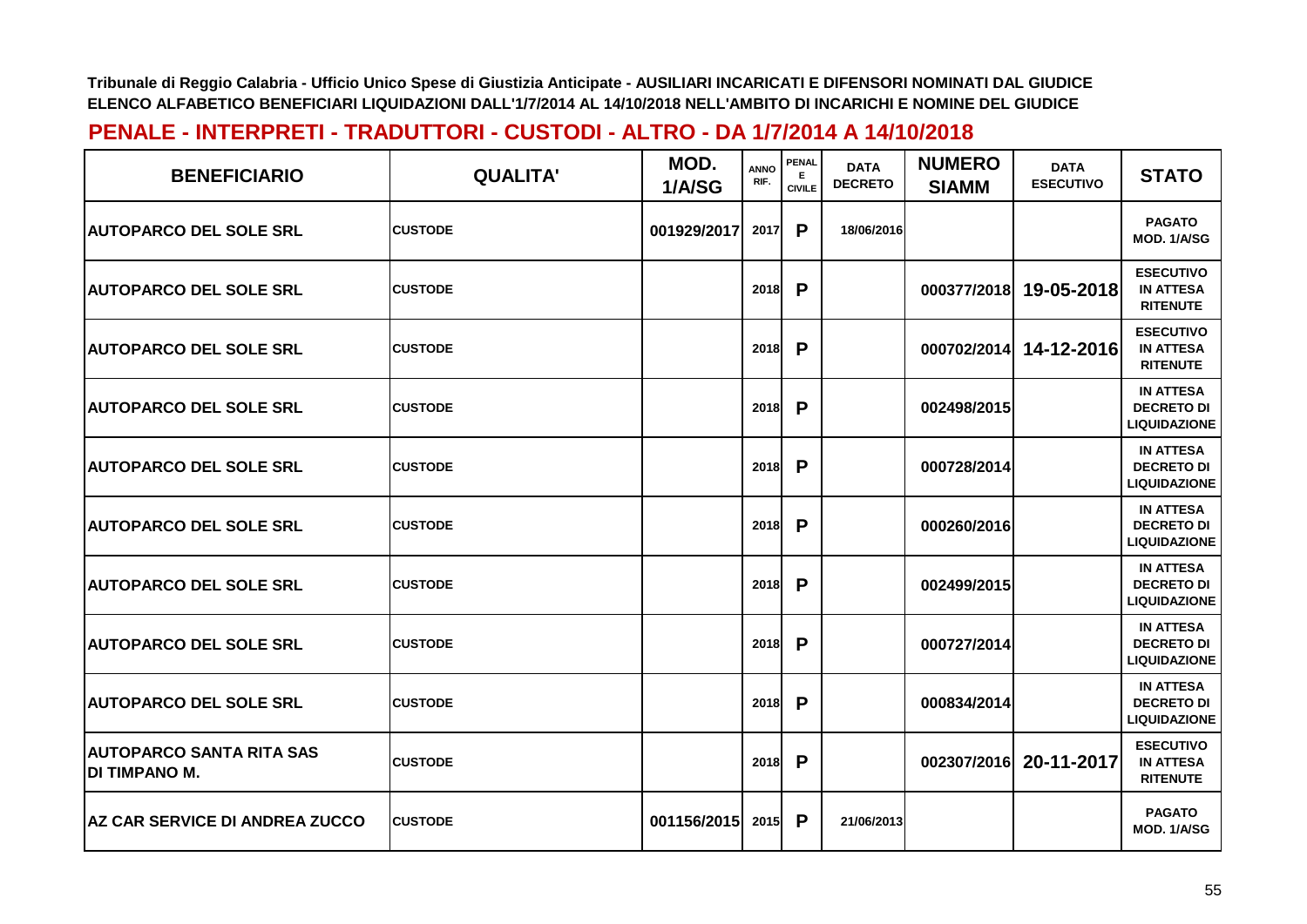Tribunale di Reggio Calabria - Ufficio Unico Spese di Giustizia Anticipate - AUSILIARI INCARICATI E DIFENSORI NOMINATI DAL GIUDICE
ELENCO ALFABETICO BENEFICIARI LIQUIDAZIONI DALL'1/7/2014 AL 14/10/2018 NELL'AMBITO DI INCARICHI E NOMINE DEL GIUDICE

## PENALE - INTERPRETI - TRADUTTORI - CUSTODI - ALTRO - DA 1/7/2014 A 14/10/2018

| BENEFICIARIO | QUALITA' | MOD. 1/A/SG | ANNO RIF. | PENALE CIVILE | DATA DECRETO | NUMERO SIAMM | DATA ESECUTIVO | STATO |
|---|---|---|---|---|---|---|---|---|
| AUTOPARCO DEL SOLE SRL | CUSTODE | 001929/2017 | 2017 | P | 18/06/2016 | | | PAGATO MOD. 1/A/SG |
| AUTOPARCO DEL SOLE SRL | CUSTODE | | 2018 | P | | 000377/2018 | 19-05-2018 | ESECUTIVO IN ATTESA RITENUTE |
| AUTOPARCO DEL SOLE SRL | CUSTODE | | 2018 | P | | 000702/2014 | 14-12-2016 | ESECUTIVO IN ATTESA RITENUTE |
| AUTOPARCO DEL SOLE SRL | CUSTODE | | 2018 | P | | 002498/2015 | | IN ATTESA DECRETO DI LIQUIDAZIONE |
| AUTOPARCO DEL SOLE SRL | CUSTODE | | 2018 | P | | 000728/2014 | | IN ATTESA DECRETO DI LIQUIDAZIONE |
| AUTOPARCO DEL SOLE SRL | CUSTODE | | 2018 | P | | 000260/2016 | | IN ATTESA DECRETO DI LIQUIDAZIONE |
| AUTOPARCO DEL SOLE SRL | CUSTODE | | 2018 | P | | 002499/2015 | | IN ATTESA DECRETO DI LIQUIDAZIONE |
| AUTOPARCO DEL SOLE SRL | CUSTODE | | 2018 | P | | 000727/2014 | | IN ATTESA DECRETO DI LIQUIDAZIONE |
| AUTOPARCO DEL SOLE SRL | CUSTODE | | 2018 | P | | 000834/2014 | | IN ATTESA DECRETO DI LIQUIDAZIONE |
| AUTOPARCO SANTA RITA SAS DI TIMPANO M. | CUSTODE | | 2018 | P | | 002307/2016 | 20-11-2017 | ESECUTIVO IN ATTESA RITENUTE |
| AZ CAR SERVICE DI ANDREA ZUCCO | CUSTODE | 001156/2015 | 2015 | P | 21/06/2013 | | | PAGATO MOD. 1/A/SG |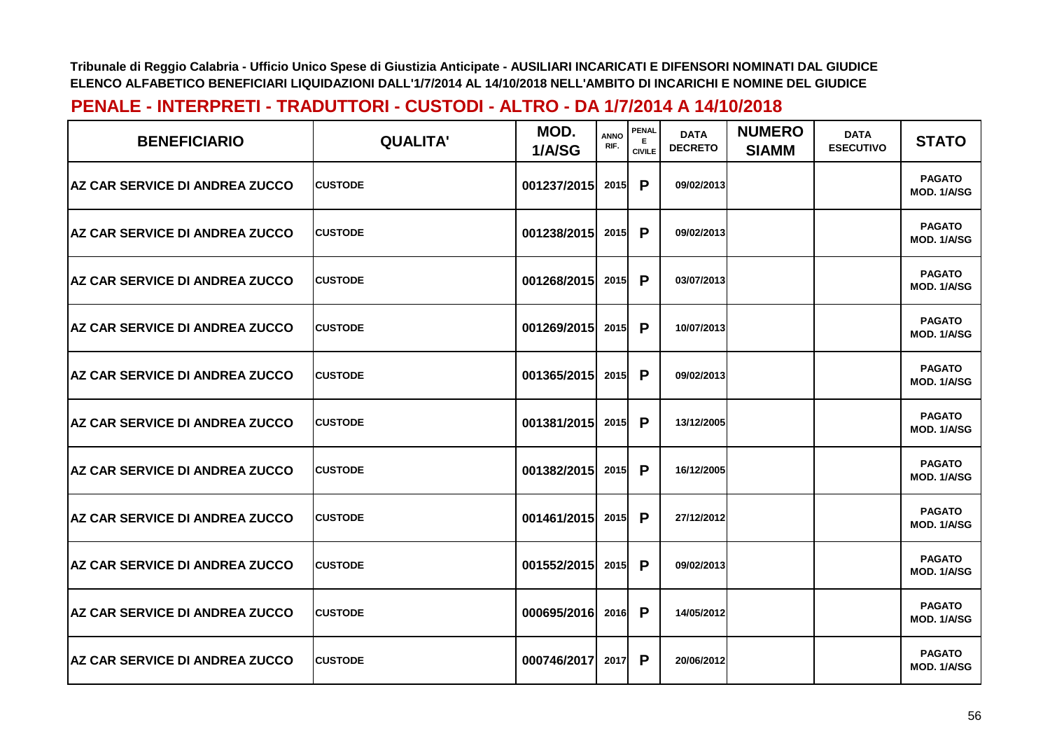Tribunale di Reggio Calabria - Ufficio Unico Spese di Giustizia Anticipate - AUSILIARI INCARICATI E DIFENSORI NOMINATI DAL GIUDICE
ELENCO ALFABETICO BENEFICIARI LIQUIDAZIONI DALL'1/7/2014 AL 14/10/2018 NELL'AMBITO DI INCARICHI E NOMINE DEL GIUDICE

## PENALE - INTERPRETI - TRADUTTORI - CUSTODI - ALTRO - DA 1/7/2014 A 14/10/2018

| BENEFICIARIO | QUALITA' | MOD. 1/A/SG | ANNO RIF. | PENALE CIVILE | DATA DECRETO | NUMERO SIAMM | DATA ESECUTIVO | STATO |
|---|---|---|---|---|---|---|---|---|
| AZ CAR SERVICE DI ANDREA ZUCCO | CUSTODE | 001237/2015 | 2015 | P | 09/02/2013 | | | PAGATO MOD. 1/A/SG |
| AZ CAR SERVICE DI ANDREA ZUCCO | CUSTODE | 001238/2015 | 2015 | P | 09/02/2013 | | | PAGATO MOD. 1/A/SG |
| AZ CAR SERVICE DI ANDREA ZUCCO | CUSTODE | 001268/2015 | 2015 | P | 03/07/2013 | | | PAGATO MOD. 1/A/SG |
| AZ CAR SERVICE DI ANDREA ZUCCO | CUSTODE | 001269/2015 | 2015 | P | 10/07/2013 | | | PAGATO MOD. 1/A/SG |
| AZ CAR SERVICE DI ANDREA ZUCCO | CUSTODE | 001365/2015 | 2015 | P | 09/02/2013 | | | PAGATO MOD. 1/A/SG |
| AZ CAR SERVICE DI ANDREA ZUCCO | CUSTODE | 001381/2015 | 2015 | P | 13/12/2005 | | | PAGATO MOD. 1/A/SG |
| AZ CAR SERVICE DI ANDREA ZUCCO | CUSTODE | 001382/2015 | 2015 | P | 16/12/2005 | | | PAGATO MOD. 1/A/SG |
| AZ CAR SERVICE DI ANDREA ZUCCO | CUSTODE | 001461/2015 | 2015 | P | 27/12/2012 | | | PAGATO MOD. 1/A/SG |
| AZ CAR SERVICE DI ANDREA ZUCCO | CUSTODE | 001552/2015 | 2015 | P | 09/02/2013 | | | PAGATO MOD. 1/A/SG |
| AZ CAR SERVICE DI ANDREA ZUCCO | CUSTODE | 000695/2016 | 2016 | P | 14/05/2012 | | | PAGATO MOD. 1/A/SG |
| AZ CAR SERVICE DI ANDREA ZUCCO | CUSTODE | 000746/2017 | 2017 | P | 20/06/2012 | | | PAGATO MOD. 1/A/SG |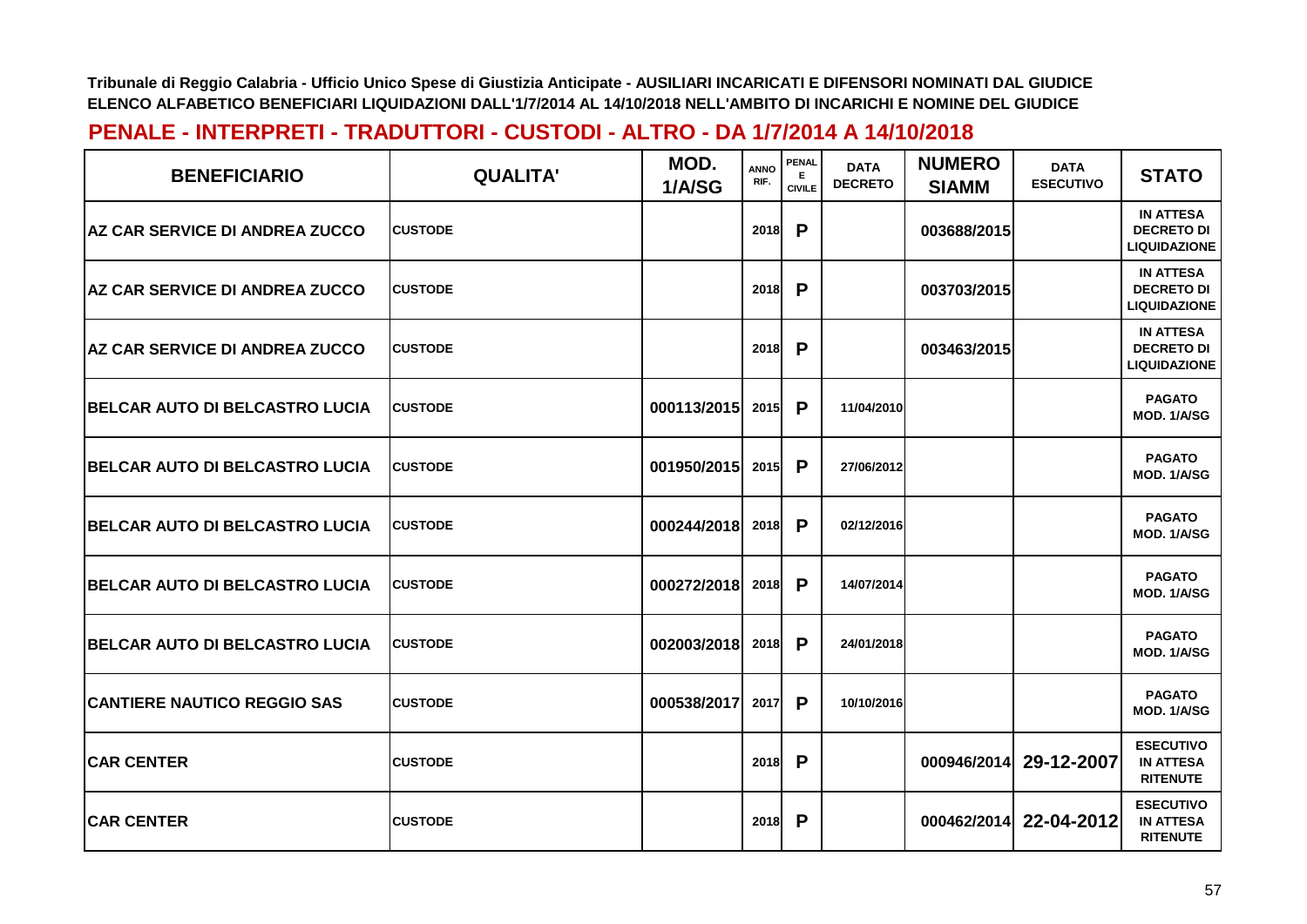Tribunale di Reggio Calabria - Ufficio Unico Spese di Giustizia Anticipate - AUSILIARI INCARICATI E DIFENSORI NOMINATI DAL GIUDICE
ELENCO ALFABETICO BENEFICIARI LIQUIDAZIONI DALL'1/7/2014 AL 14/10/2018 NELL'AMBITO DI INCARICHI E NOMINE DEL GIUDICE

## PENALE - INTERPRETI - TRADUTTORI - CUSTODI - ALTRO - DA 1/7/2014 A 14/10/2018

| BENEFICIARIO | QUALITA' | MOD. 1/A/SG | ANNO RIF. | PENALE E CIVILE | DATA DECRETO | NUMERO SIAMM | DATA ESECUTIVO | STATO |
|---|---|---|---|---|---|---|---|---|
| AZ CAR SERVICE DI ANDREA ZUCCO | CUSTODE | | 2018 | P | | 003688/2015 | | IN ATTESA DECRETO DI LIQUIDAZIONE |
| AZ CAR SERVICE DI ANDREA ZUCCO | CUSTODE | | 2018 | P | | 003703/2015 | | IN ATTESA DECRETO DI LIQUIDAZIONE |
| AZ CAR SERVICE DI ANDREA ZUCCO | CUSTODE | | 2018 | P | | 003463/2015 | | IN ATTESA DECRETO DI LIQUIDAZIONE |
| BELCAR AUTO DI BELCASTRO LUCIA | CUSTODE | 000113/2015 | 2015 | P | 11/04/2010 | | | PAGATO MOD. 1/A/SG |
| BELCAR AUTO DI BELCASTRO LUCIA | CUSTODE | 001950/2015 | 2015 | P | 27/06/2012 | | | PAGATO MOD. 1/A/SG |
| BELCAR AUTO DI BELCASTRO LUCIA | CUSTODE | 000244/2018 | 2018 | P | 02/12/2016 | | | PAGATO MOD. 1/A/SG |
| BELCAR AUTO DI BELCASTRO LUCIA | CUSTODE | 000272/2018 | 2018 | P | 14/07/2014 | | | PAGATO MOD. 1/A/SG |
| BELCAR AUTO DI BELCASTRO LUCIA | CUSTODE | 002003/2018 | 2018 | P | 24/01/2018 | | | PAGATO MOD. 1/A/SG |
| CANTIERE NAUTICO REGGIO SAS | CUSTODE | 000538/2017 | 2017 | P | 10/10/2016 | | | PAGATO MOD. 1/A/SG |
| CAR CENTER | CUSTODE | | 2018 | P | | 000946/2014 | 29-12-2007 | ESECUTIVO IN ATTESA RITENUTE |
| CAR CENTER | CUSTODE | | 2018 | P | | 000462/2014 | 22-04-2012 | ESECUTIVO IN ATTESA RITENUTE |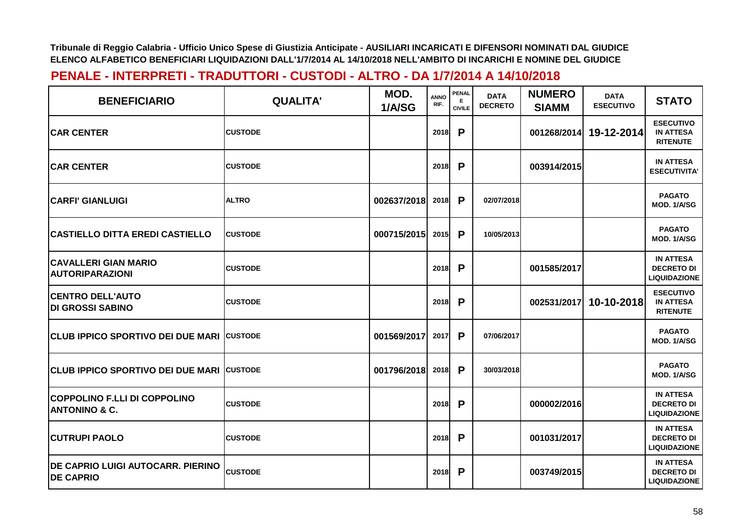**Tribunale di Reggio Calabria - Ufficio Unico Spese di Giustizia Anticipate - AUSILIARI INCARICATI E DIFENSORI NOMINATI DAL GIUDICE**
**ELENCO ALFABETICO BENEFICIARI LIQUIDAZIONI DALL'1/7/2014 AL 14/10/2018 NELL'AMBITO DI INCARICHI E NOMINE DEL GIUDICE**

## PENALE - INTERPRETI - TRADUTTORI - CUSTODI - ALTRO - DA 1/7/2014 A 14/10/2018

| BENEFICIARIO | QUALITA' | MOD. 1/A/SG | ANNO RIF. | PENALE CIVILE | DATA DECRETO | NUMERO SIAMM | DATA ESECUTIVO | STATO |
|---|---|---|---|---|---|---|---|---|
| CAR CENTER | CUSTODE | | 2018 | P | | 001268/2014 | 19-12-2014 | ESECUTIVO IN ATTESA RITENUTE |
| CAR CENTER | CUSTODE | | 2018 | P | | 003914/2015 | | IN ATTESA ESECUTIVITA' |
| CARFI' GIANLUIGI | ALTRO | 002637/2018 | 2018 | P | 02/07/2018 | | | PAGATO MOD. 1/A/SG |
| CASTIELLO DITTA EREDI CASTIELLO | CUSTODE | 000715/2015 | 2015 | P | 10/05/2013 | | | PAGATO MOD. 1/A/SG |
| CAVALLERI GIAN MARIO AUTORIPARAZIONI | CUSTODE | | 2018 | P | | 001585/2017 | | IN ATTESA DECRETO DI LIQUIDAZIONE |
| CENTRO DELL'AUTO DI GROSSI SABINO | CUSTODE | | 2018 | P | | 002531/2017 | 10-10-2018 | ESECUTIVO IN ATTESA RITENUTE |
| CLUB IPPICO SPORTIVO DEI DUE MARI | CUSTODE | 001569/2017 | 2017 | P | 07/06/2017 | | | PAGATO MOD. 1/A/SG |
| CLUB IPPICO SPORTIVO DEI DUE MARI | CUSTODE | 001796/2018 | 2018 | P | 30/03/2018 | | | PAGATO MOD. 1/A/SG |
| COPPOLINO F.LLI DI COPPOLINO ANTONINO & C. | CUSTODE | | 2018 | P | | 000002/2016 | | IN ATTESA DECRETO DI LIQUIDAZIONE |
| CUTRUPI PAOLO | CUSTODE | | 2018 | P | | 001031/2017 | | IN ATTESA DECRETO DI LIQUIDAZIONE |
| DE CAPRIO LUIGI AUTOCARR. PIERINO DE CAPRIO | CUSTODE | | 2018 | P | | 003749/2015 | | IN ATTESA DECRETO DI LIQUIDAZIONE |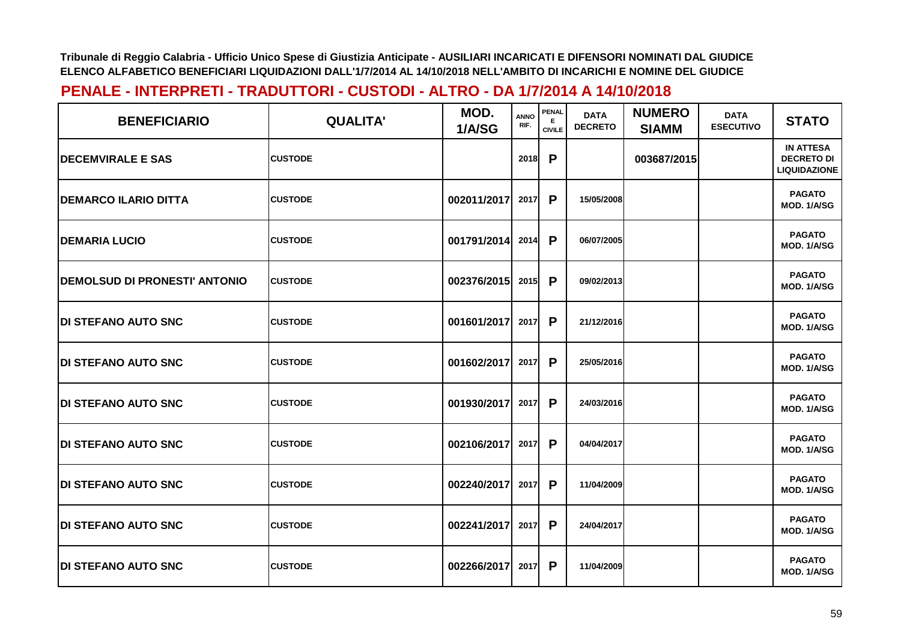Tribunale di Reggio Calabria - Ufficio Unico Spese di Giustizia Anticipate - AUSILIARI INCARICATI E DIFENSORI NOMINATI DAL GIUDICE
ELENCO ALFABETICO BENEFICIARI LIQUIDAZIONI DALL'1/7/2014 AL 14/10/2018 NELL'AMBITO DI INCARICHI E NOMINE DEL GIUDICE

## PENALE - INTERPRETI - TRADUTTORI - CUSTODI - ALTRO - DA 1/7/2014 A 14/10/2018

| BENEFICIARIO | QUALITA' | MOD. 1/A/SG | ANNO RIF. | PENALE CIVILE | DATA DECRETO | NUMERO SIAMM | DATA ESECUTIVO | STATO |
|---|---|---|---|---|---|---|---|---|
| DECEMVIRALE E SAS | CUSTODE | | 2018 | P | | 003687/2015 | | IN ATTESA DECRETO DI LIQUIDAZIONE |
| DEMARCO ILARIO DITTA | CUSTODE | 002011/2017 | 2017 | P | 15/05/2008 | | | PAGATO MOD. 1/A/SG |
| DEMARIA LUCIO | CUSTODE | 001791/2014 | 2014 | P | 06/07/2005 | | | PAGATO MOD. 1/A/SG |
| DEMOLSUD DI PRONESTI' ANTONIO | CUSTODE | 002376/2015 | 2015 | P | 09/02/2013 | | | PAGATO MOD. 1/A/SG |
| DI STEFANO AUTO SNC | CUSTODE | 001601/2017 | 2017 | P | 21/12/2016 | | | PAGATO MOD. 1/A/SG |
| DI STEFANO AUTO SNC | CUSTODE | 001602/2017 | 2017 | P | 25/05/2016 | | | PAGATO MOD. 1/A/SG |
| DI STEFANO AUTO SNC | CUSTODE | 001930/2017 | 2017 | P | 24/03/2016 | | | PAGATO MOD. 1/A/SG |
| DI STEFANO AUTO SNC | CUSTODE | 002106/2017 | 2017 | P | 04/04/2017 | | | PAGATO MOD. 1/A/SG |
| DI STEFANO AUTO SNC | CUSTODE | 002240/2017 | 2017 | P | 11/04/2009 | | | PAGATO MOD. 1/A/SG |
| DI STEFANO AUTO SNC | CUSTODE | 002241/2017 | 2017 | P | 24/04/2017 | | | PAGATO MOD. 1/A/SG |
| DI STEFANO AUTO SNC | CUSTODE | 002266/2017 | 2017 | P | 11/04/2009 | | | PAGATO MOD. 1/A/SG |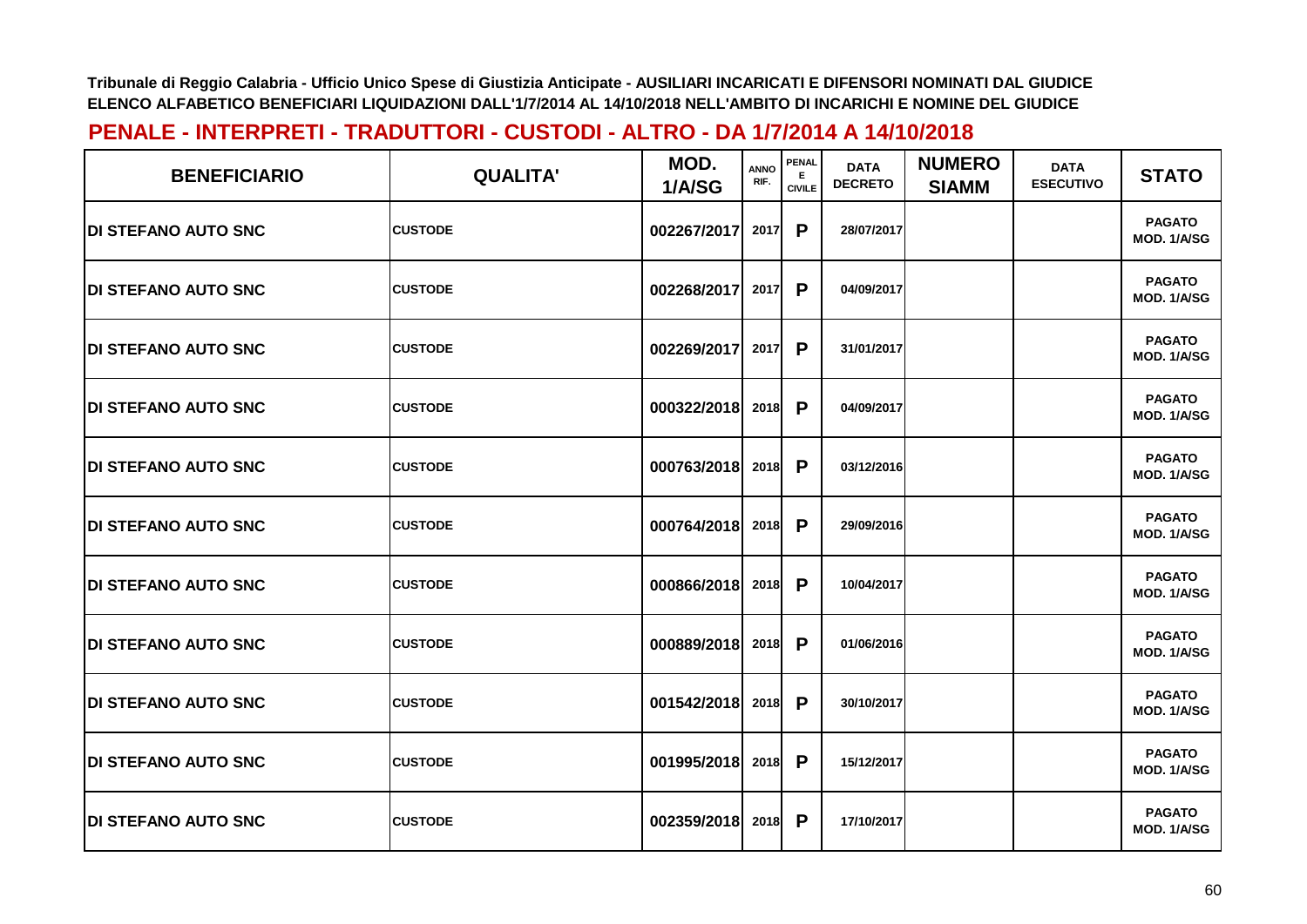Tribunale di Reggio Calabria - Ufficio Unico Spese di Giustizia Anticipate - AUSILIARI INCARICATI E DIFENSORI NOMINATI DAL GIUDICE
ELENCO ALFABETICO BENEFICIARI LIQUIDAZIONI DALL'1/7/2014 AL 14/10/2018 NELL'AMBITO DI INCARICHI E NOMINE DEL GIUDICE

## PENALE - INTERPRETI - TRADUTTORI - CUSTODI - ALTRO - DA 1/7/2014 A 14/10/2018

| BENEFICIARIO | QUALITA' | MOD. 1/A/SG | ANNO RIF. | PENALE CIVILE | DATA DECRETO | NUMERO SIAMM | DATA ESECUTIVO | STATO |
|---|---|---|---|---|---|---|---|---|
| DI STEFANO AUTO SNC | CUSTODE | 002267/2017 | 2017 | P | 28/07/2017 | | | PAGATO MOD. 1/A/SG |
| DI STEFANO AUTO SNC | CUSTODE | 002268/2017 | 2017 | P | 04/09/2017 | | | PAGATO MOD. 1/A/SG |
| DI STEFANO AUTO SNC | CUSTODE | 002269/2017 | 2017 | P | 31/01/2017 | | | PAGATO MOD. 1/A/SG |
| DI STEFANO AUTO SNC | CUSTODE | 000322/2018 | 2018 | P | 04/09/2017 | | | PAGATO MOD. 1/A/SG |
| DI STEFANO AUTO SNC | CUSTODE | 000763/2018 | 2018 | P | 03/12/2016 | | | PAGATO MOD. 1/A/SG |
| DI STEFANO AUTO SNC | CUSTODE | 000764/2018 | 2018 | P | 29/09/2016 | | | PAGATO MOD. 1/A/SG |
| DI STEFANO AUTO SNC | CUSTODE | 000866/2018 | 2018 | P | 10/04/2017 | | | PAGATO MOD. 1/A/SG |
| DI STEFANO AUTO SNC | CUSTODE | 000889/2018 | 2018 | P | 01/06/2016 | | | PAGATO MOD. 1/A/SG |
| DI STEFANO AUTO SNC | CUSTODE | 001542/2018 | 2018 | P | 30/10/2017 | | | PAGATO MOD. 1/A/SG |
| DI STEFANO AUTO SNC | CUSTODE | 001995/2018 | 2018 | P | 15/12/2017 | | | PAGATO MOD. 1/A/SG |
| DI STEFANO AUTO SNC | CUSTODE | 002359/2018 | 2018 | P | 17/10/2017 | | | PAGATO MOD. 1/A/SG |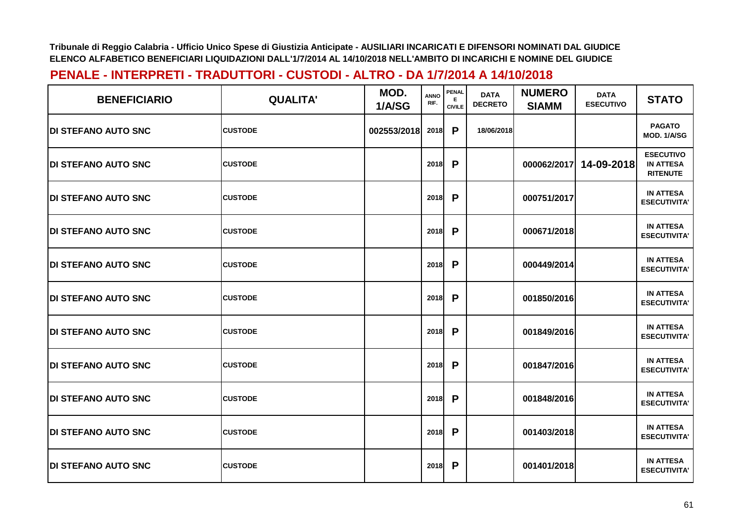**Tribunale di Reggio Calabria - Ufficio Unico Spese di Giustizia Anticipate - AUSILIARI INCARICATI E DIFENSORI NOMINATI DAL GIUDICE**
**ELENCO ALFABETICO BENEFICIARI LIQUIDAZIONI DALL'1/7/2014 AL 14/10/2018 NELL'AMBITO DI INCARICHI E NOMINE DEL GIUDICE**

## PENALE - INTERPRETI - TRADUTTORI - CUSTODI - ALTRO - DA 1/7/2014 A 14/10/2018

| BENEFICIARIO | QUALITA' | MOD. 1/A/SG | ANNO RIF. | PENALE CIVILE | DATA DECRETO | NUMERO SIAMM | DATA ESECUTIVO | STATO |
|---|---|---|---|---|---|---|---|---|
| DI STEFANO AUTO SNC | CUSTODE | 002553/2018 | 2018 | P | 18/06/2018 | | | PAGATO MOD. 1/A/SG |
| DI STEFANO AUTO SNC | CUSTODE | | 2018 | P | | 000062/2017 | 14-09-2018 | ESECUTIVO IN ATTESA RITENUTE |
| DI STEFANO AUTO SNC | CUSTODE | | 2018 | P | | 000751/2017 | | IN ATTESA ESECUTIVITA' |
| DI STEFANO AUTO SNC | CUSTODE | | 2018 | P | | 000671/2018 | | IN ATTESA ESECUTIVITA' |
| DI STEFANO AUTO SNC | CUSTODE | | 2018 | P | | 000449/2014 | | IN ATTESA ESECUTIVITA' |
| DI STEFANO AUTO SNC | CUSTODE | | 2018 | P | | 001850/2016 | | IN ATTESA ESECUTIVITA' |
| DI STEFANO AUTO SNC | CUSTODE | | 2018 | P | | 001849/2016 | | IN ATTESA ESECUTIVITA' |
| DI STEFANO AUTO SNC | CUSTODE | | 2018 | P | | 001847/2016 | | IN ATTESA ESECUTIVITA' |
| DI STEFANO AUTO SNC | CUSTODE | | 2018 | P | | 001848/2016 | | IN ATTESA ESECUTIVITA' |
| DI STEFANO AUTO SNC | CUSTODE | | 2018 | P | | 001403/2018 | | IN ATTESA ESECUTIVITA' |
| DI STEFANO AUTO SNC | CUSTODE | | 2018 | P | | 001401/2018 | | IN ATTESA ESECUTIVITA' |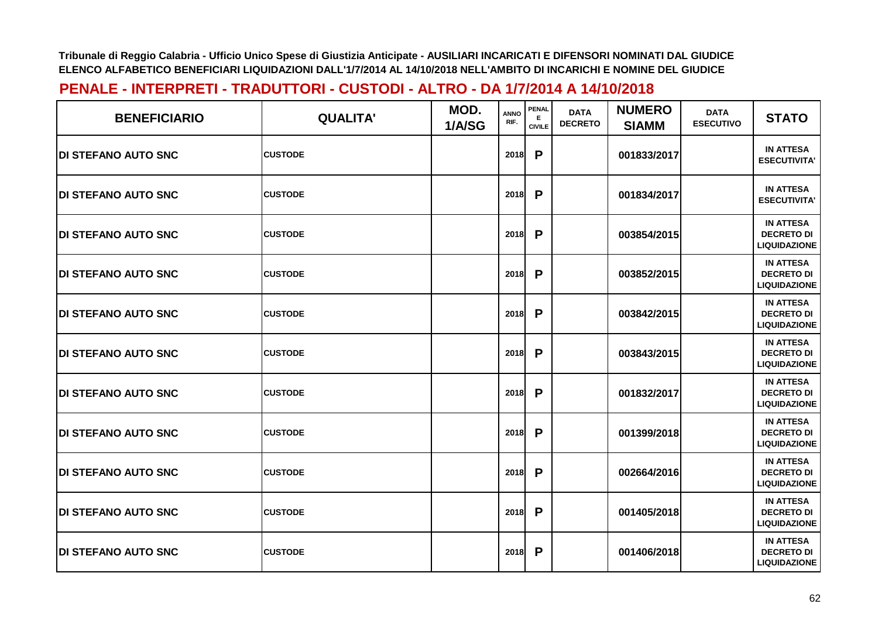Tribunale di Reggio Calabria - Ufficio Unico Spese di Giustizia Anticipate - AUSILIARI INCARICATI E DIFENSORI NOMINATI DAL GIUDICE
ELENCO ALFABETICO BENEFICIARI LIQUIDAZIONI DALL'1/7/2014 AL 14/10/2018 NELL'AMBITO DI INCARICHI E NOMINE DEL GIUDICE

## PENALE - INTERPRETI - TRADUTTORI - CUSTODI - ALTRO - DA 1/7/2014 A 14/10/2018

| BENEFICIARIO | QUALITA' | MOD. 1/A/SG | ANNO RIF. | PENALE CIVILE | DATA DECRETO | NUMERO SIAMM | DATA ESECUTIVO | STATO |
|---|---|---|---|---|---|---|---|---|
| DI STEFANO AUTO SNC | CUSTODE | | 2018 | P | | 001833/2017 | | IN ATTESA ESECUTIVITA' |
| DI STEFANO AUTO SNC | CUSTODE | | 2018 | P | | 001834/2017 | | IN ATTESA ESECUTIVITA' |
| DI STEFANO AUTO SNC | CUSTODE | | 2018 | P | | 003854/2015 | | IN ATTESA DECRETO DI LIQUIDAZIONE |
| DI STEFANO AUTO SNC | CUSTODE | | 2018 | P | | 003852/2015 | | IN ATTESA DECRETO DI LIQUIDAZIONE |
| DI STEFANO AUTO SNC | CUSTODE | | 2018 | P | | 003842/2015 | | IN ATTESA DECRETO DI LIQUIDAZIONE |
| DI STEFANO AUTO SNC | CUSTODE | | 2018 | P | | 003843/2015 | | IN ATTESA DECRETO DI LIQUIDAZIONE |
| DI STEFANO AUTO SNC | CUSTODE | | 2018 | P | | 001832/2017 | | IN ATTESA DECRETO DI LIQUIDAZIONE |
| DI STEFANO AUTO SNC | CUSTODE | | 2018 | P | | 001399/2018 | | IN ATTESA DECRETO DI LIQUIDAZIONE |
| DI STEFANO AUTO SNC | CUSTODE | | 2018 | P | | 002664/2016 | | IN ATTESA DECRETO DI LIQUIDAZIONE |
| DI STEFANO AUTO SNC | CUSTODE | | 2018 | P | | 001405/2018 | | IN ATTESA DECRETO DI LIQUIDAZIONE |
| DI STEFANO AUTO SNC | CUSTODE | | 2018 | P | | 001406/2018 | | IN ATTESA DECRETO DI LIQUIDAZIONE |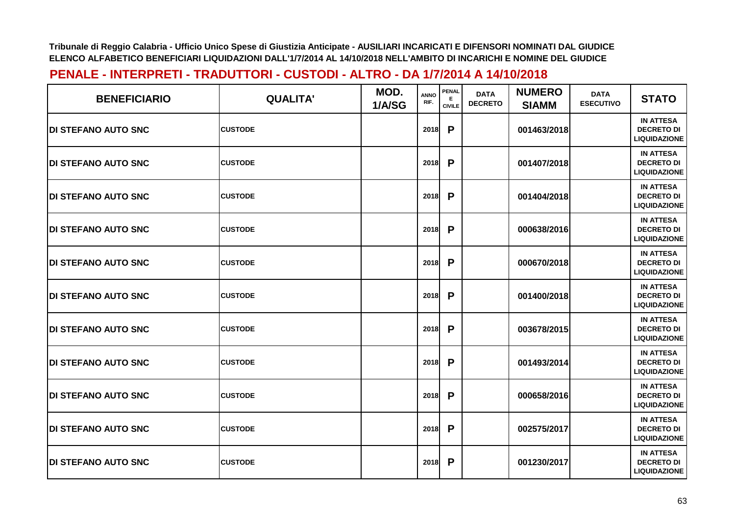Tribunale di Reggio Calabria - Ufficio Unico Spese di Giustizia Anticipate - AUSILIARI INCARICATI E DIFENSORI NOMINATI DAL GIUDICE
ELENCO ALFABETICO BENEFICIARI LIQUIDAZIONI DALL'1/7/2014 AL 14/10/2018 NELL'AMBITO DI INCARICHI E NOMINE DEL GIUDICE

## PENALE - INTERPRETI - TRADUTTORI - CUSTODI - ALTRO - DA 1/7/2014 A 14/10/2018

| BENEFICIARIO | QUALITA' | MOD. 1/A/SG | ANNO RIF. | PENALE CIVILE | DATA DECRETO | NUMERO SIAMM | DATA ESECUTIVO | STATO |
|---|---|---|---|---|---|---|---|---|
| DI STEFANO AUTO SNC | CUSTODE | | 2018 | P | | 001463/2018 | | IN ATTESA DECRETO DI LIQUIDAZIONE |
| DI STEFANO AUTO SNC | CUSTODE | | 2018 | P | | 001407/2018 | | IN ATTESA DECRETO DI LIQUIDAZIONE |
| DI STEFANO AUTO SNC | CUSTODE | | 2018 | P | | 001404/2018 | | IN ATTESA DECRETO DI LIQUIDAZIONE |
| DI STEFANO AUTO SNC | CUSTODE | | 2018 | P | | 000638/2016 | | IN ATTESA DECRETO DI LIQUIDAZIONE |
| DI STEFANO AUTO SNC | CUSTODE | | 2018 | P | | 000670/2018 | | IN ATTESA DECRETO DI LIQUIDAZIONE |
| DI STEFANO AUTO SNC | CUSTODE | | 2018 | P | | 001400/2018 | | IN ATTESA DECRETO DI LIQUIDAZIONE |
| DI STEFANO AUTO SNC | CUSTODE | | 2018 | P | | 003678/2015 | | IN ATTESA DECRETO DI LIQUIDAZIONE |
| DI STEFANO AUTO SNC | CUSTODE | | 2018 | P | | 001493/2014 | | IN ATTESA DECRETO DI LIQUIDAZIONE |
| DI STEFANO AUTO SNC | CUSTODE | | 2018 | P | | 000658/2016 | | IN ATTESA DECRETO DI LIQUIDAZIONE |
| DI STEFANO AUTO SNC | CUSTODE | | 2018 | P | | 002575/2017 | | IN ATTESA DECRETO DI LIQUIDAZIONE |
| DI STEFANO AUTO SNC | CUSTODE | | 2018 | P | | 001230/2017 | | IN ATTESA DECRETO DI LIQUIDAZIONE |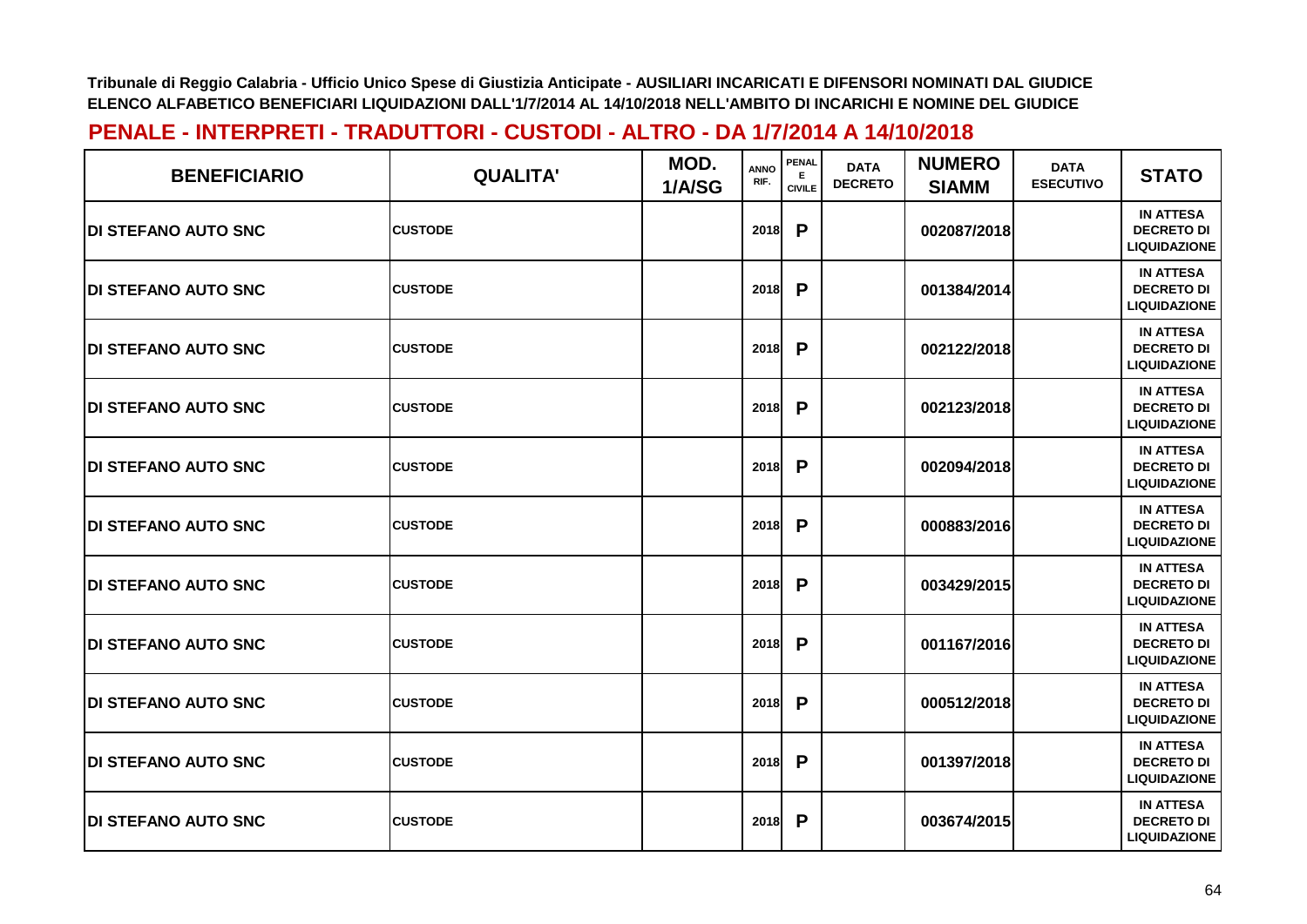**Tribunale di Reggio Calabria - Ufficio Unico Spese di Giustizia Anticipate - AUSILIARI INCARICATI E DIFENSORI NOMINATI DAL GIUDICE**
**ELENCO ALFABETICO BENEFICIARI LIQUIDAZIONI DALL'1/7/2014 AL 14/10/2018 NELL'AMBITO DI INCARICHI E NOMINE DEL GIUDICE**

## PENALE - INTERPRETI - TRADUTTORI - CUSTODI - ALTRO - DA 1/7/2014 A 14/10/2018

| BENEFICIARIO | QUALITA' | MOD. 1/A/SG | ANNO RIF. | PENALE CIVILE | DATA DECRETO | NUMERO SIAMM | DATA ESECUTIVO | STATO |
|---|---|---|---|---|---|---|---|---|
| DI STEFANO AUTO SNC | CUSTODE | | 2018 | P | | 002087/2018 | | IN ATTESA DECRETO DI LIQUIDAZIONE |
| DI STEFANO AUTO SNC | CUSTODE | | 2018 | P | | 001384/2014 | | IN ATTESA DECRETO DI LIQUIDAZIONE |
| DI STEFANO AUTO SNC | CUSTODE | | 2018 | P | | 002122/2018 | | IN ATTESA DECRETO DI LIQUIDAZIONE |
| DI STEFANO AUTO SNC | CUSTODE | | 2018 | P | | 002123/2018 | | IN ATTESA DECRETO DI LIQUIDAZIONE |
| DI STEFANO AUTO SNC | CUSTODE | | 2018 | P | | 002094/2018 | | IN ATTESA DECRETO DI LIQUIDAZIONE |
| DI STEFANO AUTO SNC | CUSTODE | | 2018 | P | | 000883/2016 | | IN ATTESA DECRETO DI LIQUIDAZIONE |
| DI STEFANO AUTO SNC | CUSTODE | | 2018 | P | | 003429/2015 | | IN ATTESA DECRETO DI LIQUIDAZIONE |
| DI STEFANO AUTO SNC | CUSTODE | | 2018 | P | | 001167/2016 | | IN ATTESA DECRETO DI LIQUIDAZIONE |
| DI STEFANO AUTO SNC | CUSTODE | | 2018 | P | | 000512/2018 | | IN ATTESA DECRETO DI LIQUIDAZIONE |
| DI STEFANO AUTO SNC | CUSTODE | | 2018 | P | | 001397/2018 | | IN ATTESA DECRETO DI LIQUIDAZIONE |
| DI STEFANO AUTO SNC | CUSTODE | | 2018 | P | | 003674/2015 | | IN ATTESA DECRETO DI LIQUIDAZIONE |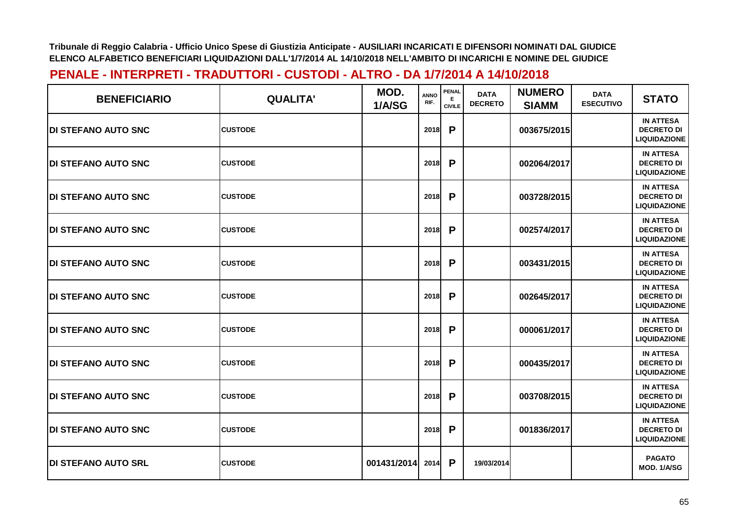Tribunale di Reggio Calabria - Ufficio Unico Spese di Giustizia Anticipate - AUSILIARI INCARICATI E DIFENSORI NOMINATI DAL GIUDICE
ELENCO ALFABETICO BENEFICIARI LIQUIDAZIONI DALL'1/7/2014 AL 14/10/2018 NELL'AMBITO DI INCARICHI E NOMINE DEL GIUDICE

## PENALE - INTERPRETI - TRADUTTORI - CUSTODI - ALTRO - DA 1/7/2014 A 14/10/2018

| BENEFICIARIO | QUALITA' | MOD. 1/A/SG | ANNO RIF. | PENALE E CIVILE | DATA DECRETO | NUMERO SIAMM | DATA ESECUTIVO | STATO |
|---|---|---|---|---|---|---|---|---|
| DI STEFANO AUTO SNC | CUSTODE | | 2018 | P | | 003675/2015 | | IN ATTESA DECRETO DI LIQUIDAZIONE |
| DI STEFANO AUTO SNC | CUSTODE | | 2018 | P | | 002064/2017 | | IN ATTESA DECRETO DI LIQUIDAZIONE |
| DI STEFANO AUTO SNC | CUSTODE | | 2018 | P | | 003728/2015 | | IN ATTESA DECRETO DI LIQUIDAZIONE |
| DI STEFANO AUTO SNC | CUSTODE | | 2018 | P | | 002574/2017 | | IN ATTESA DECRETO DI LIQUIDAZIONE |
| DI STEFANO AUTO SNC | CUSTODE | | 2018 | P | | 003431/2015 | | IN ATTESA DECRETO DI LIQUIDAZIONE |
| DI STEFANO AUTO SNC | CUSTODE | | 2018 | P | | 002645/2017 | | IN ATTESA DECRETO DI LIQUIDAZIONE |
| DI STEFANO AUTO SNC | CUSTODE | | 2018 | P | | 000061/2017 | | IN ATTESA DECRETO DI LIQUIDAZIONE |
| DI STEFANO AUTO SNC | CUSTODE | | 2018 | P | | 000435/2017 | | IN ATTESA DECRETO DI LIQUIDAZIONE |
| DI STEFANO AUTO SNC | CUSTODE | | 2018 | P | | 003708/2015 | | IN ATTESA DECRETO DI LIQUIDAZIONE |
| DI STEFANO AUTO SNC | CUSTODE | | 2018 | P | | 001836/2017 | | IN ATTESA DECRETO DI LIQUIDAZIONE |
| DI STEFANO AUTO SRL | CUSTODE | 001431/2014 | 2014 | P | 19/03/2014 | | | PAGATO MOD. 1/A/SG |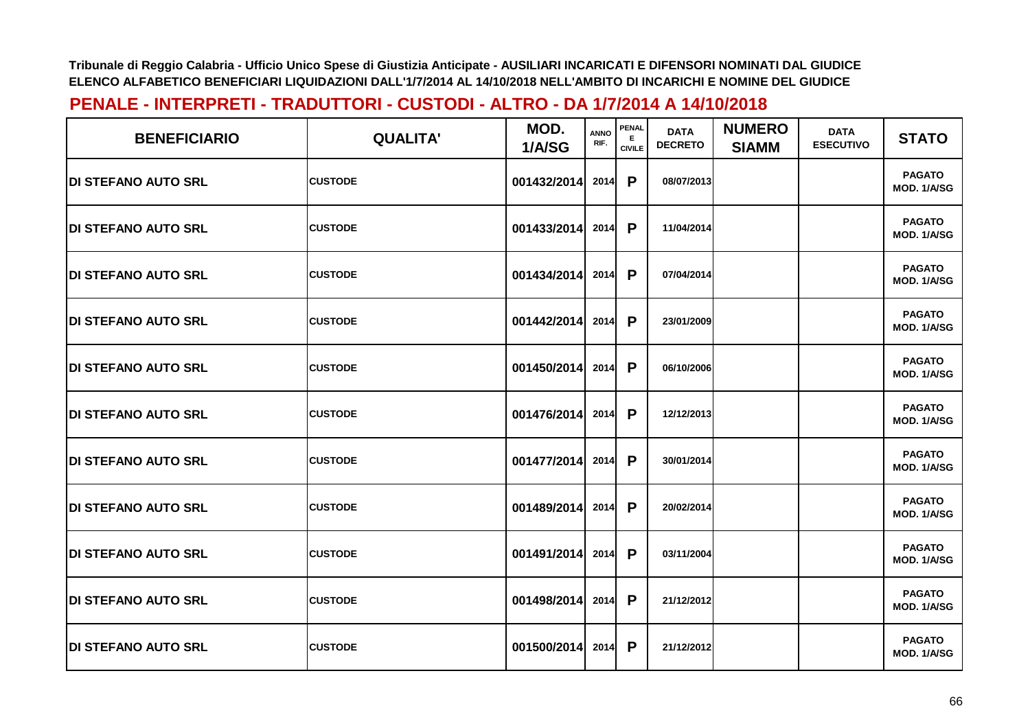Tribunale di Reggio Calabria - Ufficio Unico Spese di Giustizia Anticipate - AUSILIARI INCARICATI E DIFENSORI NOMINATI DAL GIUDICE
ELENCO ALFABETICO BENEFICIARI LIQUIDAZIONI DALL'1/7/2014 AL 14/10/2018 NELL'AMBITO DI INCARICHI E NOMINE DEL GIUDICE

## PENALE - INTERPRETI - TRADUTTORI - CUSTODI - ALTRO - DA 1/7/2014 A 14/10/2018

| BENEFICIARIO | QUALITA' | MOD. 1/A/SG | ANNO RIF. | PENALE CIVILE | DATA DECRETO | NUMERO SIAMM | DATA ESECUTIVO | STATO |
|---|---|---|---|---|---|---|---|---|
| DI STEFANO AUTO SRL | CUSTODE | 001432/2014 | 2014 | P | 08/07/2013 | | | PAGATO MOD. 1/A/SG |
| DI STEFANO AUTO SRL | CUSTODE | 001433/2014 | 2014 | P | 11/04/2014 | | | PAGATO MOD. 1/A/SG |
| DI STEFANO AUTO SRL | CUSTODE | 001434/2014 | 2014 | P | 07/04/2014 | | | PAGATO MOD. 1/A/SG |
| DI STEFANO AUTO SRL | CUSTODE | 001442/2014 | 2014 | P | 23/01/2009 | | | PAGATO MOD. 1/A/SG |
| DI STEFANO AUTO SRL | CUSTODE | 001450/2014 | 2014 | P | 06/10/2006 | | | PAGATO MOD. 1/A/SG |
| DI STEFANO AUTO SRL | CUSTODE | 001476/2014 | 2014 | P | 12/12/2013 | | | PAGATO MOD. 1/A/SG |
| DI STEFANO AUTO SRL | CUSTODE | 001477/2014 | 2014 | P | 30/01/2014 | | | PAGATO MOD. 1/A/SG |
| DI STEFANO AUTO SRL | CUSTODE | 001489/2014 | 2014 | P | 20/02/2014 | | | PAGATO MOD. 1/A/SG |
| DI STEFANO AUTO SRL | CUSTODE | 001491/2014 | 2014 | P | 03/11/2004 | | | PAGATO MOD. 1/A/SG |
| DI STEFANO AUTO SRL | CUSTODE | 001498/2014 | 2014 | P | 21/12/2012 | | | PAGATO MOD. 1/A/SG |
| DI STEFANO AUTO SRL | CUSTODE | 001500/2014 | 2014 | P | 21/12/2012 | | | PAGATO MOD. 1/A/SG |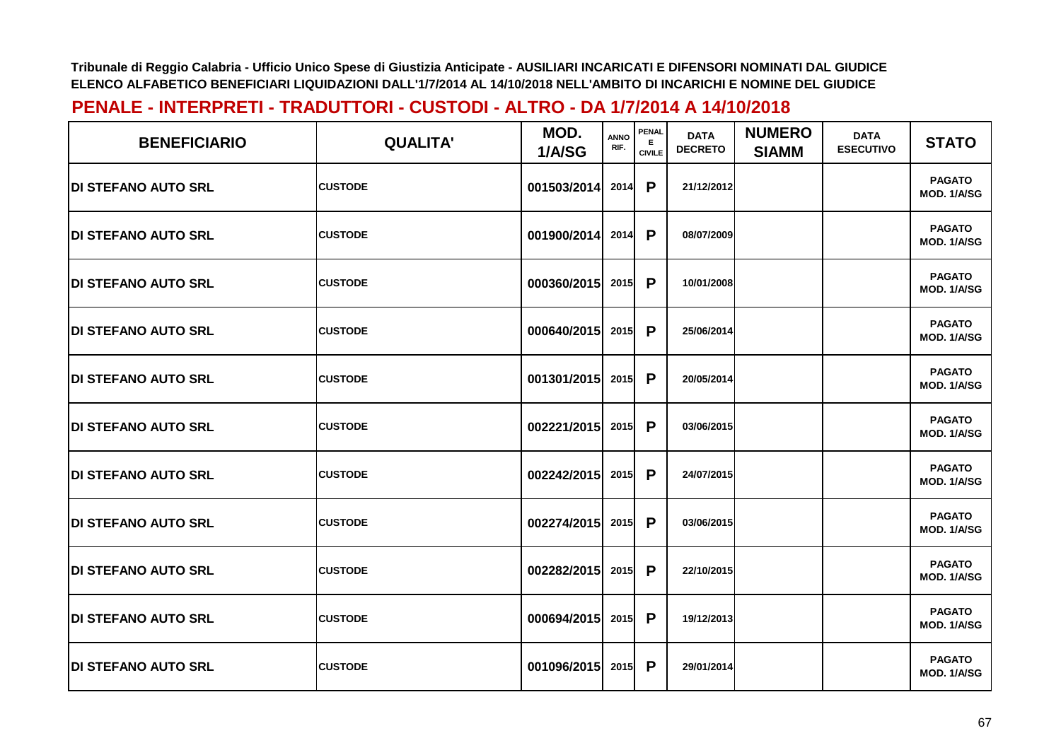Tribunale di Reggio Calabria - Ufficio Unico Spese di Giustizia Anticipate - AUSILIARI INCARICATI E DIFENSORI NOMINATI DAL GIUDICE
ELENCO ALFABETICO BENEFICIARI LIQUIDAZIONI DALL'1/7/2014 AL 14/10/2018 NELL'AMBITO DI INCARICHI E NOMINE DEL GIUDICE

## PENALE - INTERPRETI - TRADUTTORI - CUSTODI - ALTRO - DA 1/7/2014 A 14/10/2018

| BENEFICIARIO | QUALITA' | MOD. 1/A/SG | ANNO RIF. | PENALE CIVILE | DATA DECRETO | NUMERO SIAMM | DATA ESECUTIVO | STATO |
|---|---|---|---|---|---|---|---|---|
| DI STEFANO AUTO SRL | CUSTODE | 001503/2014 | 2014 | P | 21/12/2012 | | | PAGATO MOD. 1/A/SG |
| DI STEFANO AUTO SRL | CUSTODE | 001900/2014 | 2014 | P | 08/07/2009 | | | PAGATO MOD. 1/A/SG |
| DI STEFANO AUTO SRL | CUSTODE | 000360/2015 | 2015 | P | 10/01/2008 | | | PAGATO MOD. 1/A/SG |
| DI STEFANO AUTO SRL | CUSTODE | 000640/2015 | 2015 | P | 25/06/2014 | | | PAGATO MOD. 1/A/SG |
| DI STEFANO AUTO SRL | CUSTODE | 001301/2015 | 2015 | P | 20/05/2014 | | | PAGATO MOD. 1/A/SG |
| DI STEFANO AUTO SRL | CUSTODE | 002221/2015 | 2015 | P | 03/06/2015 | | | PAGATO MOD. 1/A/SG |
| DI STEFANO AUTO SRL | CUSTODE | 002242/2015 | 2015 | P | 24/07/2015 | | | PAGATO MOD. 1/A/SG |
| DI STEFANO AUTO SRL | CUSTODE | 002274/2015 | 2015 | P | 03/06/2015 | | | PAGATO MOD. 1/A/SG |
| DI STEFANO AUTO SRL | CUSTODE | 002282/2015 | 2015 | P | 22/10/2015 | | | PAGATO MOD. 1/A/SG |
| DI STEFANO AUTO SRL | CUSTODE | 000694/2015 | 2015 | P | 19/12/2013 | | | PAGATO MOD. 1/A/SG |
| DI STEFANO AUTO SRL | CUSTODE | 001096/2015 | 2015 | P | 29/01/2014 | | | PAGATO MOD. 1/A/SG |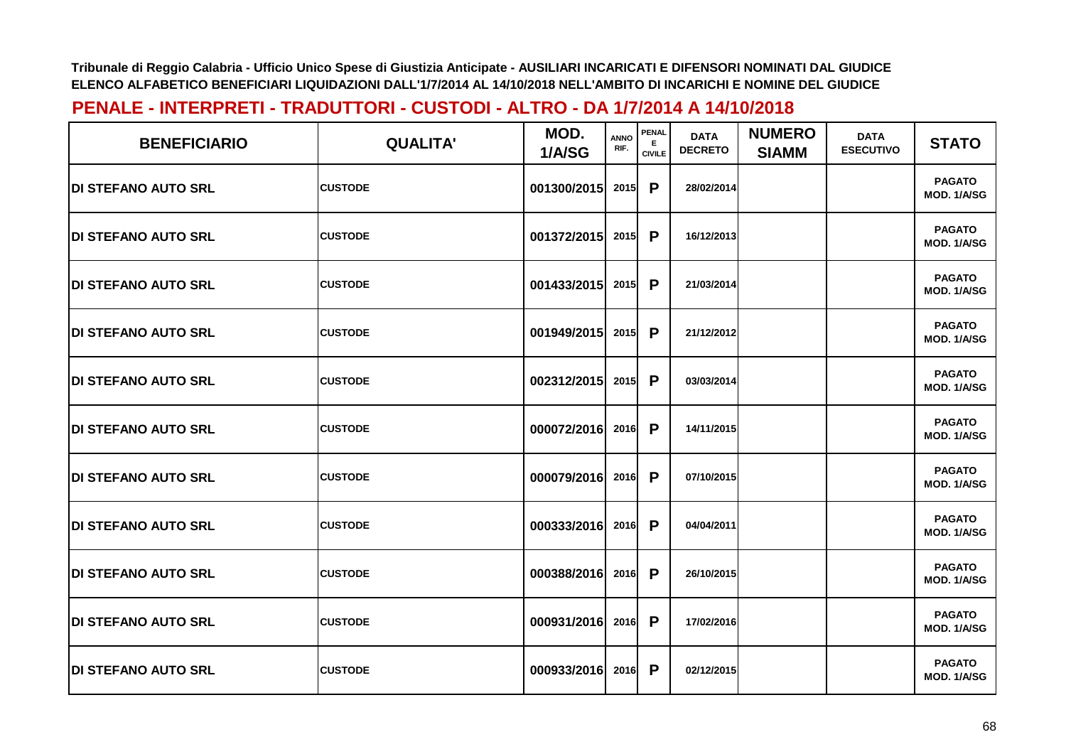Tribunale di Reggio Calabria - Ufficio Unico Spese di Giustizia Anticipate - AUSILIARI INCARICATI E DIFENSORI NOMINATI DAL GIUDICE
ELENCO ALFABETICO BENEFICIARI LIQUIDAZIONI DALL'1/7/2014 AL 14/10/2018 NELL'AMBITO DI INCARICHI E NOMINE DEL GIUDICE

## PENALE - INTERPRETI - TRADUTTORI - CUSTODI - ALTRO - DA 1/7/2014 A 14/10/2018

| BENEFICIARIO | QUALITA' | MOD. 1/A/SG | ANNO RIF. | PENALE E CIVILE | DATA DECRETO | NUMERO SIAMM | DATA ESECUTIVO | STATO |
|---|---|---|---|---|---|---|---|---|
| DI STEFANO AUTO SRL | CUSTODE | 001300/2015 | 2015 | P | 28/02/2014 | | | PAGATO MOD. 1/A/SG |
| DI STEFANO AUTO SRL | CUSTODE | 001372/2015 | 2015 | P | 16/12/2013 | | | PAGATO MOD. 1/A/SG |
| DI STEFANO AUTO SRL | CUSTODE | 001433/2015 | 2015 | P | 21/03/2014 | | | PAGATO MOD. 1/A/SG |
| DI STEFANO AUTO SRL | CUSTODE | 001949/2015 | 2015 | P | 21/12/2012 | | | PAGATO MOD. 1/A/SG |
| DI STEFANO AUTO SRL | CUSTODE | 002312/2015 | 2015 | P | 03/03/2014 | | | PAGATO MOD. 1/A/SG |
| DI STEFANO AUTO SRL | CUSTODE | 000072/2016 | 2016 | P | 14/11/2015 | | | PAGATO MOD. 1/A/SG |
| DI STEFANO AUTO SRL | CUSTODE | 000079/2016 | 2016 | P | 07/10/2015 | | | PAGATO MOD. 1/A/SG |
| DI STEFANO AUTO SRL | CUSTODE | 000333/2016 | 2016 | P | 04/04/2011 | | | PAGATO MOD. 1/A/SG |
| DI STEFANO AUTO SRL | CUSTODE | 000388/2016 | 2016 | P | 26/10/2015 | | | PAGATO MOD. 1/A/SG |
| DI STEFANO AUTO SRL | CUSTODE | 000931/2016 | 2016 | P | 17/02/2016 | | | PAGATO MOD. 1/A/SG |
| DI STEFANO AUTO SRL | CUSTODE | 000933/2016 | 2016 | P | 02/12/2015 | | | PAGATO MOD. 1/A/SG |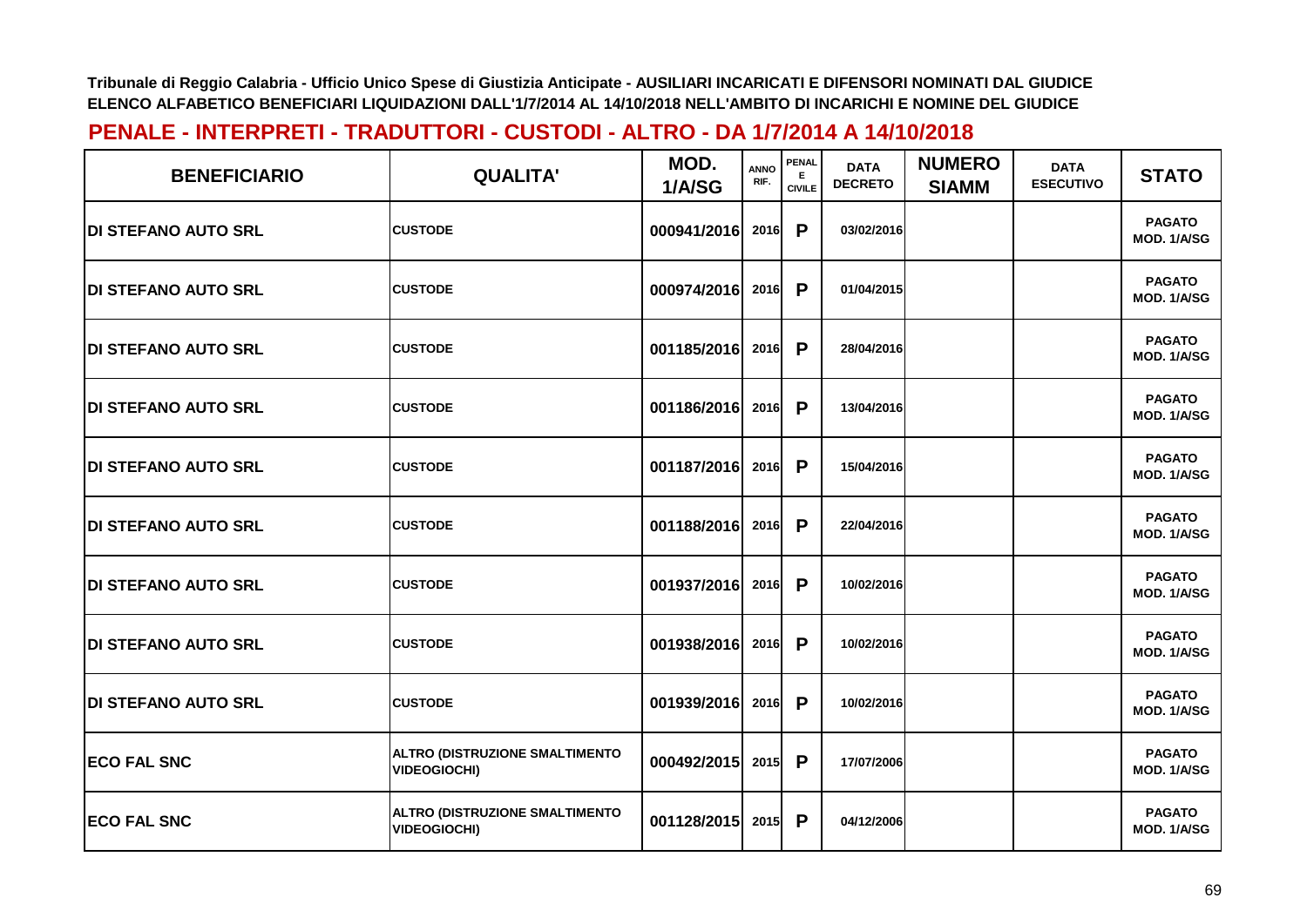Tribunale di Reggio Calabria - Ufficio Unico Spese di Giustizia Anticipate - AUSILIARI INCARICATI E DIFENSORI NOMINATI DAL GIUDICE
ELENCO ALFABETICO BENEFICIARI LIQUIDAZIONI DALL'1/7/2014 AL 14/10/2018 NELL'AMBITO DI INCARICHI E NOMINE DEL GIUDICE

## PENALE - INTERPRETI - TRADUTTORI - CUSTODI - ALTRO - DA 1/7/2014 A 14/10/2018

| BENEFICIARIO | QUALITA' | MOD. 1/A/SG | ANNO RIF. | PENALE CIVILE | DATA DECRETO | NUMERO SIAMM | DATA ESECUTIVO | STATO |
|---|---|---|---|---|---|---|---|---|
| DI STEFANO AUTO SRL | CUSTODE | 000941/2016 | 2016 | P | 03/02/2016 | | | PAGATO MOD. 1/A/SG |
| DI STEFANO AUTO SRL | CUSTODE | 000974/2016 | 2016 | P | 01/04/2015 | | | PAGATO MOD. 1/A/SG |
| DI STEFANO AUTO SRL | CUSTODE | 001185/2016 | 2016 | P | 28/04/2016 | | | PAGATO MOD. 1/A/SG |
| DI STEFANO AUTO SRL | CUSTODE | 001186/2016 | 2016 | P | 13/04/2016 | | | PAGATO MOD. 1/A/SG |
| DI STEFANO AUTO SRL | CUSTODE | 001187/2016 | 2016 | P | 15/04/2016 | | | PAGATO MOD. 1/A/SG |
| DI STEFANO AUTO SRL | CUSTODE | 001188/2016 | 2016 | P | 22/04/2016 | | | PAGATO MOD. 1/A/SG |
| DI STEFANO AUTO SRL | CUSTODE | 001937/2016 | 2016 | P | 10/02/2016 | | | PAGATO MOD. 1/A/SG |
| DI STEFANO AUTO SRL | CUSTODE | 001938/2016 | 2016 | P | 10/02/2016 | | | PAGATO MOD. 1/A/SG |
| DI STEFANO AUTO SRL | CUSTODE | 001939/2016 | 2016 | P | 10/02/2016 | | | PAGATO MOD. 1/A/SG |
| ECO FAL SNC | ALTRO (DISTRUZIONE SMALTIMENTO VIDEOGIOCHI) | 000492/2015 | 2015 | P | 17/07/2006 | | | PAGATO MOD. 1/A/SG |
| ECO FAL SNC | ALTRO (DISTRUZIONE SMALTIMENTO VIDEOGIOCHI) | 001128/2015 | 2015 | P | 04/12/2006 | | | PAGATO MOD. 1/A/SG |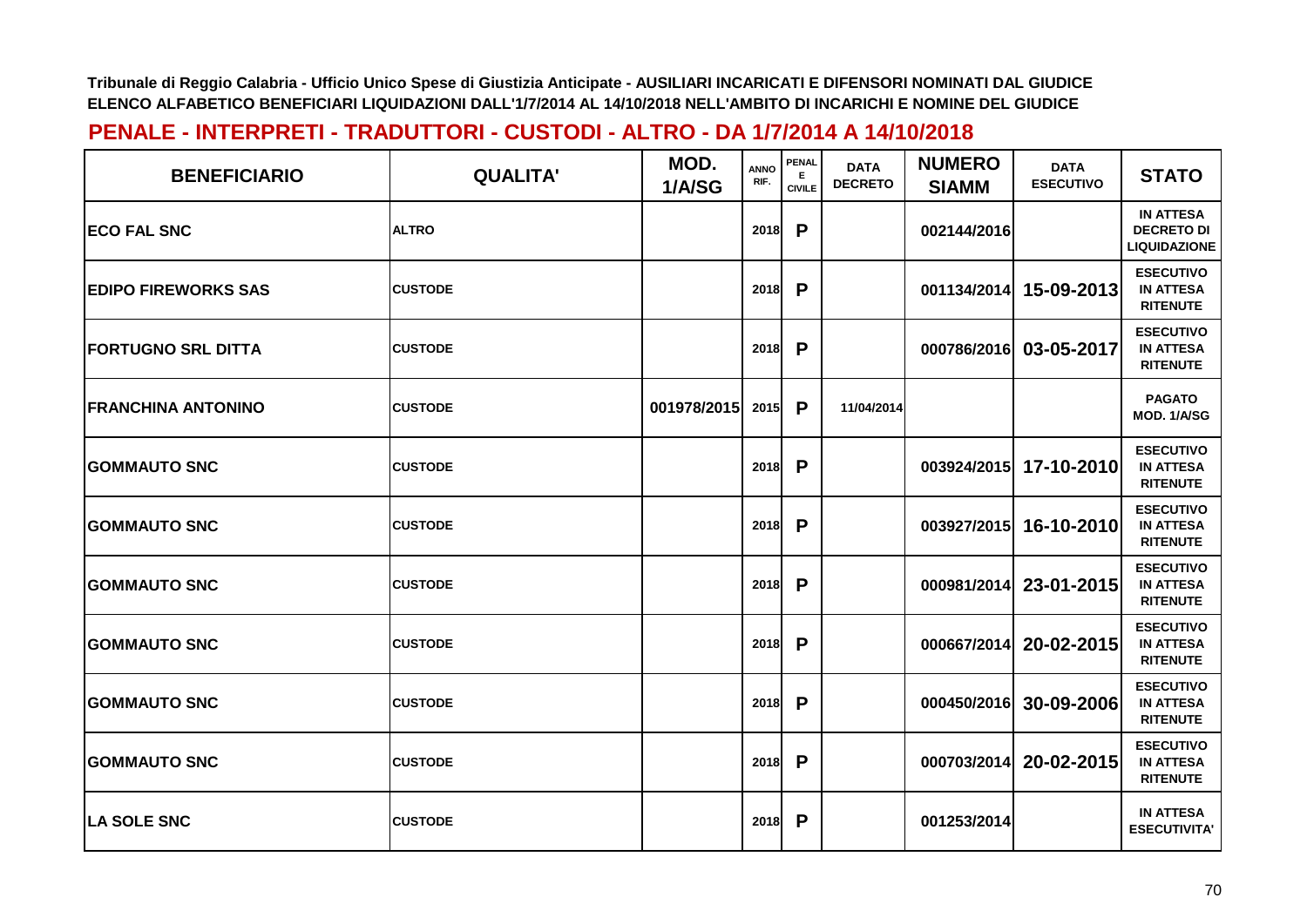**Tribunale di Reggio Calabria - Ufficio Unico Spese di Giustizia Anticipate - AUSILIARI INCARICATI E DIFENSORI NOMINATI DAL GIUDICE**
**ELENCO ALFABETICO BENEFICIARI LIQUIDAZIONI DALL'1/7/2014 AL 14/10/2018 NELL'AMBITO DI INCARICHI E NOMINE DEL GIUDICE**

## PENALE - INTERPRETI - TRADUTTORI - CUSTODI - ALTRO - DA 1/7/2014 A 14/10/2018

| BENEFICIARIO | QUALITA' | MOD. 1/A/SG | ANNO RIF. | PENALE CIVILE | DATA DECRETO | NUMERO SIAMM | DATA ESECUTIVO | STATO |
|---|---|---|---|---|---|---|---|---|
| ECO FAL SNC | ALTRO | | 2018 | P | | 002144/2016 | | IN ATTESA DECRETO DI LIQUIDAZIONE |
| EDIPO FIREWORKS SAS | CUSTODE | | 2018 | P | | 001134/2014 | 15-09-2013 | ESECUTIVO IN ATTESA RITENUTE |
| FORTUGNO SRL DITTA | CUSTODE | | 2018 | P | | 000786/2016 | 03-05-2017 | ESECUTIVO IN ATTESA RITENUTE |
| FRANCHINA ANTONINO | CUSTODE | 001978/2015 | 2015 | P | 11/04/2014 | | | PAGATO MOD. 1/A/SG |
| GOMMAUTO SNC | CUSTODE | | 2018 | P | | 003924/2015 | 17-10-2010 | ESECUTIVO IN ATTESA RITENUTE |
| GOMMAUTO SNC | CUSTODE | | 2018 | P | | 003927/2015 | 16-10-2010 | ESECUTIVO IN ATTESA RITENUTE |
| GOMMAUTO SNC | CUSTODE | | 2018 | P | | 000981/2014 | 23-01-2015 | ESECUTIVO IN ATTESA RITENUTE |
| GOMMAUTO SNC | CUSTODE | | 2018 | P | | 000667/2014 | 20-02-2015 | ESECUTIVO IN ATTESA RITENUTE |
| GOMMAUTO SNC | CUSTODE | | 2018 | P | | 000450/2016 | 30-09-2006 | ESECUTIVO IN ATTESA RITENUTE |
| GOMMAUTO SNC | CUSTODE | | 2018 | P | | 000703/2014 | 20-02-2015 | ESECUTIVO IN ATTESA RITENUTE |
| LA SOLE SNC | CUSTODE | | 2018 | P | | 001253/2014 | | IN ATTESA ESECUTIVITA' |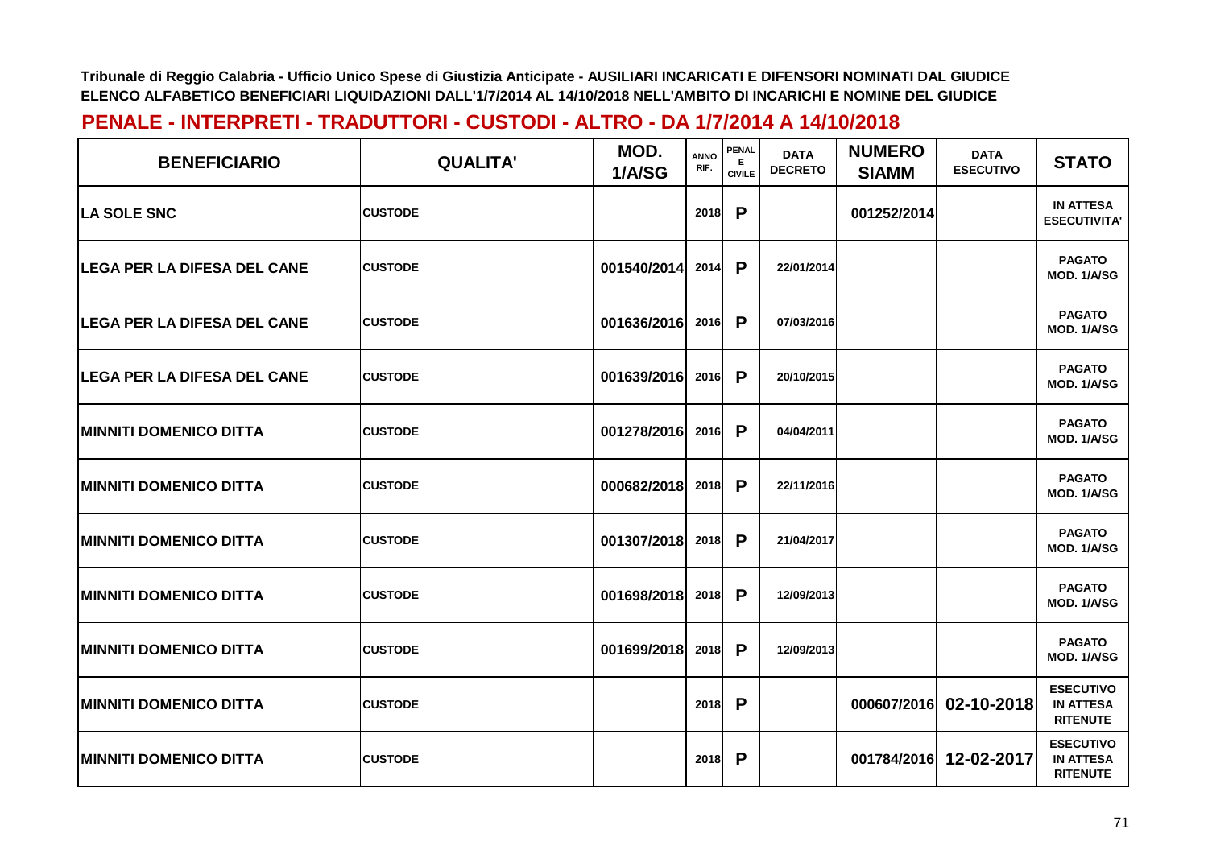Tribunale di Reggio Calabria - Ufficio Unico Spese di Giustizia Anticipate - AUSILIARI INCARICATI E DIFENSORI NOMINATI DAL GIUDICE
ELENCO ALFABETICO BENEFICIARI LIQUIDAZIONI DALL'1/7/2014 AL 14/10/2018 NELL'AMBITO DI INCARICHI E NOMINE DEL GIUDICE

## PENALE - INTERPRETI - TRADUTTORI - CUSTODI - ALTRO - DA 1/7/2014 A 14/10/2018

| BENEFICIARIO | QUALITA' | MOD. 1/A/SG | ANNO RIF. | PENALE CIVILE | DATA DECRETO | NUMERO SIAMM | DATA ESECUTIVO | STATO |
|---|---|---|---|---|---|---|---|---|
| LA SOLE SNC | CUSTODE | | 2018 | P | | 001252/2014 | | IN ATTESA ESECUTIVITA' |
| LEGA PER LA DIFESA DEL CANE | CUSTODE | 001540/2014 | 2014 | P | 22/01/2014 | | | PAGATO MOD. 1/A/SG |
| LEGA PER LA DIFESA DEL CANE | CUSTODE | 001636/2016 | 2016 | P | 07/03/2016 | | | PAGATO MOD. 1/A/SG |
| LEGA PER LA DIFESA DEL CANE | CUSTODE | 001639/2016 | 2016 | P | 20/10/2015 | | | PAGATO MOD. 1/A/SG |
| MINNITI DOMENICO DITTA | CUSTODE | 001278/2016 | 2016 | P | 04/04/2011 | | | PAGATO MOD. 1/A/SG |
| MINNITI DOMENICO DITTA | CUSTODE | 000682/2018 | 2018 | P | 22/11/2016 | | | PAGATO MOD. 1/A/SG |
| MINNITI DOMENICO DITTA | CUSTODE | 001307/2018 | 2018 | P | 21/04/2017 | | | PAGATO MOD. 1/A/SG |
| MINNITI DOMENICO DITTA | CUSTODE | 001698/2018 | 2018 | P | 12/09/2013 | | | PAGATO MOD. 1/A/SG |
| MINNITI DOMENICO DITTA | CUSTODE | 001699/2018 | 2018 | P | 12/09/2013 | | | PAGATO MOD. 1/A/SG |
| MINNITI DOMENICO DITTA | CUSTODE | | 2018 | P | | 000607/2016 | 02-10-2018 | ESECUTIVO IN ATTESA RITENUTE |
| MINNITI DOMENICO DITTA | CUSTODE | | 2018 | P | | 001784/2016 | 12-02-2017 | ESECUTIVO IN ATTESA RITENUTE |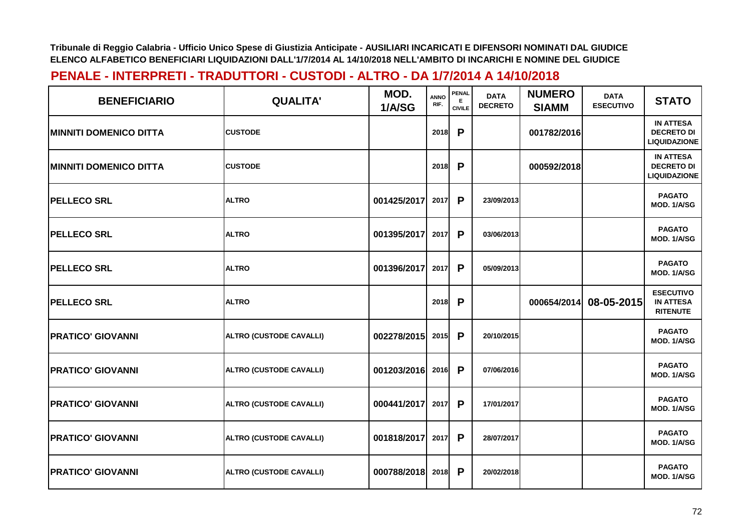Tribunale di Reggio Calabria - Ufficio Unico Spese di Giustizia Anticipate - AUSILIARI INCARICATI E DIFENSORI NOMINATI DAL GIUDICE
ELENCO ALFABETICO BENEFICIARI LIQUIDAZIONI DALL'1/7/2014 AL 14/10/2018 NELL'AMBITO DI INCARICHI E NOMINE DEL GIUDICE

## PENALE - INTERPRETI - TRADUTTORI - CUSTODI - ALTRO - DA 1/7/2014 A 14/10/2018

| BENEFICIARIO | QUALITA' | MOD. 1/A/SG | ANNO RIF. | PENALE E CIVILE | DATA DECRETO | NUMERO SIAMM | DATA ESECUTIVO | STATO |
|---|---|---|---|---|---|---|---|---|
| MINNITI DOMENICO DITTA | CUSTODE | | 2018 | P | | 001782/2016 | | IN ATTESA DECRETO DI LIQUIDAZIONE |
| MINNITI DOMENICO DITTA | CUSTODE | | 2018 | P | | 000592/2018 | | IN ATTESA DECRETO DI LIQUIDAZIONE |
| PELLECO SRL | ALTRO | 001425/2017 | 2017 | P | 23/09/2013 | | | PAGATO MOD. 1/A/SG |
| PELLECO SRL | ALTRO | 001395/2017 | 2017 | P | 03/06/2013 | | | PAGATO MOD. 1/A/SG |
| PELLECO SRL | ALTRO | 001396/2017 | 2017 | P | 05/09/2013 | | | PAGATO MOD. 1/A/SG |
| PELLECO SRL | ALTRO | | 2018 | P | | 000654/2014 | 08-05-2015 | ESECUTIVO IN ATTESA RITENUTE |
| PRATICO' GIOVANNI | ALTRO (CUSTODE CAVALLI) | 002278/2015 | 2015 | P | 20/10/2015 | | | PAGATO MOD. 1/A/SG |
| PRATICO' GIOVANNI | ALTRO (CUSTODE CAVALLI) | 001203/2016 | 2016 | P | 07/06/2016 | | | PAGATO MOD. 1/A/SG |
| PRATICO' GIOVANNI | ALTRO (CUSTODE CAVALLI) | 000441/2017 | 2017 | P | 17/01/2017 | | | PAGATO MOD. 1/A/SG |
| PRATICO' GIOVANNI | ALTRO (CUSTODE CAVALLI) | 001818/2017 | 2017 | P | 28/07/2017 | | | PAGATO MOD. 1/A/SG |
| PRATICO' GIOVANNI | ALTRO (CUSTODE CAVALLI) | 000788/2018 | 2018 | P | 20/02/2018 | | | PAGATO MOD. 1/A/SG |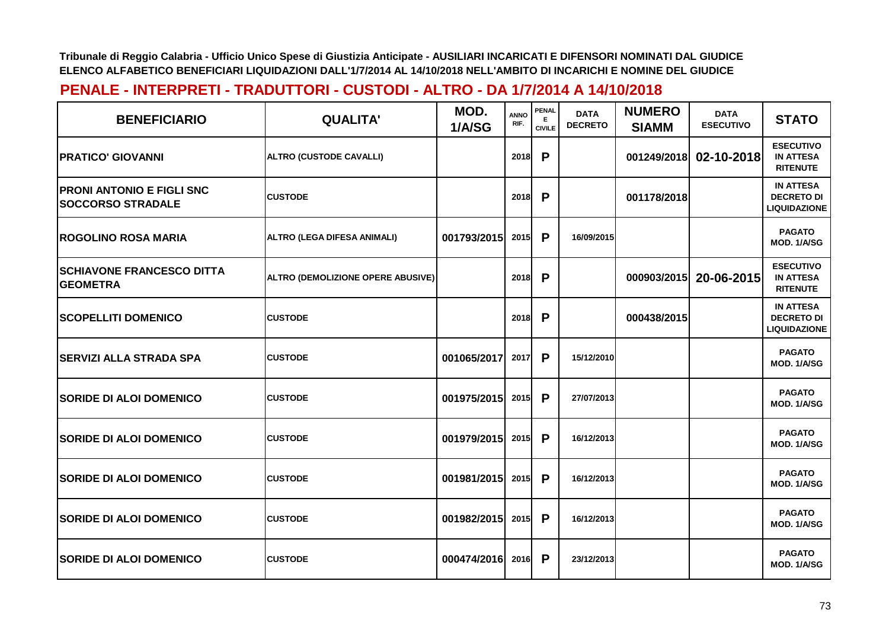**Tribunale di Reggio Calabria - Ufficio Unico Spese di Giustizia Anticipate - AUSILIARI INCARICATI E DIFENSORI NOMINATI DAL GIUDICE**
**ELENCO ALFABETICO BENEFICIARI LIQUIDAZIONI DALL'1/7/2014 AL 14/10/2018 NELL'AMBITO DI INCARICHI E NOMINE DEL GIUDICE**

## PENALE - INTERPRETI - TRADUTTORI - CUSTODI - ALTRO - DA 1/7/2014 A 14/10/2018

| BENEFICIARIO | QUALITA' | MOD. 1/A/SG | ANNO RIF. | PENALE CIVILE | DATA DECRETO | NUMERO SIAMM | DATA ESECUTIVO | STATO |
|---|---|---|---|---|---|---|---|---|
| PRATICO' GIOVANNI | ALTRO (CUSTODE CAVALLI) | | 2018 | P | | 001249/2018 | 02-10-2018 | ESECUTIVO IN ATTESA RITENUTE |
| PRONI ANTONIO E FIGLI SNC SOCCORSO STRADALE | CUSTODE | | 2018 | P | | 001178/2018 | | IN ATTESA DECRETO DI LIQUIDAZIONE |
| ROGOLINO ROSA MARIA | ALTRO (LEGA DIFESA ANIMALI) | 001793/2015 | 2015 | P | 16/09/2015 | | | PAGATO MOD. 1/A/SG |
| SCHIAVONE FRANCESCO DITTA GEOMETRA | ALTRO (DEMOLIZIONE OPERE ABUSIVE) | | 2018 | P | | 000903/2015 | 20-06-2015 | ESECUTIVO IN ATTESA RITENUTE |
| SCOPELLITI DOMENICO | CUSTODE | | 2018 | P | | 000438/2015 | | IN ATTESA DECRETO DI LIQUIDAZIONE |
| SERVIZI ALLA STRADA SPA | CUSTODE | 001065/2017 | 2017 | P | 15/12/2010 | | | PAGATO MOD. 1/A/SG |
| SORIDE DI ALOI DOMENICO | CUSTODE | 001975/2015 | 2015 | P | 27/07/2013 | | | PAGATO MOD. 1/A/SG |
| SORIDE DI ALOI DOMENICO | CUSTODE | 001979/2015 | 2015 | P | 16/12/2013 | | | PAGATO MOD. 1/A/SG |
| SORIDE DI ALOI DOMENICO | CUSTODE | 001981/2015 | 2015 | P | 16/12/2013 | | | PAGATO MOD. 1/A/SG |
| SORIDE DI ALOI DOMENICO | CUSTODE | 001982/2015 | 2015 | P | 16/12/2013 | | | PAGATO MOD. 1/A/SG |
| SORIDE DI ALOI DOMENICO | CUSTODE | 000474/2016 | 2016 | P | 23/12/2013 | | | PAGATO MOD. 1/A/SG |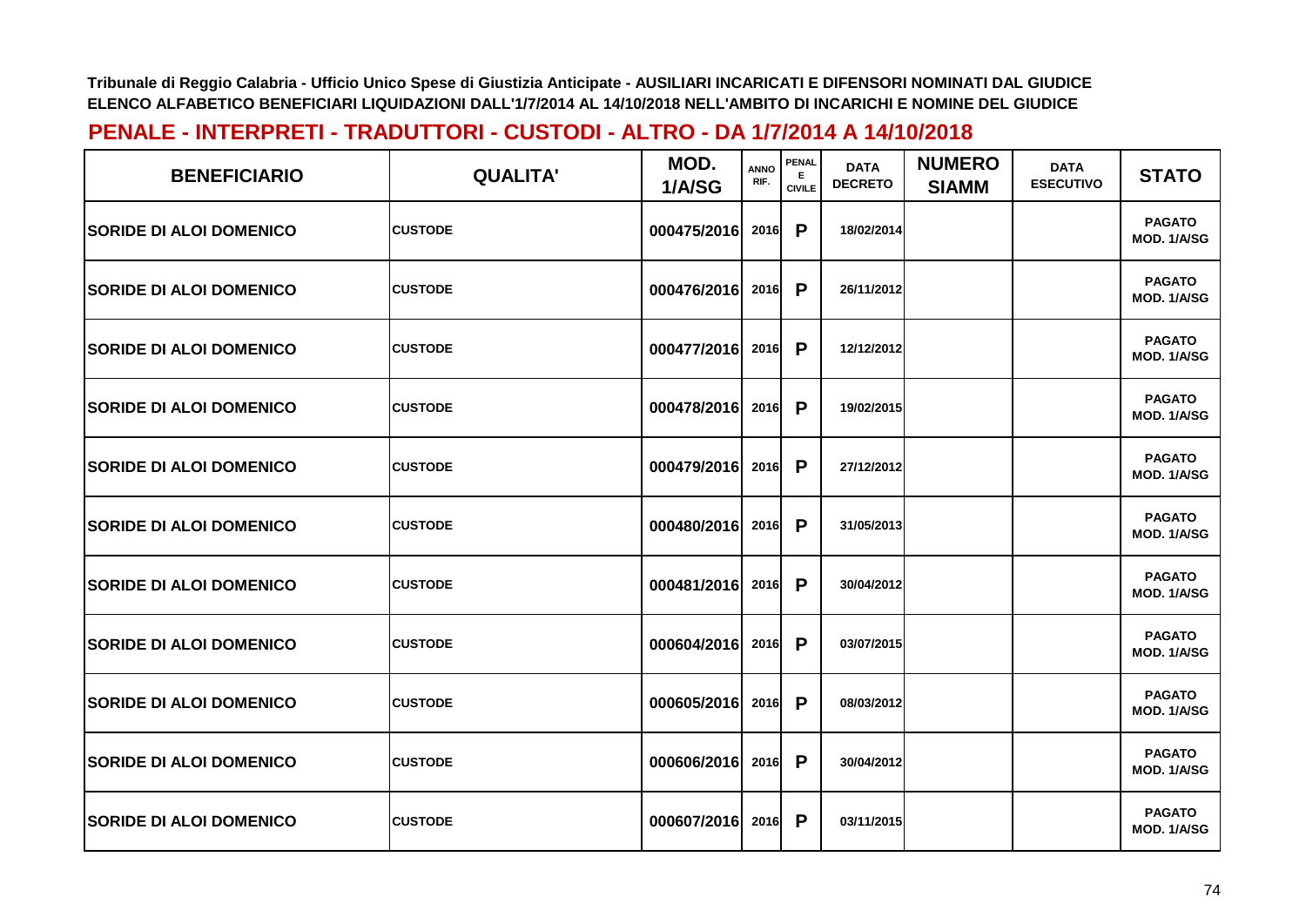Tribunale di Reggio Calabria - Ufficio Unico Spese di Giustizia Anticipate - AUSILIARI INCARICATI E DIFENSORI NOMINATI DAL GIUDICE
ELENCO ALFABETICO BENEFICIARI LIQUIDAZIONI DALL'1/7/2014 AL 14/10/2018 NELL'AMBITO DI INCARICHI E NOMINE DEL GIUDICE

## PENALE - INTERPRETI - TRADUTTORI - CUSTODI - ALTRO - DA 1/7/2014 A 14/10/2018

| BENEFICIARIO | QUALITA' | MOD. 1/A/SG | ANNO RIF. | PENALE CIVILE | DATA DECRETO | NUMERO SIAMM | DATA ESECUTIVO | STATO |
|---|---|---|---|---|---|---|---|---|
| SORIDE DI ALOI DOMENICO | CUSTODE | 000475/2016 | 2016 | P | 18/02/2014 | | | PAGATO MOD. 1/A/SG |
| SORIDE DI ALOI DOMENICO | CUSTODE | 000476/2016 | 2016 | P | 26/11/2012 | | | PAGATO MOD. 1/A/SG |
| SORIDE DI ALOI DOMENICO | CUSTODE | 000477/2016 | 2016 | P | 12/12/2012 | | | PAGATO MOD. 1/A/SG |
| SORIDE DI ALOI DOMENICO | CUSTODE | 000478/2016 | 2016 | P | 19/02/2015 | | | PAGATO MOD. 1/A/SG |
| SORIDE DI ALOI DOMENICO | CUSTODE | 000479/2016 | 2016 | P | 27/12/2012 | | | PAGATO MOD. 1/A/SG |
| SORIDE DI ALOI DOMENICO | CUSTODE | 000480/2016 | 2016 | P | 31/05/2013 | | | PAGATO MOD. 1/A/SG |
| SORIDE DI ALOI DOMENICO | CUSTODE | 000481/2016 | 2016 | P | 30/04/2012 | | | PAGATO MOD. 1/A/SG |
| SORIDE DI ALOI DOMENICO | CUSTODE | 000604/2016 | 2016 | P | 03/07/2015 | | | PAGATO MOD. 1/A/SG |
| SORIDE DI ALOI DOMENICO | CUSTODE | 000605/2016 | 2016 | P | 08/03/2012 | | | PAGATO MOD. 1/A/SG |
| SORIDE DI ALOI DOMENICO | CUSTODE | 000606/2016 | 2016 | P | 30/04/2012 | | | PAGATO MOD. 1/A/SG |
| SORIDE DI ALOI DOMENICO | CUSTODE | 000607/2016 | 2016 | P | 03/11/2015 | | | PAGATO MOD. 1/A/SG |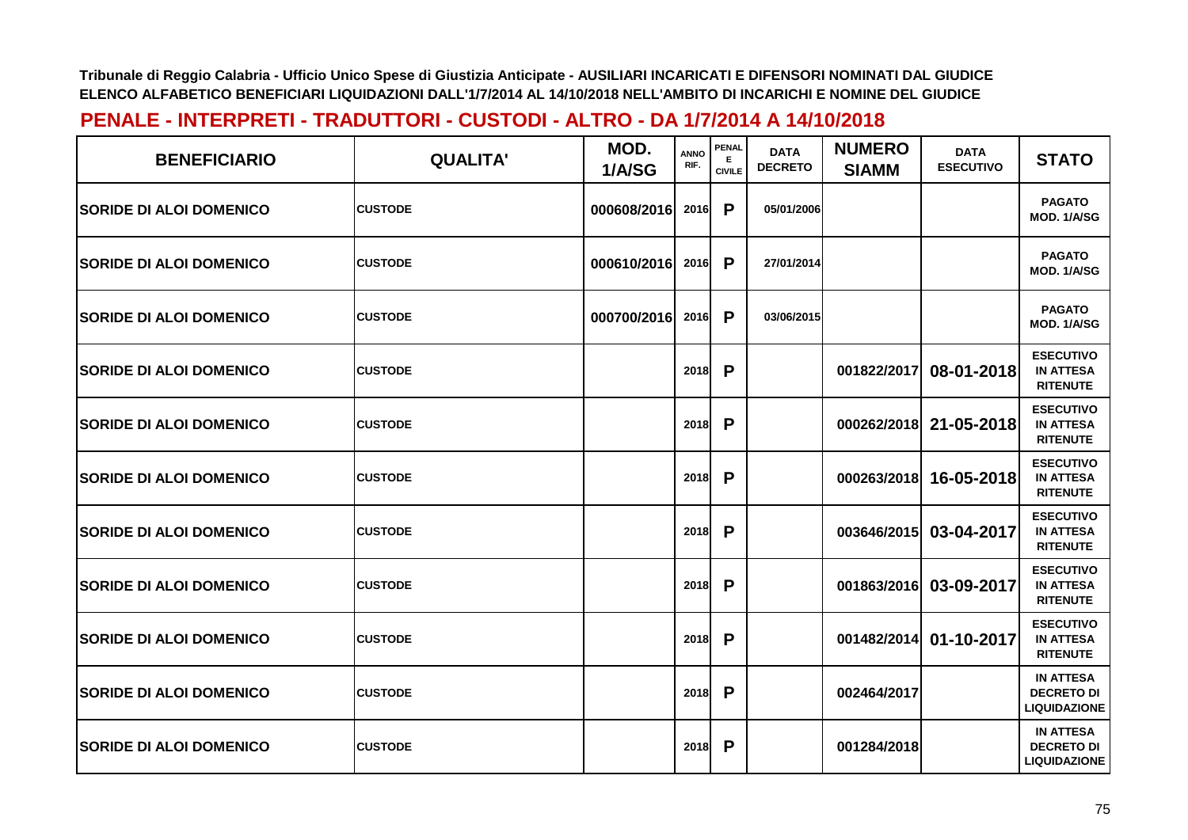Tribunale di Reggio Calabria - Ufficio Unico Spese di Giustizia Anticipate - AUSILIARI INCARICATI E DIFENSORI NOMINATI DAL GIUDICE
ELENCO ALFABETICO BENEFICIARI LIQUIDAZIONI DALL'1/7/2014 AL 14/10/2018 NELL'AMBITO DI INCARICHI E NOMINE DEL GIUDICE

## PENALE - INTERPRETI - TRADUTTORI - CUSTODI - ALTRO - DA 1/7/2014 A 14/10/2018

| BENEFICIARIO | QUALITA' | MOD. 1/A/SG | ANNO RIF. | PENALE CIVILE | DATA DECRETO | NUMERO SIAMM | DATA ESECUTIVO | STATO |
|---|---|---|---|---|---|---|---|---|
| SORIDE DI ALOI DOMENICO | CUSTODE | 000608/2016 | 2016 | P | 05/01/2006 | | | PAGATO MOD. 1/A/SG |
| SORIDE DI ALOI DOMENICO | CUSTODE | 000610/2016 | 2016 | P | 27/01/2014 | | | PAGATO MOD. 1/A/SG |
| SORIDE DI ALOI DOMENICO | CUSTODE | 000700/2016 | 2016 | P | 03/06/2015 | | | PAGATO MOD. 1/A/SG |
| SORIDE DI ALOI DOMENICO | CUSTODE | | 2018 | P | | 001822/2017 | 08-01-2018 | ESECUTIVO IN ATTESA RITENUTE |
| SORIDE DI ALOI DOMENICO | CUSTODE | | 2018 | P | | 000262/2018 | 21-05-2018 | ESECUTIVO IN ATTESA RITENUTE |
| SORIDE DI ALOI DOMENICO | CUSTODE | | 2018 | P | | 000263/2018 | 16-05-2018 | ESECUTIVO IN ATTESA RITENUTE |
| SORIDE DI ALOI DOMENICO | CUSTODE | | 2018 | P | | 003646/2015 | 03-04-2017 | ESECUTIVO IN ATTESA RITENUTE |
| SORIDE DI ALOI DOMENICO | CUSTODE | | 2018 | P | | 001863/2016 | 03-09-2017 | ESECUTIVO IN ATTESA RITENUTE |
| SORIDE DI ALOI DOMENICO | CUSTODE | | 2018 | P | | 001482/2014 | 01-10-2017 | ESECUTIVO IN ATTESA RITENUTE |
| SORIDE DI ALOI DOMENICO | CUSTODE | | 2018 | P | | 002464/2017 | | IN ATTESA DECRETO DI LIQUIDAZIONE |
| SORIDE DI ALOI DOMENICO | CUSTODE | | 2018 | P | | 001284/2018 | | IN ATTESA DECRETO DI LIQUIDAZIONE |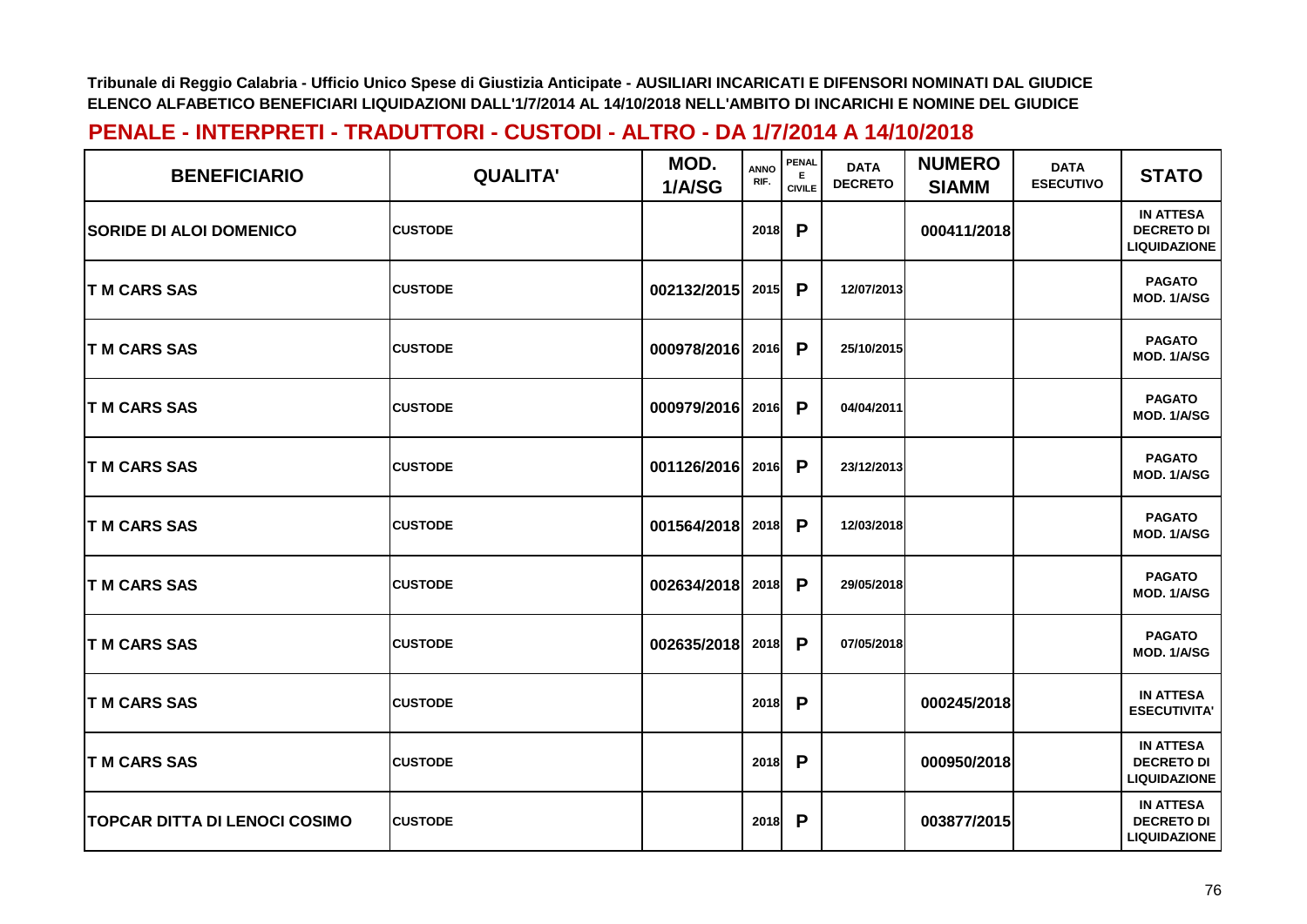**Tribunale di Reggio Calabria - Ufficio Unico Spese di Giustizia Anticipate - AUSILIARI INCARICATI E DIFENSORI NOMINATI DAL GIUDICE**
**ELENCO ALFABETICO BENEFICIARI LIQUIDAZIONI DALL'1/7/2014 AL 14/10/2018 NELL'AMBITO DI INCARICHI E NOMINE DEL GIUDICE**

## PENALE - INTERPRETI - TRADUTTORI - CUSTODI - ALTRO - DA 1/7/2014 A 14/10/2018

| BENEFICIARIO | QUALITA' | MOD. 1/A/SG | ANNO RIF. | PENALE CIVILE | DATA DECRETO | NUMERO SIAMM | DATA ESECUTIVO | STATO |
|---|---|---|---|---|---|---|---|---|
| SORIDE DI ALOI DOMENICO | CUSTODE | | 2018 | P | | 000411/2018 | | IN ATTESA DECRETO DI LIQUIDAZIONE |
| T M CARS SAS | CUSTODE | 002132/2015 | 2015 | P | 12/07/2013 | | | PAGATO MOD. 1/A/SG |
| T M CARS SAS | CUSTODE | 000978/2016 | 2016 | P | 25/10/2015 | | | PAGATO MOD. 1/A/SG |
| T M CARS SAS | CUSTODE | 000979/2016 | 2016 | P | 04/04/2011 | | | PAGATO MOD. 1/A/SG |
| T M CARS SAS | CUSTODE | 001126/2016 | 2016 | P | 23/12/2013 | | | PAGATO MOD. 1/A/SG |
| T M CARS SAS | CUSTODE | 001564/2018 | 2018 | P | 12/03/2018 | | | PAGATO MOD. 1/A/SG |
| T M CARS SAS | CUSTODE | 002634/2018 | 2018 | P | 29/05/2018 | | | PAGATO MOD. 1/A/SG |
| T M CARS SAS | CUSTODE | 002635/2018 | 2018 | P | 07/05/2018 | | | PAGATO MOD. 1/A/SG |
| T M CARS SAS | CUSTODE | | 2018 | P | | 000245/2018 | | IN ATTESA ESECUTIVITA' |
| T M CARS SAS | CUSTODE | | 2018 | P | | 000950/2018 | | IN ATTESA DECRETO DI LIQUIDAZIONE |
| TOPCAR DITTA DI LENOCI COSIMO | CUSTODE | | 2018 | P | | 003877/2015 | | IN ATTESA DECRETO DI LIQUIDAZIONE |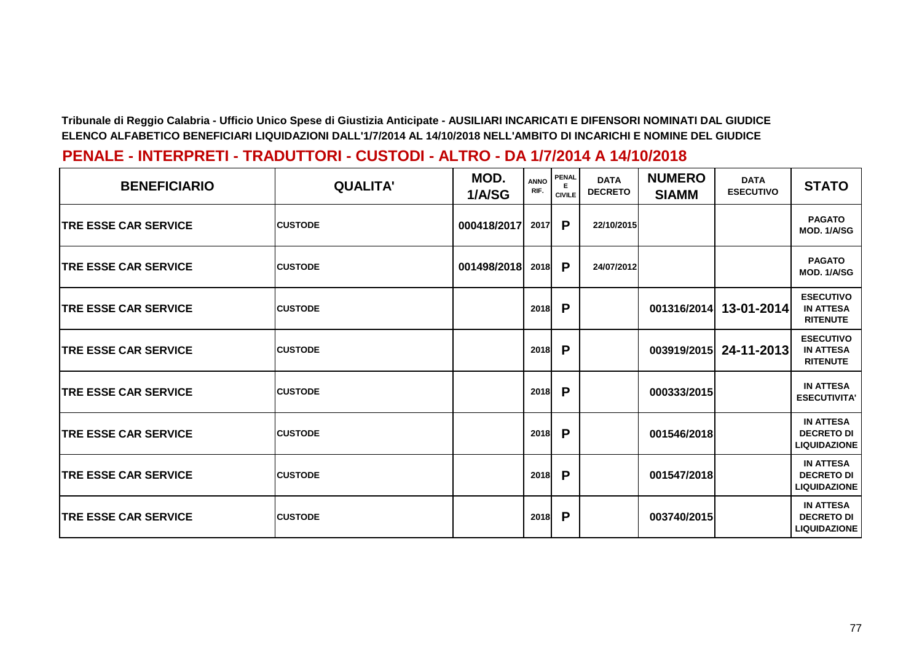Tribunale di Reggio Calabria - Ufficio Unico Spese di Giustizia Anticipate - AUSILIARI INCARICATI E DIFENSORI NOMINATI DAL GIUDICE
ELENCO ALFABETICO BENEFICIARI LIQUIDAZIONI DALL'1/7/2014 AL 14/10/2018 NELL'AMBITO DI INCARICHI E NOMINE DEL GIUDICE

## PENALE - INTERPRETI - TRADUTTORI - CUSTODI - ALTRO - DA 1/7/2014 A 14/10/2018

| BENEFICIARIO | QUALITA' | MOD. 1/A/SG | ANNO RIF. | PENALE CIVILE | DATA DECRETO | NUMERO SIAMM | DATA ESECUTIVO | STATO |
|---|---|---|---|---|---|---|---|---|
| TRE ESSE CAR SERVICE | CUSTODE | 000418/2017 | 2017 | P | 22/10/2015 | | | PAGATO MOD. 1/A/SG |
| TRE ESSE CAR SERVICE | CUSTODE | 001498/2018 | 2018 | P | 24/07/2012 | | | PAGATO MOD. 1/A/SG |
| TRE ESSE CAR SERVICE | CUSTODE | | 2018 | P | | 001316/2014 | 13-01-2014 | ESECUTIVO IN ATTESA RITENUTE |
| TRE ESSE CAR SERVICE | CUSTODE | | 2018 | P | | 003919/2015 | 24-11-2013 | ESECUTIVO IN ATTESA RITENUTE |
| TRE ESSE CAR SERVICE | CUSTODE | | 2018 | P | | 000333/2015 | | IN ATTESA ESECUTIVITA' |
| TRE ESSE CAR SERVICE | CUSTODE | | 2018 | P | | 001546/2018 | | IN ATTESA DECRETO DI LIQUIDAZIONE |
| TRE ESSE CAR SERVICE | CUSTODE | | 2018 | P | | 001547/2018 | | IN ATTESA DECRETO DI LIQUIDAZIONE |
| TRE ESSE CAR SERVICE | CUSTODE | | 2018 | P | | 003740/2015 | | IN ATTESA DECRETO DI LIQUIDAZIONE |